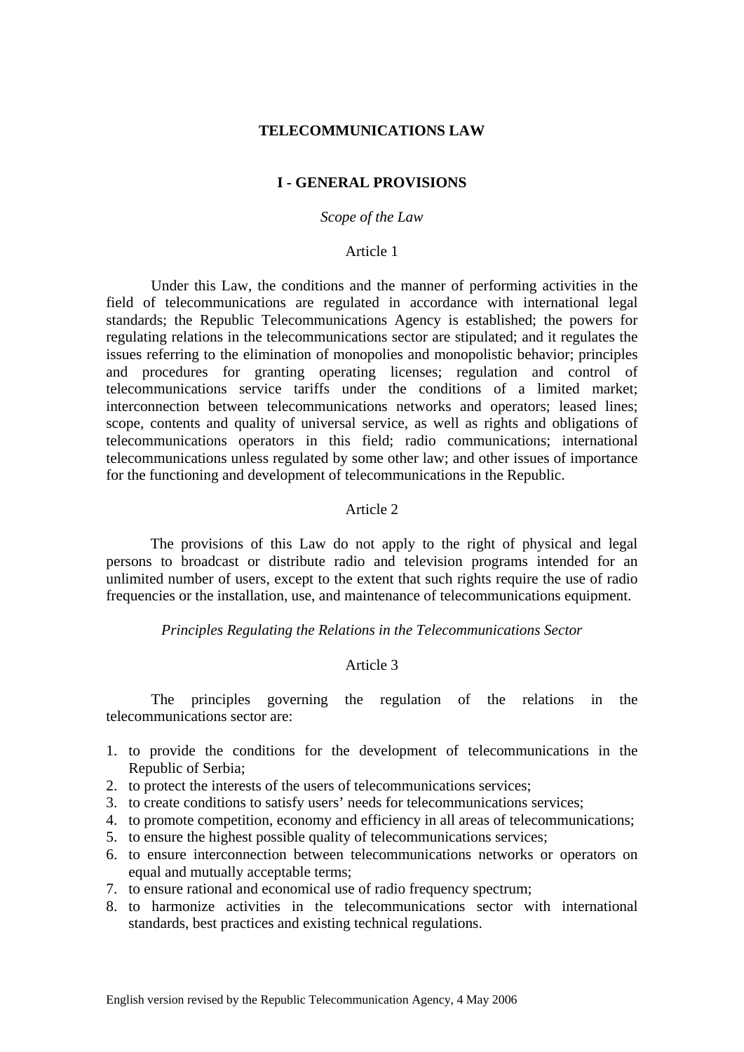# TELECOMMUNICATIONS LAW

## I - GENERAL PROVISIONS

*Scope of the Law*

Article 1

Under this Law, the conditions and the manner of performing activities in the field of telecommunications are regulated in accordance with international legal standards; the Republic Telecommunications Agency is established; the powers for regulating relations in the telecommunications sector are stipulated; and it regulates the issues referring to the elimination of monopolies and monopolistic behavior; principles and procedures for granting operating licenses; regulation and control of telecommunications service tariffs under the conditions of a limited market; interconnection between telecommunications networks and operators; leased lines; scope, contents and quality of universal service, as well as rights and obligations of telecommunications operators in this field; radio communications; international telecommunications unless regulated by some other law; and other issues of importance for the functioning and development of telecommunications in the Republic.

Article 2

The provisions of this Law do not apply to the right of physical and legal persons to broadcast or distribute radio and television programs intended for an unlimited number of users, except to the extent that such rights require the use of radio frequencies or the installation, use, and maintenance of telecommunications equipment.

*Principles Regulating the Relations in the Telecommunications Sector*

Article 3

The principles governing the regulation of the relations in the telecommunications sector are:

1. to provide the conditions for the development of telecommunications in the Republic of Serbia;
2. to protect the interests of the users of telecommunications services;
3. to create conditions to satisfy users' needs for telecommunications services;
4. to promote competition, economy and efficiency in all areas of telecommunications;
5. to ensure the highest possible quality of telecommunications services;
6. to ensure interconnection between telecommunications networks or operators on equal and mutually acceptable terms;
7. to ensure rational and economical use of radio frequency spectrum;
8. to harmonize activities in the telecommunications sector with international standards, best practices and existing technical regulations.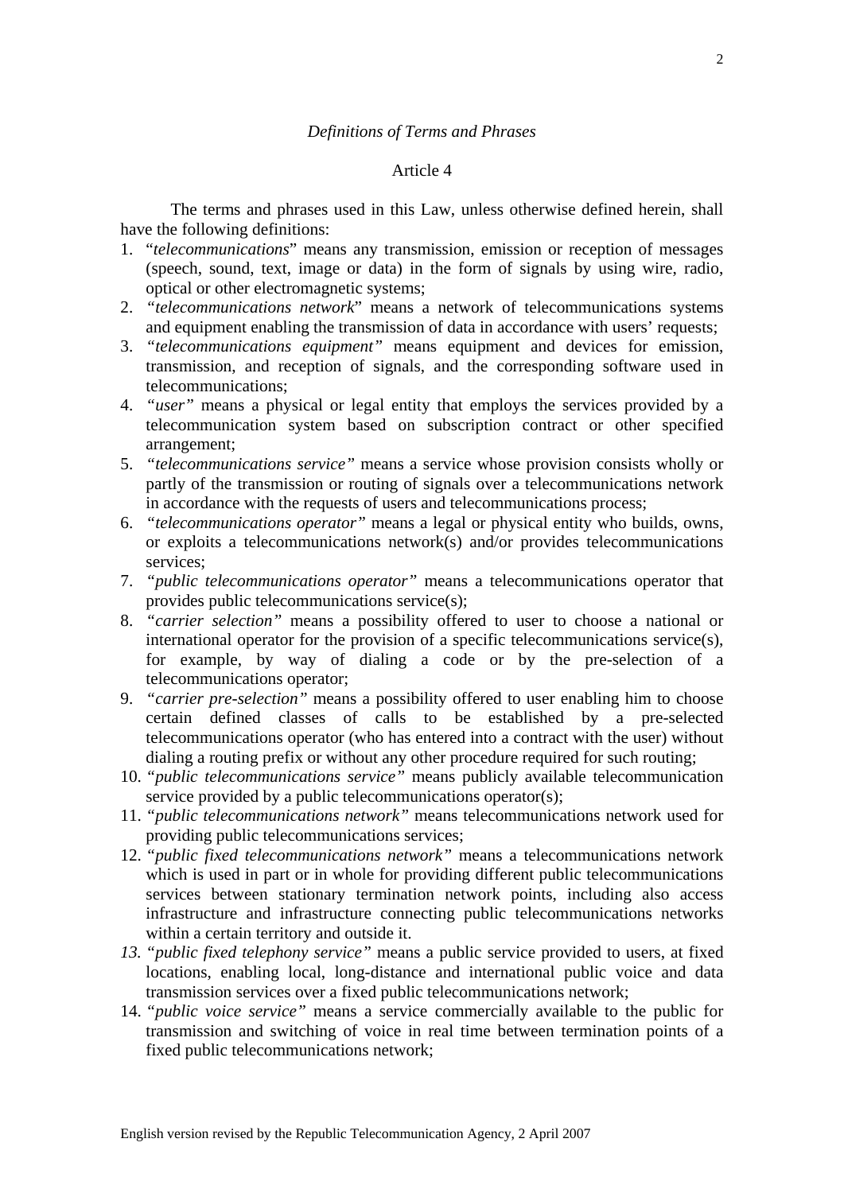*Definitions of Terms and Phrases*

Article 4

The terms and phrases used in this Law, unless otherwise defined herein, shall have the following definitions:

1. "*telecommunications*" means any transmission, emission or reception of messages (speech, sound, text, image or data) in the form of signals by using wire, radio, optical or other electromagnetic systems;
2. "*telecommunications network*" means a network of telecommunications systems and equipment enabling the transmission of data in accordance with users' requests;
3. "*telecommunications equipment*" means equipment and devices for emission, transmission, and reception of signals, and the corresponding software used in telecommunications;
4. "*user*" means a physical or legal entity that employs the services provided by a telecommunication system based on subscription contract or other specified arrangement;
5. "*telecommunications service*" means a service whose provision consists wholly or partly of the transmission or routing of signals over a telecommunications network in accordance with the requests of users and telecommunications process;
6. "*telecommunications operator*" means a legal or physical entity who builds, owns, or exploits a telecommunications network(s) and/or provides telecommunications services;
7. "*public telecommunications operator*" means a telecommunications operator that provides public telecommunications service(s);
8. "*carrier selection*" means a possibility offered to user to choose a national or international operator for the provision of a specific telecommunications service(s), for example, by way of dialing a code or by the pre-selection of a telecommunications operator;
9. "*carrier pre-selection*" means a possibility offered to user enabling him to choose certain defined classes of calls to be established by a pre-selected telecommunications operator (who has entered into a contract with the user) without dialing a routing prefix or without any other procedure required for such routing;
10. "*public telecommunications service*" means publicly available telecommunication service provided by a public telecommunications operator(s);
11. "*public telecommunications network*" means telecommunications network used for providing public telecommunications services;
12. "*public fixed telecommunications network*" means a telecommunications network which is used in part or in whole for providing different public telecommunications services between stationary termination network points, including also access infrastructure and infrastructure connecting public telecommunications networks within a certain territory and outside it.
13. "*public fixed telephony service*" means a public service provided to users, at fixed locations, enabling local, long-distance and international public voice and data transmission services over a fixed public telecommunications network;
14. "*public voice service*" means a service commercially available to the public for transmission and switching of voice in real time between termination points of a fixed public telecommunications network;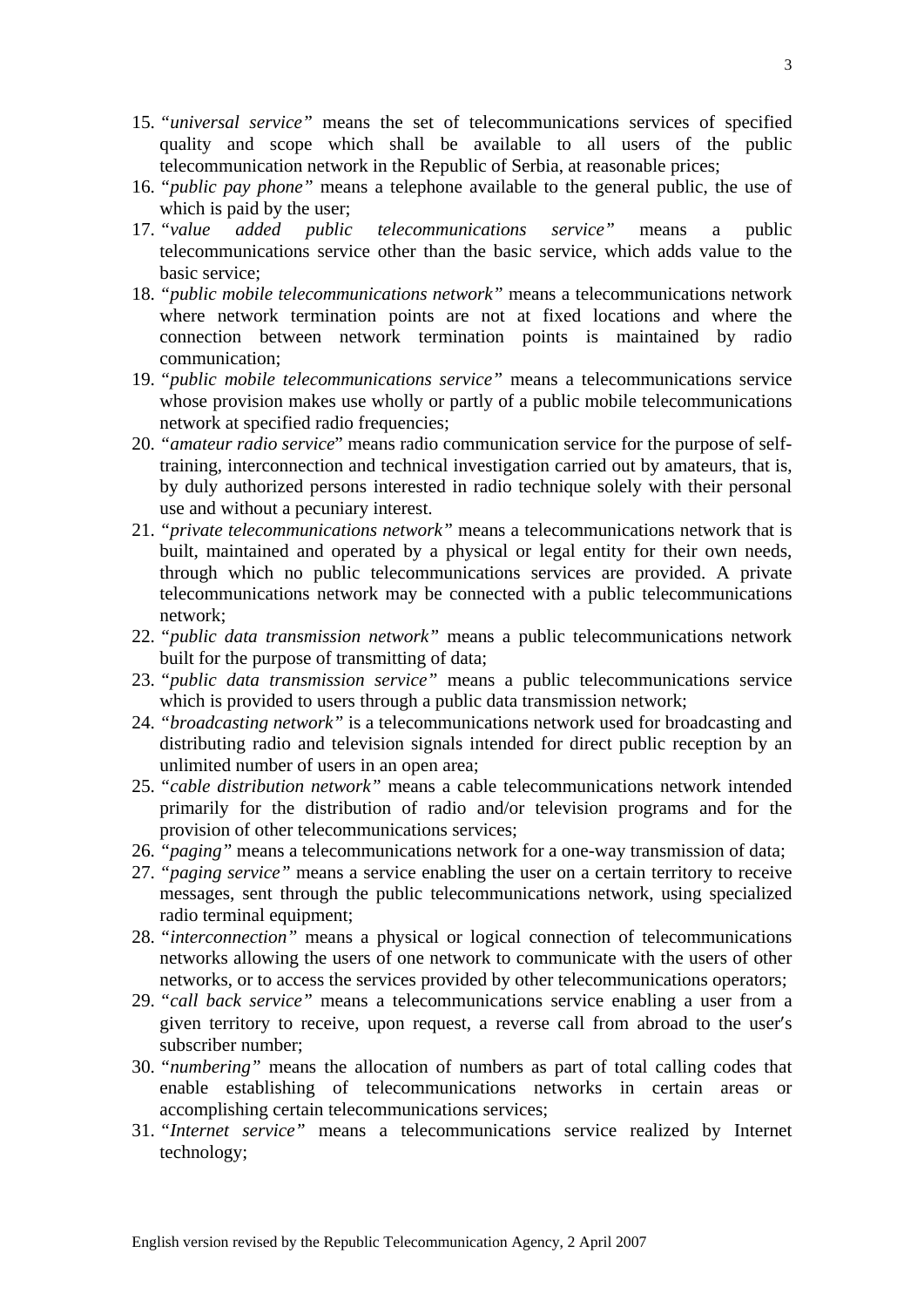15. *"universal service"* means the set of telecommunications services of specified quality and scope which shall be available to all users of the public telecommunication network in the Republic of Serbia, at reasonable prices;
16. *"public pay phone"* means a telephone available to the general public, the use of which is paid by the user;
17. *"value added public telecommunications service"* means a public telecommunications service other than the basic service, which adds value to the basic service;
18. *"public mobile telecommunications network"* means a telecommunications network where network termination points are not at fixed locations and where the connection between network termination points is maintained by radio communication;
19. *"public mobile telecommunications service"* means a telecommunications service whose provision makes use wholly or partly of a public mobile telecommunications network at specified radio frequencies;
20. *"amateur radio service*" means radio communication service for the purpose of self-training, interconnection and technical investigation carried out by amateurs, that is, by duly authorized persons interested in radio technique solely with their personal use and without a pecuniary interest.
21. *"private telecommunications network"* means a telecommunications network that is built, maintained and operated by a physical or legal entity for their own needs, through which no public telecommunications services are provided. A private telecommunications network may be connected with a public telecommunications network;
22. *"public data transmission network"* means a public telecommunications network built for the purpose of transmitting of data;
23. *"public data transmission service"* means a public telecommunications service which is provided to users through a public data transmission network;
24. *"broadcasting network"* is a telecommunications network used for broadcasting and distributing radio and television signals intended for direct public reception by an unlimited number of users in an open area;
25. *"cable distribution network"* means a cable telecommunications network intended primarily for the distribution of radio and/or television programs and for the provision of other telecommunications services;
26. *"paging"* means a telecommunications network for a one-way transmission of data;
27. *"paging service"* means a service enabling the user on a certain territory to receive messages, sent through the public telecommunications network, using specialized radio terminal equipment;
28. *"interconnection"* means a physical or logical connection of telecommunications networks allowing the users of one network to communicate with the users of other networks, or to access the services provided by other telecommunications operators;
29. *"call back service"* means a telecommunications service enabling a user from a given territory to receive, upon request, a reverse call from abroad to the user's subscriber number;
30. *"numbering"* means the allocation of numbers as part of total calling codes that enable establishing of telecommunications networks in certain areas or accomplishing certain telecommunications services;
31. *"Internet service"* means a telecommunications service realized by Internet technology;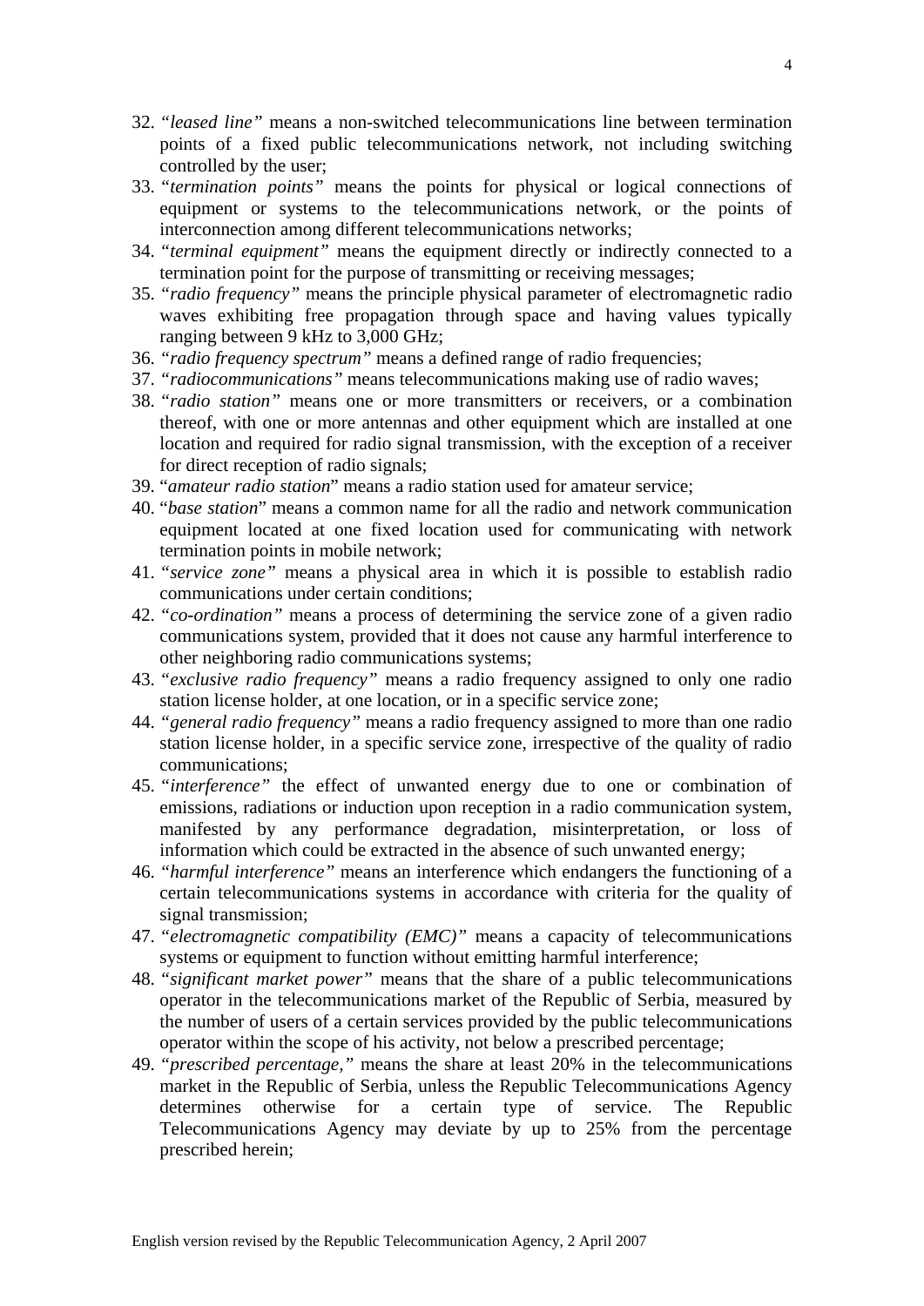32. *"leased line"* means a non-switched telecommunications line between termination points of a fixed public telecommunications network, not including switching controlled by the user;
33. *"termination points"* means the points for physical or logical connections of equipment or systems to the telecommunications network, or the points of interconnection among different telecommunications networks;
34. *"terminal equipment"* means the equipment directly or indirectly connected to a termination point for the purpose of transmitting or receiving messages;
35. *"radio frequency"* means the principle physical parameter of electromagnetic radio waves exhibiting free propagation through space and having values typically ranging between 9 kHz to 3,000 GHz;
36. *"radio frequency spectrum"* means a defined range of radio frequencies;
37. *"radiocommunications"* means telecommunications making use of radio waves;
38. *"radio station"* means one or more transmitters or receivers, or a combination thereof, with one or more antennas and other equipment which are installed at one location and required for radio signal transmission, with the exception of a receiver for direct reception of radio signals;
39. "*amateur radio station*" means a radio station used for amateur service;
40. "*base station*" means a common name for all the radio and network communication equipment located at one fixed location used for communicating with network termination points in mobile network;
41. *"service zone"* means a physical area in which it is possible to establish radio communications under certain conditions;
42. *"co-ordination"* means a process of determining the service zone of a given radio communications system, provided that it does not cause any harmful interference to other neighboring radio communications systems;
43. *"exclusive radio frequency"* means a radio frequency assigned to only one radio station license holder, at one location, or in a specific service zone;
44. *"general radio frequency"* means a radio frequency assigned to more than one radio station license holder, in a specific service zone, irrespective of the quality of radio communications;
45. *"interference"* the effect of unwanted energy due to one or combination of emissions, radiations or induction upon reception in a radio communication system, manifested by any performance degradation, misinterpretation, or loss of information which could be extracted in the absence of such unwanted energy;
46. *"harmful interference"* means an interference which endangers the functioning of a certain telecommunications systems in accordance with criteria for the quality of signal transmission;
47. *"electromagnetic compatibility (EMC)"* means a capacity of telecommunications systems or equipment to function without emitting harmful interference;
48. *"significant market power"* means that the share of a public telecommunications operator in the telecommunications market of the Republic of Serbia, measured by the number of users of a certain services provided by the public telecommunications operator within the scope of his activity, not below a prescribed percentage;
49. *"prescribed percentage,"* means the share at least 20% in the telecommunications market in the Republic of Serbia, unless the Republic Telecommunications Agency determines otherwise for a certain type of service. The Republic Telecommunications Agency may deviate by up to 25% from the percentage prescribed herein;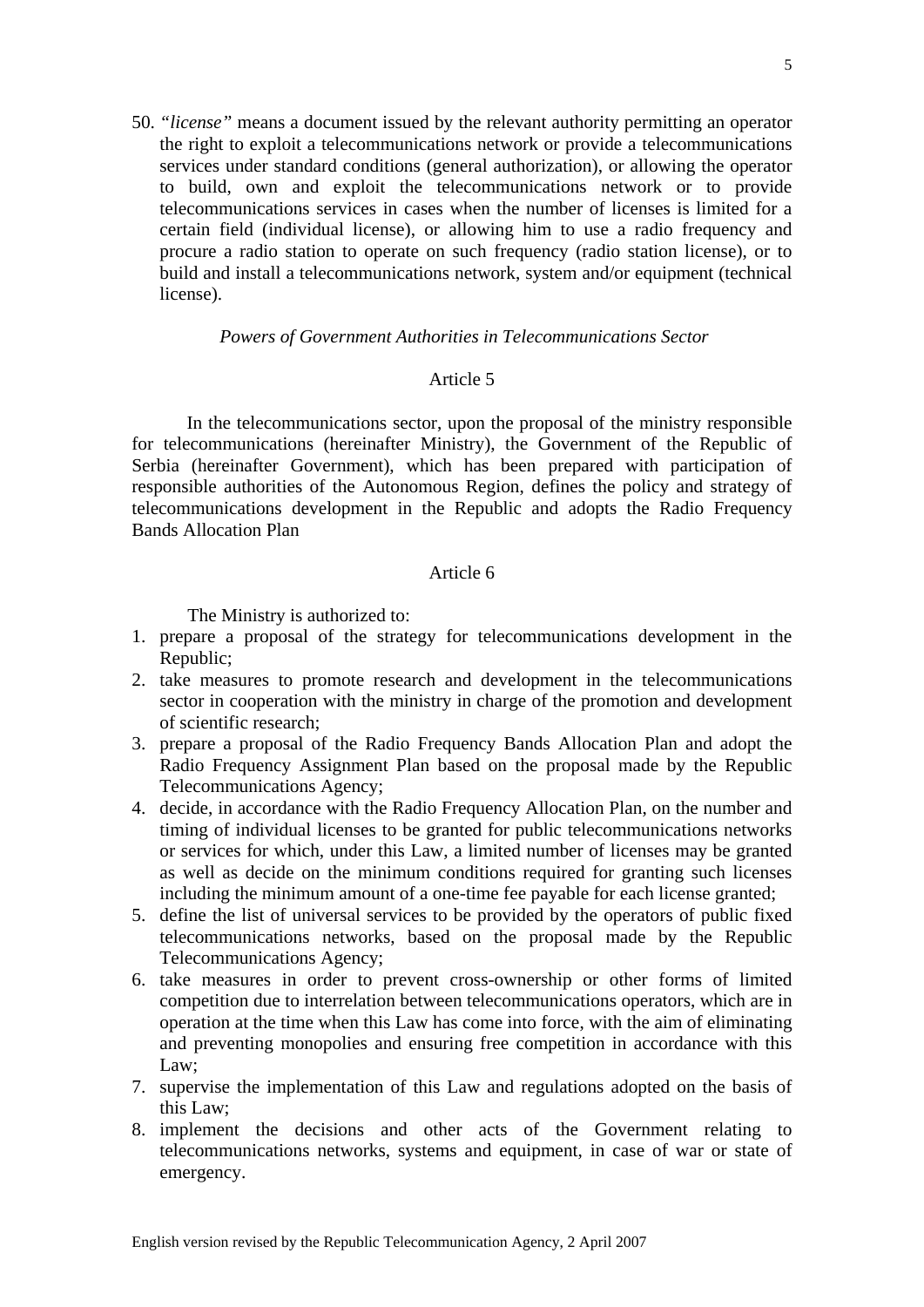50. *"license"* means a document issued by the relevant authority permitting an operator the right to exploit a telecommunications network or provide a telecommunications services under standard conditions (general authorization), or allowing the operator to build, own and exploit the telecommunications network or to provide telecommunications services in cases when the number of licenses is limited for a certain field (individual license), or allowing him to use a radio frequency and procure a radio station to operate on such frequency (radio station license), or to build and install a telecommunications network, system and/or equipment (technical license).

*Powers of Government Authorities in Telecommunications Sector*

Article 5

In the telecommunications sector, upon the proposal of the ministry responsible for telecommunications (hereinafter Ministry), the Government of the Republic of Serbia (hereinafter Government), which has been prepared with participation of responsible authorities of the Autonomous Region, defines the policy and strategy of telecommunications development in the Republic and adopts the Radio Frequency Bands Allocation Plan

Article 6

The Ministry is authorized to:

1. prepare a proposal of the strategy for telecommunications development in the Republic;
2. take measures to promote research and development in the telecommunications sector in cooperation with the ministry in charge of the promotion and development of scientific research;
3. prepare a proposal of the Radio Frequency Bands Allocation Plan and adopt the Radio Frequency Assignment Plan based on the proposal made by the Republic Telecommunications Agency;
4. decide, in accordance with the Radio Frequency Allocation Plan, on the number and timing of individual licenses to be granted for public telecommunications networks or services for which, under this Law, a limited number of licenses may be granted as well as decide on the minimum conditions required for granting such licenses including the minimum amount of a one-time fee payable for each license granted;
5. define the list of universal services to be provided by the operators of public fixed telecommunications networks, based on the proposal made by the Republic Telecommunications Agency;
6. take measures in order to prevent cross-ownership or other forms of limited competition due to interrelation between telecommunications operators, which are in operation at the time when this Law has come into force, with the aim of eliminating and preventing monopolies and ensuring free competition in accordance with this Law;
7. supervise the implementation of this Law and regulations adopted on the basis of this Law;
8. implement the decisions and other acts of the Government relating to telecommunications networks, systems and equipment, in case of war or state of emergency.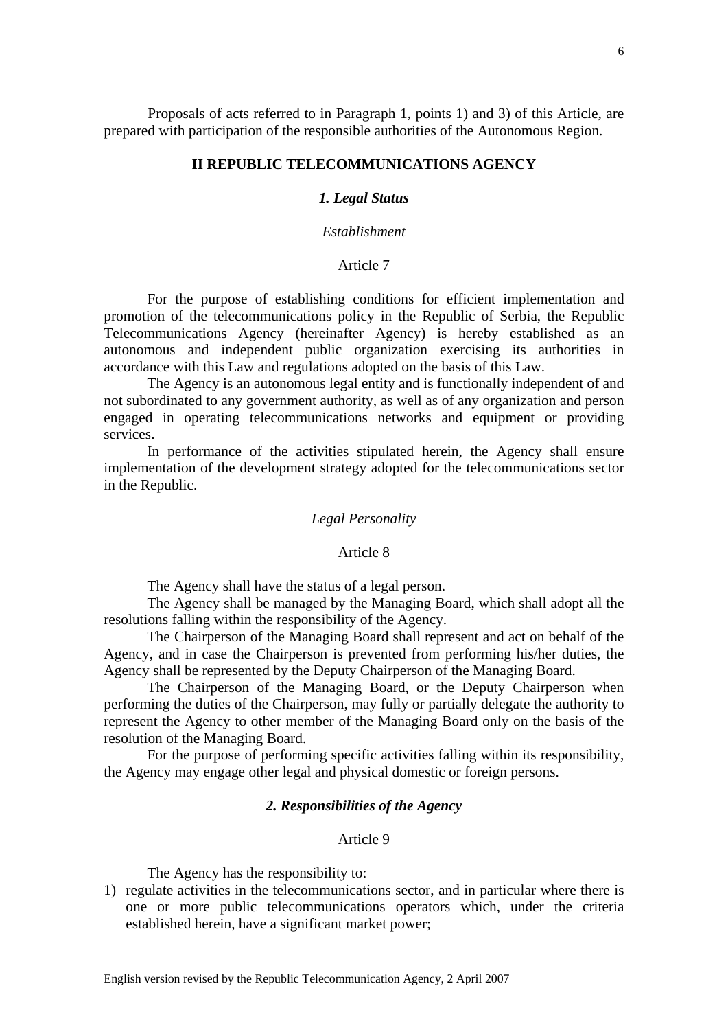Proposals of acts referred to in Paragraph 1, points 1) and 3) of this Article, are prepared with participation of the responsible authorities of the Autonomous Region.

## II REPUBLIC TELECOMMUNICATIONS AGENCY

### *1. Legal Status*

*Establishment*

Article 7

For the purpose of establishing conditions for efficient implementation and promotion of the telecommunications policy in the Republic of Serbia, the Republic Telecommunications Agency (hereinafter Agency) is hereby established as an autonomous and independent public organization exercising its authorities in accordance with this Law and regulations adopted on the basis of this Law.

The Agency is an autonomous legal entity and is functionally independent of and not subordinated to any government authority, as well as of any organization and person engaged in operating telecommunications networks and equipment or providing services.

In performance of the activities stipulated herein, the Agency shall ensure implementation of the development strategy adopted for the telecommunications sector in the Republic.

*Legal Personality*

Article 8

The Agency shall have the status of a legal person.

The Agency shall be managed by the Managing Board, which shall adopt all the resolutions falling within the responsibility of the Agency.

The Chairperson of the Managing Board shall represent and act on behalf of the Agency, and in case the Chairperson is prevented from performing his/her duties, the Agency shall be represented by the Deputy Chairperson of the Managing Board.

The Chairperson of the Managing Board, or the Deputy Chairperson when performing the duties of the Chairperson, may fully or partially delegate the authority to represent the Agency to other member of the Managing Board only on the basis of the resolution of the Managing Board.

For the purpose of performing specific activities falling within its responsibility, the Agency may engage other legal and physical domestic or foreign persons.

### *2. Responsibilities of the Agency*

Article 9

The Agency has the responsibility to:

1) regulate activities in the telecommunications sector, and in particular where there is one or more public telecommunications operators which, under the criteria established herein, have a significant market power;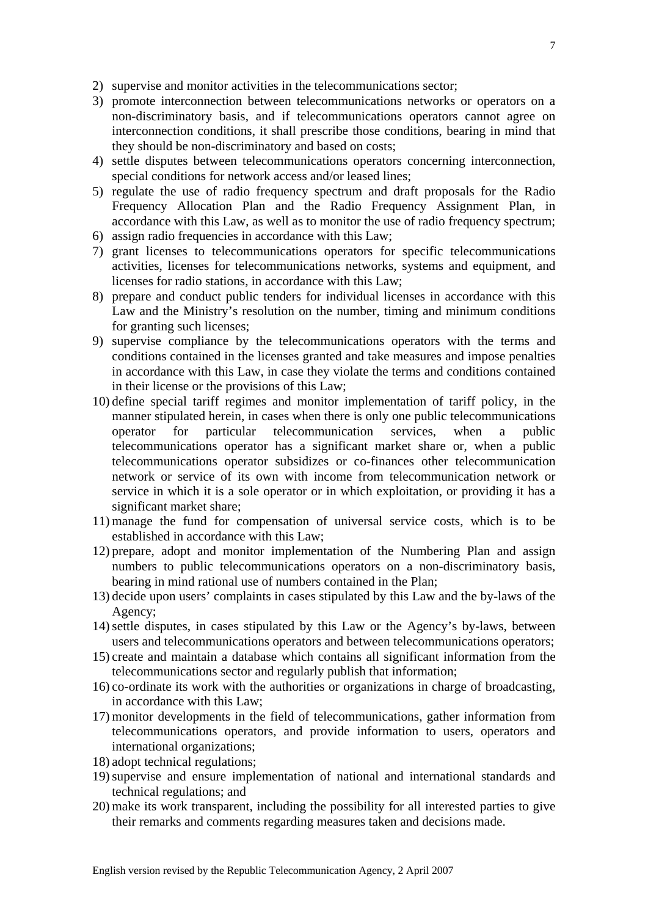2) supervise and monitor activities in the telecommunications sector;
3) promote interconnection between telecommunications networks or operators on a non-discriminatory basis, and if telecommunications operators cannot agree on interconnection conditions, it shall prescribe those conditions, bearing in mind that they should be non-discriminatory and based on costs;
4) settle disputes between telecommunications operators concerning interconnection, special conditions for network access and/or leased lines;
5) regulate the use of radio frequency spectrum and draft proposals for the Radio Frequency Allocation Plan and the Radio Frequency Assignment Plan, in accordance with this Law, as well as to monitor the use of radio frequency spectrum;
6) assign radio frequencies in accordance with this Law;
7) grant licenses to telecommunications operators for specific telecommunications activities, licenses for telecommunications networks, systems and equipment, and licenses for radio stations, in accordance with this Law;
8) prepare and conduct public tenders for individual licenses in accordance with this Law and the Ministry's resolution on the number, timing and minimum conditions for granting such licenses;
9) supervise compliance by the telecommunications operators with the terms and conditions contained in the licenses granted and take measures and impose penalties in accordance with this Law, in case they violate the terms and conditions contained in their license or the provisions of this Law;
10) define special tariff regimes and monitor implementation of tariff policy, in the manner stipulated herein, in cases when there is only one public telecommunications operator for particular telecommunication services, when a public telecommunications operator has a significant market share or, when a public telecommunications operator subsidizes or co-finances other telecommunication network or service of its own with income from telecommunication network or service in which it is a sole operator or in which exploitation, or providing it has a significant market share;
11) manage the fund for compensation of universal service costs, which is to be established in accordance with this Law;
12) prepare, adopt and monitor implementation of the Numbering Plan and assign numbers to public telecommunications operators on a non-discriminatory basis, bearing in mind rational use of numbers contained in the Plan;
13) decide upon users' complaints in cases stipulated by this Law and the by-laws of the Agency;
14) settle disputes, in cases stipulated by this Law or the Agency's by-laws, between users and telecommunications operators and between telecommunications operators;
15) create and maintain a database which contains all significant information from the telecommunications sector and regularly publish that information;
16) co-ordinate its work with the authorities or organizations in charge of broadcasting, in accordance with this Law;
17) monitor developments in the field of telecommunications, gather information from telecommunications operators, and provide information to users, operators and international organizations;
18) adopt technical regulations;
19) supervise and ensure implementation of national and international standards and technical regulations; and
20) make its work transparent, including the possibility for all interested parties to give their remarks and comments regarding measures taken and decisions made.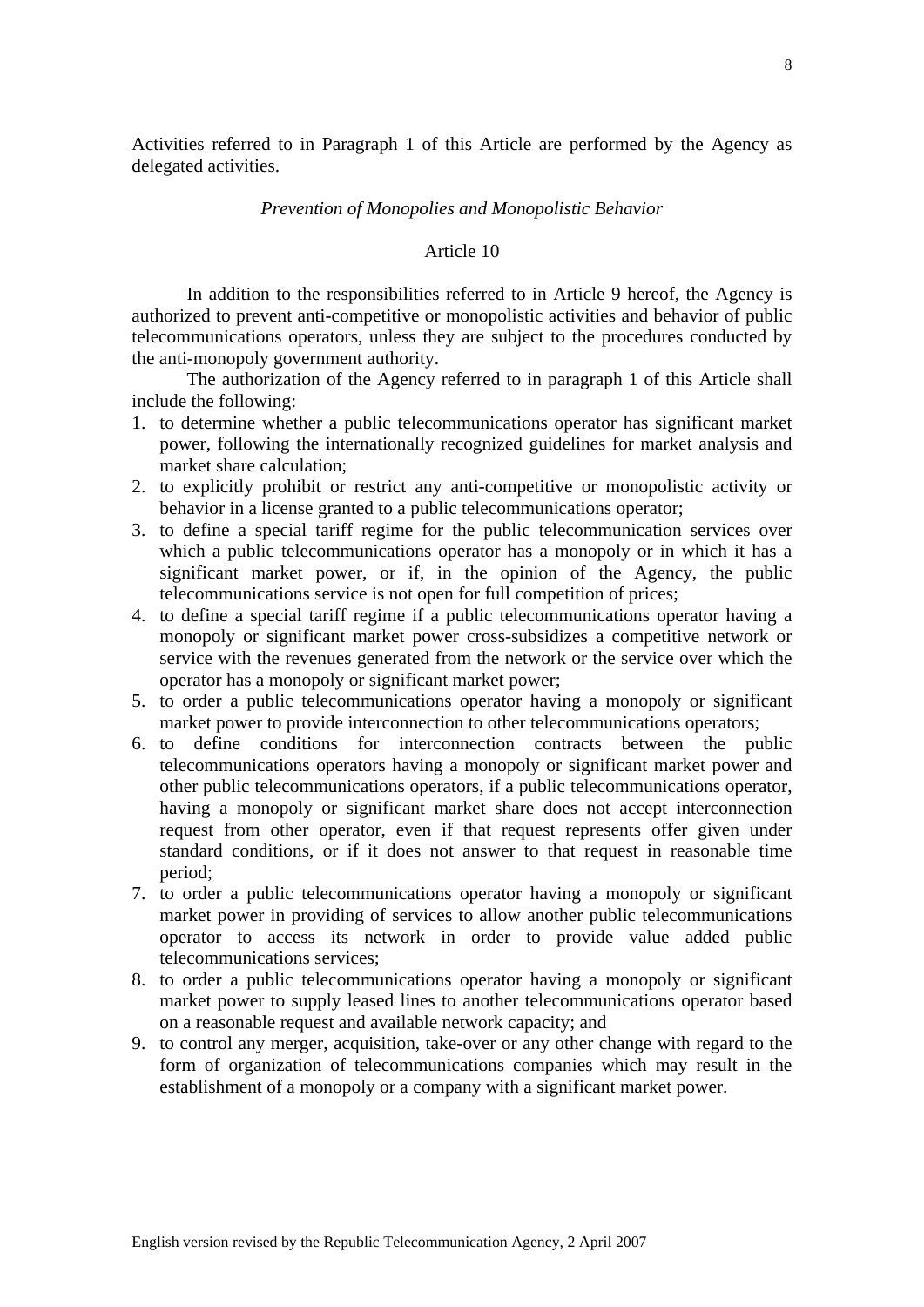Activities referred to in Paragraph 1 of this Article are performed by the Agency as delegated activities.

*Prevention of Monopolies and Monopolistic Behavior*

Article 10

In addition to the responsibilities referred to in Article 9 hereof, the Agency is authorized to prevent anti-competitive or monopolistic activities and behavior of public telecommunications operators, unless they are subject to the procedures conducted by the anti-monopoly government authority.

The authorization of the Agency referred to in paragraph 1 of this Article shall include the following:

1. to determine whether a public telecommunications operator has significant market power, following the internationally recognized guidelines for market analysis and market share calculation;
2. to explicitly prohibit or restrict any anti-competitive or monopolistic activity or behavior in a license granted to a public telecommunications operator;
3. to define a special tariff regime for the public telecommunication services over which a public telecommunications operator has a monopoly or in which it has a significant market power, or if, in the opinion of the Agency, the public telecommunications service is not open for full competition of prices;
4. to define a special tariff regime if a public telecommunications operator having a monopoly or significant market power cross-subsidizes a competitive network or service with the revenues generated from the network or the service over which the operator has a monopoly or significant market power;
5. to order a public telecommunications operator having a monopoly or significant market power to provide interconnection to other telecommunications operators;
6. to define conditions for interconnection contracts between the public telecommunications operators having a monopoly or significant market power and other public telecommunications operators, if a public telecommunications operator, having a monopoly or significant market share does not accept interconnection request from other operator, even if that request represents offer given under standard conditions, or if it does not answer to that request in reasonable time period;
7. to order a public telecommunications operator having a monopoly or significant market power in providing of services to allow another public telecommunications operator to access its network in order to provide value added public telecommunications services;
8. to order a public telecommunications operator having a monopoly or significant market power to supply leased lines to another telecommunications operator based on a reasonable request and available network capacity; and
9. to control any merger, acquisition, take-over or any other change with regard to the form of organization of telecommunications companies which may result in the establishment of a monopoly or a company with a significant market power.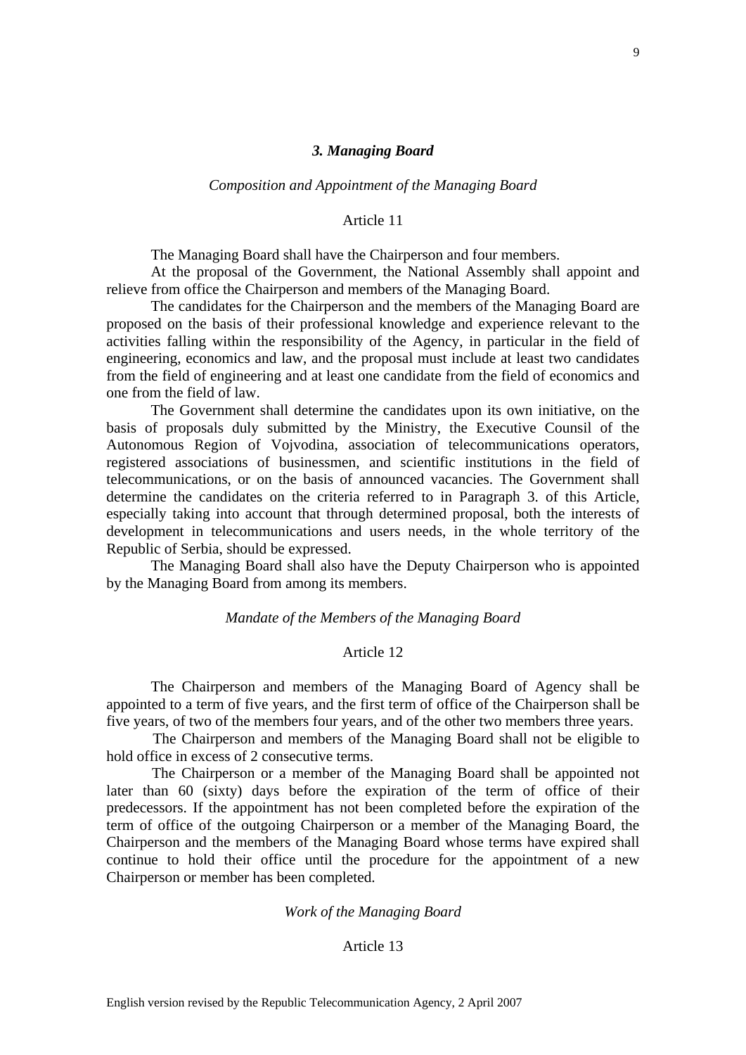### *3. Managing Board*

*Composition and Appointment of the Managing Board*

Article 11

The Managing Board shall have the Chairperson and four members.

At the proposal of the Government, the National Assembly shall appoint and relieve from office the Chairperson and members of the Managing Board.

The candidates for the Chairperson and the members of the Managing Board are proposed on the basis of their professional knowledge and experience relevant to the activities falling within the responsibility of the Agency, in particular in the field of engineering, economics and law, and the proposal must include at least two candidates from the field of engineering and at least one candidate from the field of economics and one from the field of law.

The Government shall determine the candidates upon its own initiative, on the basis of proposals duly submitted by the Ministry, the Executive Counsil of the Autonomous Region of Vojvodina, association of telecommunications operators, registered associations of businessmen, and scientific institutions in the field of telecommunications, or on the basis of announced vacancies. The Government shall determine the candidates on the criteria referred to in Paragraph 3. of this Article, especially taking into account that through determined proposal, both the interests of development in telecommunications and users needs, in the whole territory of the Republic of Serbia, should be expressed.

The Managing Board shall also have the Deputy Chairperson who is appointed by the Managing Board from among its members.

*Mandate of the Members of the Managing Board*

Article 12

The Chairperson and members of the Managing Board of Agency shall be appointed to a term of five years, and the first term of office of the Chairperson shall be five years, of two of the members four years, and of the other two members three years.

The Chairperson and members of the Managing Board shall not be eligible to hold office in excess of 2 consecutive terms.

The Chairperson or a member of the Managing Board shall be appointed not later than 60 (sixty) days before the expiration of the term of office of their predecessors. If the appointment has not been completed before the expiration of the term of office of the outgoing Chairperson or a member of the Managing Board, the Chairperson and the members of the Managing Board whose terms have expired shall continue to hold their office until the procedure for the appointment of a new Chairperson or member has been completed.

*Work of the Managing Board*

Article 13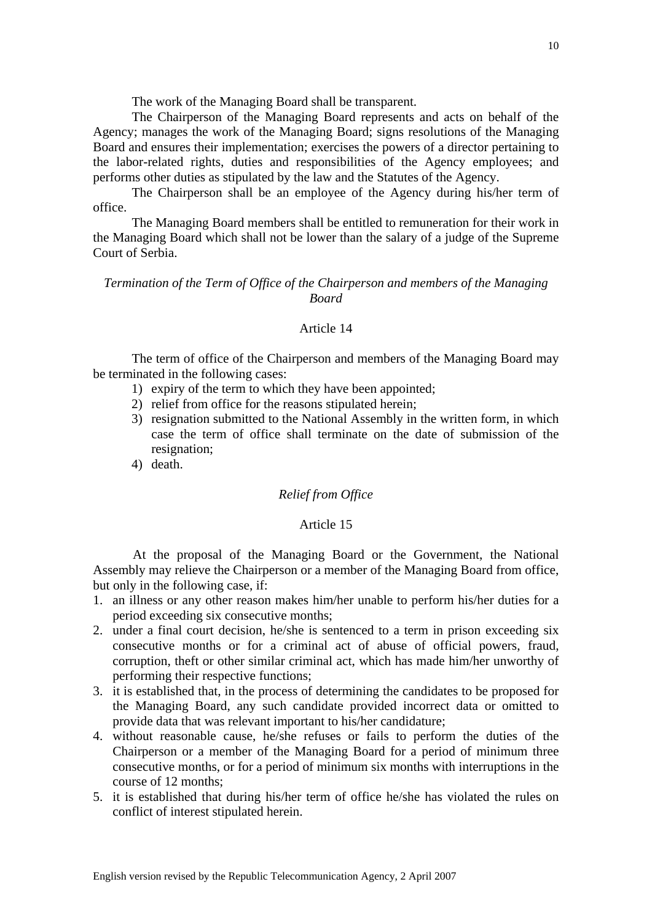The work of the Managing Board shall be transparent.

The Chairperson of the Managing Board represents and acts on behalf of the Agency; manages the work of the Managing Board; signs resolutions of the Managing Board and ensures their implementation; exercises the powers of a director pertaining to the labor-related rights, duties and responsibilities of the Agency employees; and performs other duties as stipulated by the law and the Statutes of the Agency.

The Chairperson shall be an employee of the Agency during his/her term of office.

The Managing Board members shall be entitled to remuneration for their work in the Managing Board which shall not be lower than the salary of a judge of the Supreme Court of Serbia.

*Termination of the Term of Office of the Chairperson and members of the Managing Board*

Article 14

The term of office of the Chairperson and members of the Managing Board may be terminated in the following cases:

1) expiry of the term to which they have been appointed;
2) relief from office for the reasons stipulated herein;
3) resignation submitted to the National Assembly in the written form, in which case the term of office shall terminate on the date of submission of the resignation;
4) death.

*Relief from Office*

Article 15

At the proposal of the Managing Board or the Government, the National Assembly may relieve the Chairperson or a member of the Managing Board from office, but only in the following case, if:

1. an illness or any other reason makes him/her unable to perform his/her duties for a period exceeding six consecutive months;
2. under a final court decision, he/she is sentenced to a term in prison exceeding six consecutive months or for a criminal act of abuse of official powers, fraud, corruption, theft or other similar criminal act, which has made him/her unworthy of performing their respective functions;
3. it is established that, in the process of determining the candidates to be proposed for the Managing Board, any such candidate provided incorrect data or omitted to provide data that was relevant important to his/her candidature;
4. without reasonable cause, he/she refuses or fails to perform the duties of the Chairperson or a member of the Managing Board for a period of minimum three consecutive months, or for a period of minimum six months with interruptions in the course of 12 months;
5. it is established that during his/her term of office he/she has violated the rules on conflict of interest stipulated herein.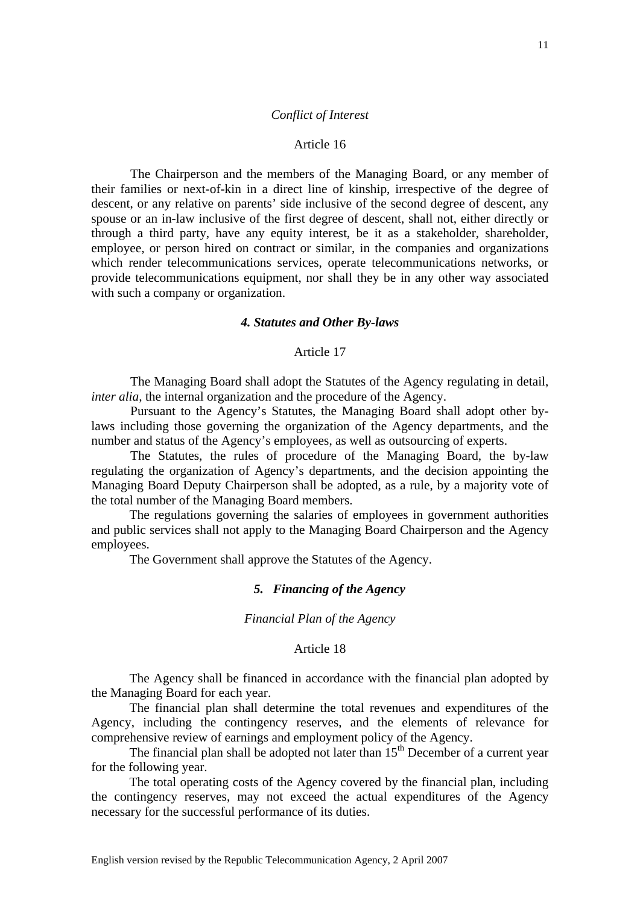*Conflict of Interest*

Article 16

The Chairperson and the members of the Managing Board, or any member of their families or next-of-kin in a direct line of kinship, irrespective of the degree of descent, or any relative on parents' side inclusive of the second degree of descent, any spouse or an in-law inclusive of the first degree of descent, shall not, either directly or through a third party, have any equity interest, be it as a stakeholder, shareholder, employee, or person hired on contract or similar, in the companies and organizations which render telecommunications services, operate telecommunications networks, or provide telecommunications equipment, nor shall they be in any other way associated with such a company or organization.

### *4. Statutes and Other By-laws*

Article 17

The Managing Board shall adopt the Statutes of the Agency regulating in detail, *inter alia,* the internal organization and the procedure of the Agency.

Pursuant to the Agency's Statutes, the Managing Board shall adopt other by-laws including those governing the organization of the Agency departments, and the number and status of the Agency's employees, as well as outsourcing of experts.

The Statutes, the rules of procedure of the Managing Board, the by-law regulating the organization of Agency's departments, and the decision appointing the Managing Board Deputy Chairperson shall be adopted, as a rule, by a majority vote of the total number of the Managing Board members.

The regulations governing the salaries of employees in government authorities and public services shall not apply to the Managing Board Chairperson and the Agency employees.

The Government shall approve the Statutes of the Agency.

### *5. Financing of the Agency*

*Financial Plan of the Agency*

Article 18

The Agency shall be financed in accordance with the financial plan adopted by the Managing Board for each year.

The financial plan shall determine the total revenues and expenditures of the Agency, including the contingency reserves, and the elements of relevance for comprehensive review of earnings and employment policy of the Agency.

The financial plan shall be adopted not later than 15th December of a current year for the following year.

The total operating costs of the Agency covered by the financial plan, including the contingency reserves, may not exceed the actual expenditures of the Agency necessary for the successful performance of its duties.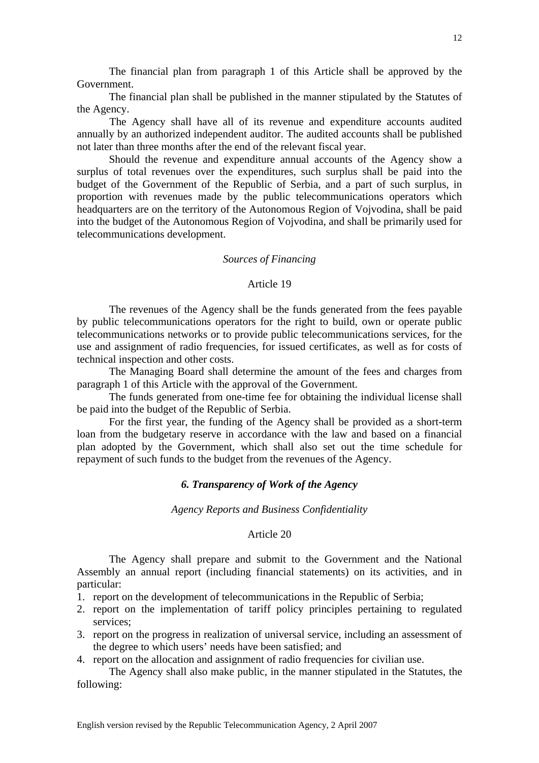The financial plan from paragraph 1 of this Article shall be approved by the Government.

The financial plan shall be published in the manner stipulated by the Statutes of the Agency.

The Agency shall have all of its revenue and expenditure accounts audited annually by an authorized independent auditor. The audited accounts shall be published not later than three months after the end of the relevant fiscal year.

Should the revenue and expenditure annual accounts of the Agency show a surplus of total revenues over the expenditures, such surplus shall be paid into the budget of the Government of the Republic of Serbia, and a part of such surplus, in proportion with revenues made by the public telecommunications operators which headquarters are on the territory of the Autonomous Region of Vojvodina, shall be paid into the budget of the Autonomous Region of Vojvodina, and shall be primarily used for telecommunications development.

*Sources of Financing*

Article 19

The revenues of the Agency shall be the funds generated from the fees payable by public telecommunications operators for the right to build, own or operate public telecommunications networks or to provide public telecommunications services, for the use and assignment of radio frequencies, for issued certificates, as well as for costs of technical inspection and other costs.

The Managing Board shall determine the amount of the fees and charges from paragraph 1 of this Article with the approval of the Government.

The funds generated from one-time fee for obtaining the individual license shall be paid into the budget of the Republic of Serbia.

For the first year, the funding of the Agency shall be provided as a short-term loan from the budgetary reserve in accordance with the law and based on a financial plan adopted by the Government, which shall also set out the time schedule for repayment of such funds to the budget from the revenues of the Agency.

### *6. Transparency of Work of the Agency*

*Agency Reports and Business Confidentiality*

Article 20

The Agency shall prepare and submit to the Government and the National Assembly an annual report (including financial statements) on its activities, and in particular:

1. report on the development of telecommunications in the Republic of Serbia;
2. report on the implementation of tariff policy principles pertaining to regulated services;
3. report on the progress in realization of universal service, including an assessment of the degree to which users' needs have been satisfied; and
4. report on the allocation and assignment of radio frequencies for civilian use.

The Agency shall also make public, in the manner stipulated in the Statutes, the following: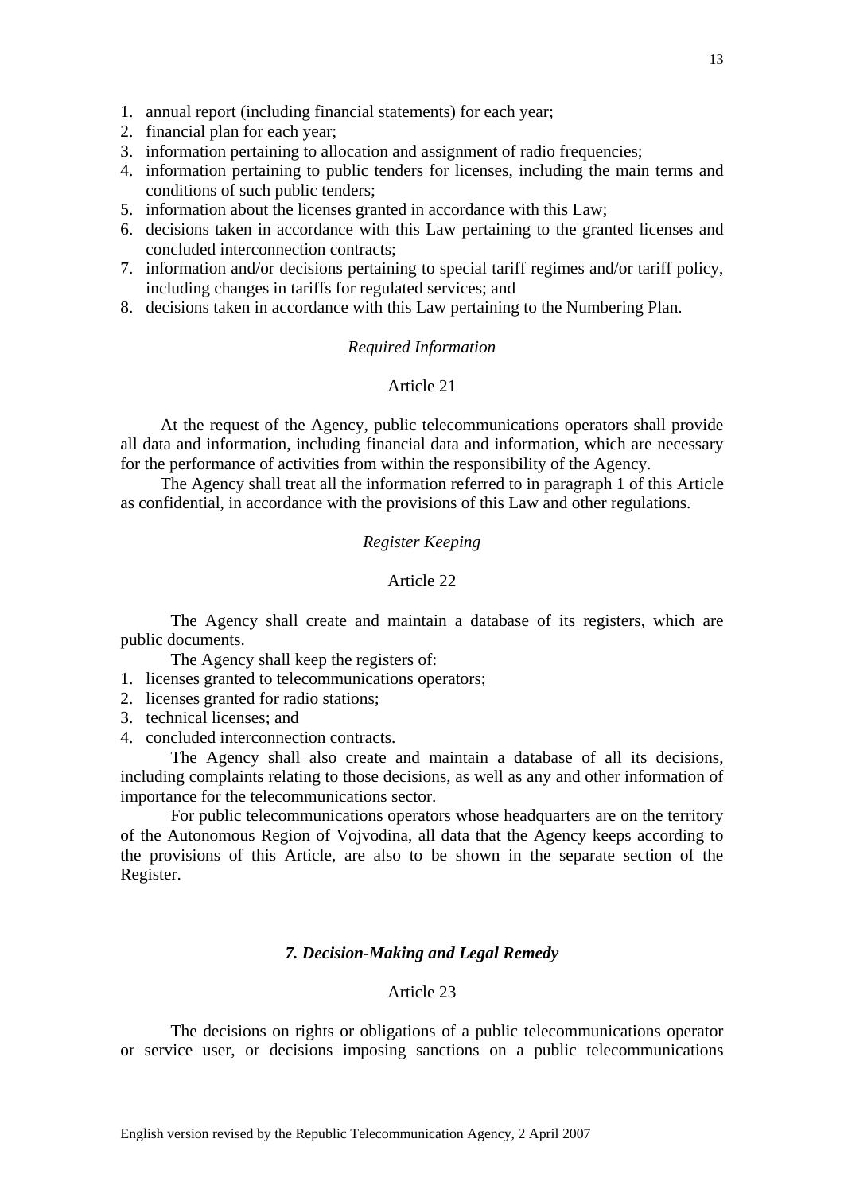1. annual report (including financial statements) for each year;
2. financial plan for each year;
3. information pertaining to allocation and assignment of radio frequencies;
4. information pertaining to public tenders for licenses, including the main terms and conditions of such public tenders;
5. information about the licenses granted in accordance with this Law;
6. decisions taken in accordance with this Law pertaining to the granted licenses and concluded interconnection contracts;
7. information and/or decisions pertaining to special tariff regimes and/or tariff policy, including changes in tariffs for regulated services; and
8. decisions taken in accordance with this Law pertaining to the Numbering Plan.

*Required Information*

Article 21

At the request of the Agency, public telecommunications operators shall provide all data and information, including financial data and information, which are necessary for the performance of activities from within the responsibility of the Agency.

The Agency shall treat all the information referred to in paragraph 1 of this Article as confidential, in accordance with the provisions of this Law and other regulations.

*Register Keeping*

Article 22

The Agency shall create and maintain a database of its registers, which are public documents.

The Agency shall keep the registers of:

1. licenses granted to telecommunications operators;
2. licenses granted for radio stations;
3. technical licenses; and
4. concluded interconnection contracts.

The Agency shall also create and maintain a database of all its decisions, including complaints relating to those decisions, as well as any and other information of importance for the telecommunications sector.

For public telecommunications operators whose headquarters are on the territory of the Autonomous Region of Vojvodina, all data that the Agency keeps according to the provisions of this Article, are also to be shown in the separate section of the Register.

## *7. Decision-Making and Legal Remedy*

Article 23

The decisions on rights or obligations of a public telecommunications operator or service user, or decisions imposing sanctions on a public telecommunications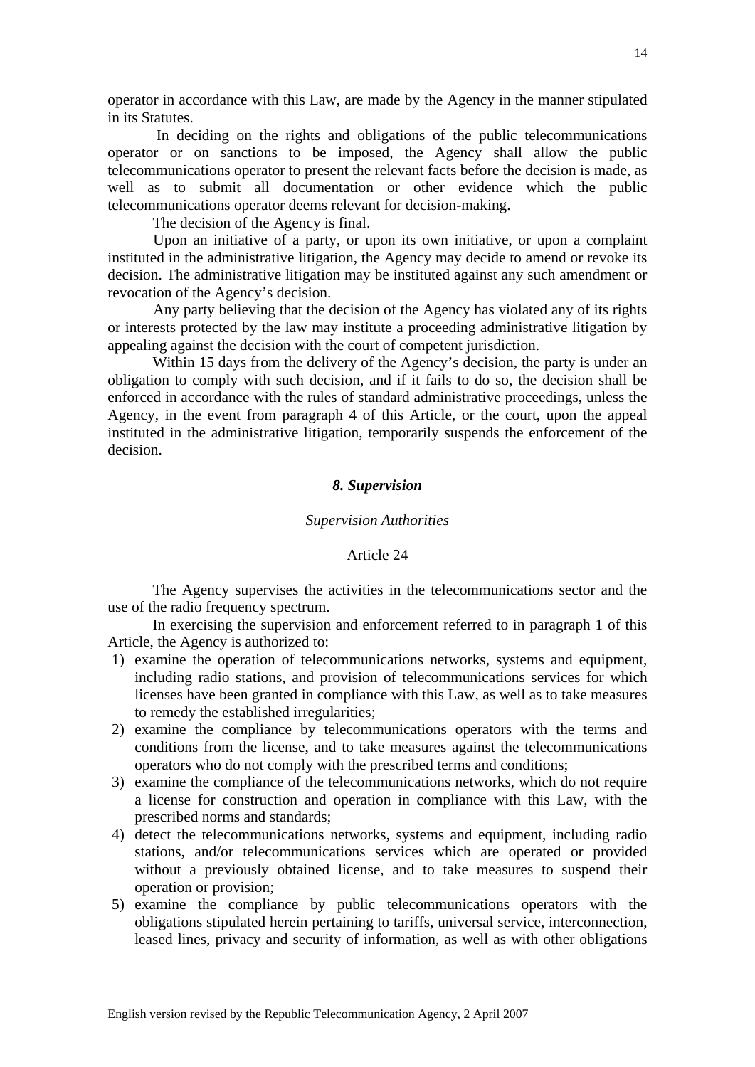operator in accordance with this Law, are made by the Agency in the manner stipulated in its Statutes.

In deciding on the rights and obligations of the public telecommunications operator or on sanctions to be imposed, the Agency shall allow the public telecommunications operator to present the relevant facts before the decision is made, as well as to submit all documentation or other evidence which the public telecommunications operator deems relevant for decision-making.

The decision of the Agency is final.

Upon an initiative of a party, or upon its own initiative, or upon a complaint instituted in the administrative litigation, the Agency may decide to amend or revoke its decision. The administrative litigation may be instituted against any such amendment or revocation of the Agency's decision.

Any party believing that the decision of the Agency has violated any of its rights or interests protected by the law may institute a proceeding administrative litigation by appealing against the decision with the court of competent jurisdiction.

Within 15 days from the delivery of the Agency's decision, the party is under an obligation to comply with such decision, and if it fails to do so, the decision shall be enforced in accordance with the rules of standard administrative proceedings, unless the Agency, in the event from paragraph 4 of this Article, or the court, upon the appeal instituted in the administrative litigation, temporarily suspends the enforcement of the decision.

## *8. Supervision*

### *Supervision Authorities*

### Article 24

The Agency supervises the activities in the telecommunications sector and the use of the radio frequency spectrum.

In exercising the supervision and enforcement referred to in paragraph 1 of this Article, the Agency is authorized to:

1) examine the operation of telecommunications networks, systems and equipment, including radio stations, and provision of telecommunications services for which licenses have been granted in compliance with this Law, as well as to take measures to remedy the established irregularities;
2) examine the compliance by telecommunications operators with the terms and conditions from the license, and to take measures against the telecommunications operators who do not comply with the prescribed terms and conditions;
3) examine the compliance of the telecommunications networks, which do not require a license for construction and operation in compliance with this Law, with the prescribed norms and standards;
4) detect the telecommunications networks, systems and equipment, including radio stations, and/or telecommunications services which are operated or provided without a previously obtained license, and to take measures to suspend their operation or provision;
5) examine the compliance by public telecommunications operators with the obligations stipulated herein pertaining to tariffs, universal service, interconnection, leased lines, privacy and security of information, as well as with other obligations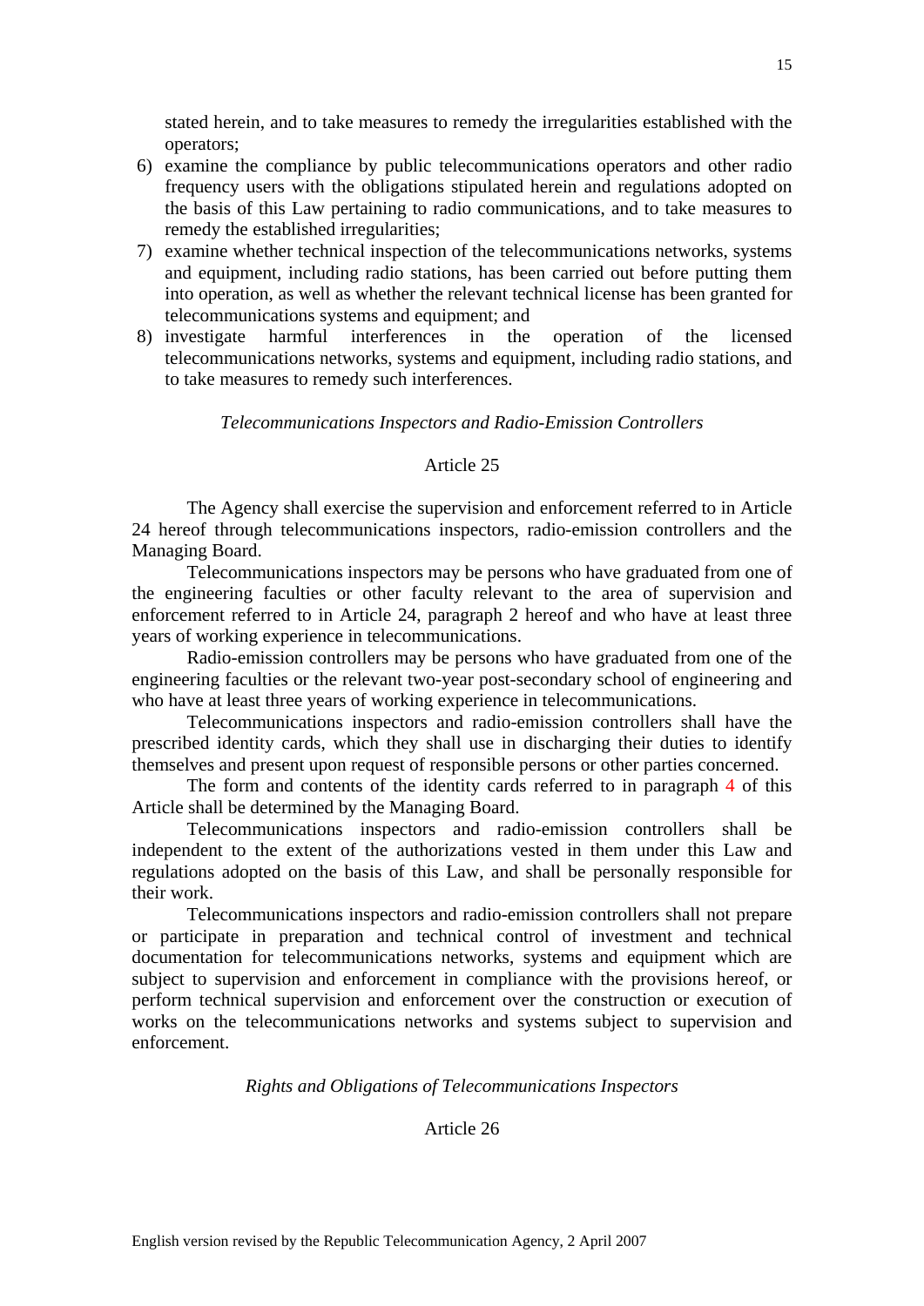stated herein, and to take measures to remedy the irregularities established with the operators;

6) examine the compliance by public telecommunications operators and other radio frequency users with the obligations stipulated herein and regulations adopted on the basis of this Law pertaining to radio communications, and to take measures to remedy the established irregularities;
7) examine whether technical inspection of the telecommunications networks, systems and equipment, including radio stations, has been carried out before putting them into operation, as well as whether the relevant technical license has been granted for telecommunications systems and equipment; and
8) investigate harmful interferences in the operation of the licensed telecommunications networks, systems and equipment, including radio stations, and to take measures to remedy such interferences.

*Telecommunications Inspectors and Radio-Emission Controllers*

Article 25

The Agency shall exercise the supervision and enforcement referred to in Article 24 hereof through telecommunications inspectors, radio-emission controllers and the Managing Board.

Telecommunications inspectors may be persons who have graduated from one of the engineering faculties or other faculty relevant to the area of supervision and enforcement referred to in Article 24, paragraph 2 hereof and who have at least three years of working experience in telecommunications.

Radio-emission controllers may be persons who have graduated from one of the engineering faculties or the relevant two-year post-secondary school of engineering and who have at least three years of working experience in telecommunications.

Telecommunications inspectors and radio-emission controllers shall have the prescribed identity cards, which they shall use in discharging their duties to identify themselves and present upon request of responsible persons or other parties concerned.

The form and contents of the identity cards referred to in paragraph 4 of this Article shall be determined by the Managing Board.

Telecommunications inspectors and radio-emission controllers shall be independent to the extent of the authorizations vested in them under this Law and regulations adopted on the basis of this Law, and shall be personally responsible for their work.

Telecommunications inspectors and radio-emission controllers shall not prepare or participate in preparation and technical control of investment and technical documentation for telecommunications networks, systems and equipment which are subject to supervision and enforcement in compliance with the provisions hereof, or perform technical supervision and enforcement over the construction or execution of works on the telecommunications networks and systems subject to supervision and enforcement.

*Rights and Obligations of Telecommunications Inspectors*

Article 26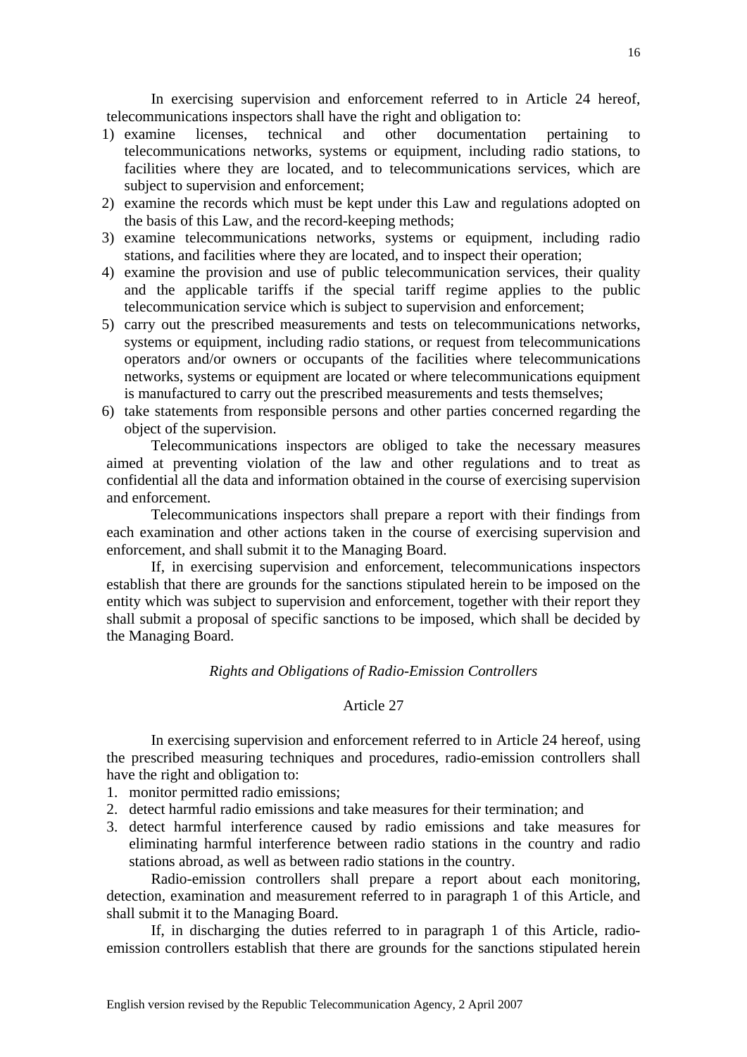In exercising supervision and enforcement referred to in Article 24 hereof, telecommunications inspectors shall have the right and obligation to:

1) examine licenses, technical and other documentation pertaining to telecommunications networks, systems or equipment, including radio stations, to facilities where they are located, and to telecommunications services, which are subject to supervision and enforcement;
2) examine the records which must be kept under this Law and regulations adopted on the basis of this Law, and the record-keeping methods;
3) examine telecommunications networks, systems or equipment, including radio stations, and facilities where they are located, and to inspect their operation;
4) examine the provision and use of public telecommunication services, their quality and the applicable tariffs if the special tariff regime applies to the public telecommunication service which is subject to supervision and enforcement;
5) carry out the prescribed measurements and tests on telecommunications networks, systems or equipment, including radio stations, or request from telecommunications operators and/or owners or occupants of the facilities where telecommunications networks, systems or equipment are located or where telecommunications equipment is manufactured to carry out the prescribed measurements and tests themselves;
6) take statements from responsible persons and other parties concerned regarding the object of the supervision.

Telecommunications inspectors are obliged to take the necessary measures aimed at preventing violation of the law and other regulations and to treat as confidential all the data and information obtained in the course of exercising supervision and enforcement.

Telecommunications inspectors shall prepare a report with their findings from each examination and other actions taken in the course of exercising supervision and enforcement, and shall submit it to the Managing Board.

If, in exercising supervision and enforcement, telecommunications inspectors establish that there are grounds for the sanctions stipulated herein to be imposed on the entity which was subject to supervision and enforcement, together with their report they shall submit a proposal of specific sanctions to be imposed, which shall be decided by the Managing Board.

*Rights and Obligations of Radio-Emission Controllers*

Article 27

In exercising supervision and enforcement referred to in Article 24 hereof, using the prescribed measuring techniques and procedures, radio-emission controllers shall have the right and obligation to:

1. monitor permitted radio emissions;
2. detect harmful radio emissions and take measures for their termination; and
3. detect harmful interference caused by radio emissions and take measures for eliminating harmful interference between radio stations in the country and radio stations abroad, as well as between radio stations in the country.

Radio-emission controllers shall prepare a report about each monitoring, detection, examination and measurement referred to in paragraph 1 of this Article, and shall submit it to the Managing Board.

If, in discharging the duties referred to in paragraph 1 of this Article, radio-emission controllers establish that there are grounds for the sanctions stipulated herein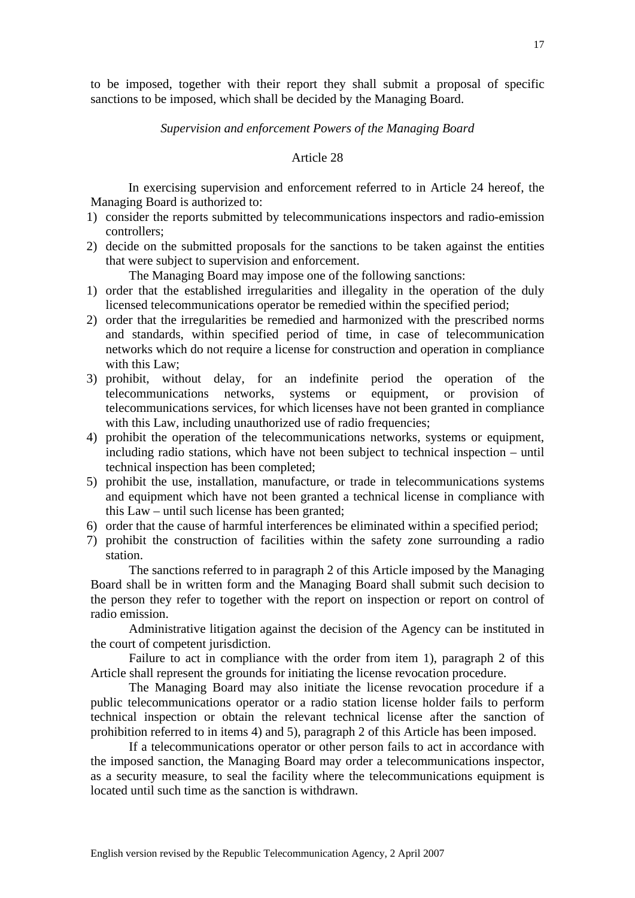to be imposed, together with their report they shall submit a proposal of specific sanctions to be imposed, which shall be decided by the Managing Board.

*Supervision and enforcement Powers of the Managing Board*

Article 28

In exercising supervision and enforcement referred to in Article 24 hereof, the Managing Board is authorized to:

1) consider the reports submitted by telecommunications inspectors and radio-emission controllers;
2) decide on the submitted proposals for the sanctions to be taken against the entities that were subject to supervision and enforcement.

The Managing Board may impose one of the following sanctions:

1) order that the established irregularities and illegality in the operation of the duly licensed telecommunications operator be remedied within the specified period;
2) order that the irregularities be remedied and harmonized with the prescribed norms and standards, within specified period of time, in case of telecommunication networks which do not require a license for construction and operation in compliance with this Law;
3) prohibit, without delay, for an indefinite period the operation of the telecommunications networks, systems or equipment, or provision of telecommunications services, for which licenses have not been granted in compliance with this Law, including unauthorized use of radio frequencies;
4) prohibit the operation of the telecommunications networks, systems or equipment, including radio stations, which have not been subject to technical inspection – until technical inspection has been completed;
5) prohibit the use, installation, manufacture, or trade in telecommunications systems and equipment which have not been granted a technical license in compliance with this Law – until such license has been granted;
6) order that the cause of harmful interferences be eliminated within a specified period;
7) prohibit the construction of facilities within the safety zone surrounding a radio station.

The sanctions referred to in paragraph 2 of this Article imposed by the Managing Board shall be in written form and the Managing Board shall submit such decision to the person they refer to together with the report on inspection or report on control of radio emission.

Administrative litigation against the decision of the Agency can be instituted in the court of competent jurisdiction.

Failure to act in compliance with the order from item 1), paragraph 2 of this Article shall represent the grounds for initiating the license revocation procedure.

The Managing Board may also initiate the license revocation procedure if a public telecommunications operator or a radio station license holder fails to perform technical inspection or obtain the relevant technical license after the sanction of prohibition referred to in items 4) and 5), paragraph 2 of this Article has been imposed.

If a telecommunications operator or other person fails to act in accordance with the imposed sanction, the Managing Board may order a telecommunications inspector, as a security measure, to seal the facility where the telecommunications equipment is located until such time as the sanction is withdrawn.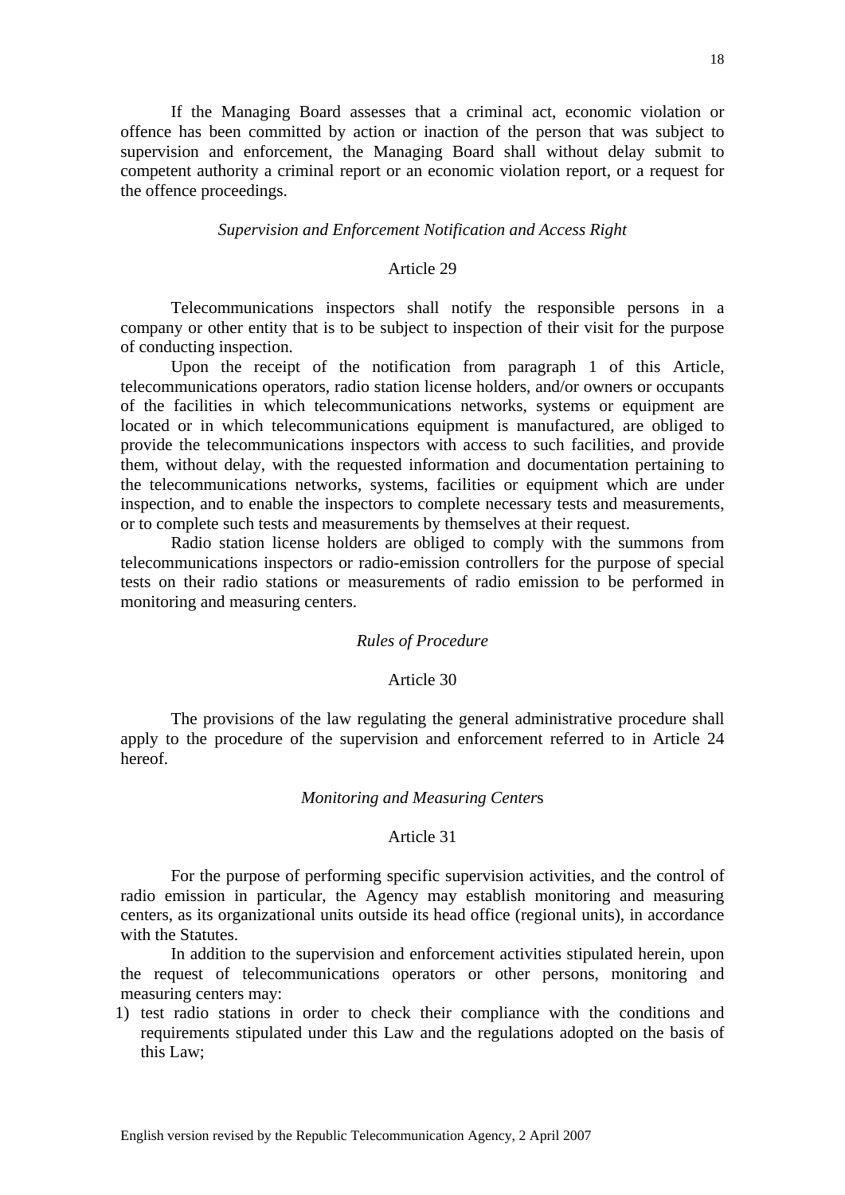If the Managing Board assesses that a criminal act, economic violation or offence has been committed by action or inaction of the person that was subject to supervision and enforcement, the Managing Board shall without delay submit to competent authority a criminal report or an economic violation report, or a request for the offence proceedings.

*Supervision and Enforcement Notification and Access Right*

Article 29

Telecommunications inspectors shall notify the responsible persons in a company or other entity that is to be subject to inspection of their visit for the purpose of conducting inspection.

Upon the receipt of the notification from paragraph 1 of this Article, telecommunications operators, radio station license holders, and/or owners or occupants of the facilities in which telecommunications networks, systems or equipment are located or in which telecommunications equipment is manufactured, are obliged to provide the telecommunications inspectors with access to such facilities, and provide them, without delay, with the requested information and documentation pertaining to the telecommunications networks, systems, facilities or equipment which are under inspection, and to enable the inspectors to complete necessary tests and measurements, or to complete such tests and measurements by themselves at their request.

Radio station license holders are obliged to comply with the summons from telecommunications inspectors or radio-emission controllers for the purpose of special tests on their radio stations or measurements of radio emission to be performed in monitoring and measuring centers.

*Rules of Procedure*

Article 30

The provisions of the law regulating the general administrative procedure shall apply to the procedure of the supervision and enforcement referred to in Article 24 hereof.

*Monitoring and Measuring Centers*

Article 31

For the purpose of performing specific supervision activities, and the control of radio emission in particular, the Agency may establish monitoring and measuring centers, as its organizational units outside its head office (regional units), in accordance with the Statutes.

In addition to the supervision and enforcement activities stipulated herein, upon the request of telecommunications operators or other persons, monitoring and measuring centers may:

1) test radio stations in order to check their compliance with the conditions and requirements stipulated under this Law and the regulations adopted on the basis of this Law;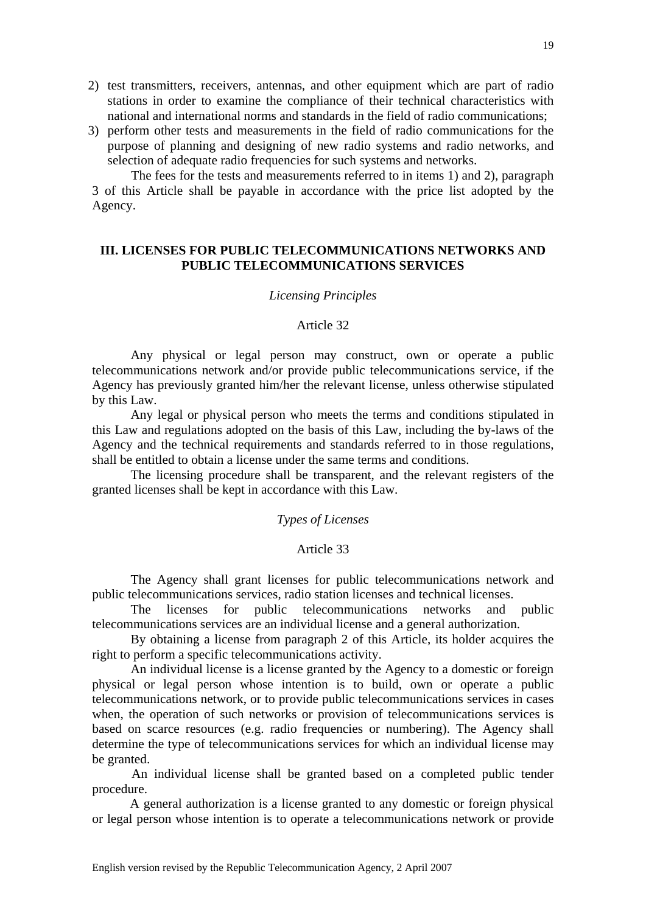2) test transmitters, receivers, antennas, and other equipment which are part of radio stations in order to examine the compliance of their technical characteristics with national and international norms and standards in the field of radio communications;
3) perform other tests and measurements in the field of radio communications for the purpose of planning and designing of new radio systems and radio networks, and selection of adequate radio frequencies for such systems and networks.

The fees for the tests and measurements referred to in items 1) and 2), paragraph 3 of this Article shall be payable in accordance with the price list adopted by the Agency.

## III. LICENSES FOR PUBLIC TELECOMMUNICATIONS NETWORKS AND PUBLIC TELECOMMUNICATIONS SERVICES

*Licensing Principles*

### Article 32

Any physical or legal person may construct, own or operate a public telecommunications network and/or provide public telecommunications service, if the Agency has previously granted him/her the relevant license, unless otherwise stipulated by this Law.

Any legal or physical person who meets the terms and conditions stipulated in this Law and regulations adopted on the basis of this Law, including the by-laws of the Agency and the technical requirements and standards referred to in those regulations, shall be entitled to obtain a license under the same terms and conditions.

The licensing procedure shall be transparent, and the relevant registers of the granted licenses shall be kept in accordance with this Law.

*Types of Licenses*

### Article 33

The Agency shall grant licenses for public telecommunications network and public telecommunications services, radio station licenses and technical licenses.

The licenses for public telecommunications networks and public telecommunications services are an individual license and a general authorization.

By obtaining a license from paragraph 2 of this Article, its holder acquires the right to perform a specific telecommunications activity.

An individual license is a license granted by the Agency to a domestic or foreign physical or legal person whose intention is to build, own or operate a public telecommunications network, or to provide public telecommunications services in cases when, the operation of such networks or provision of telecommunications services is based on scarce resources (e.g. radio frequencies or numbering). The Agency shall determine the type of telecommunications services for which an individual license may be granted.

An individual license shall be granted based on a completed public tender procedure.

A general authorization is a license granted to any domestic or foreign physical or legal person whose intention is to operate a telecommunications network or provide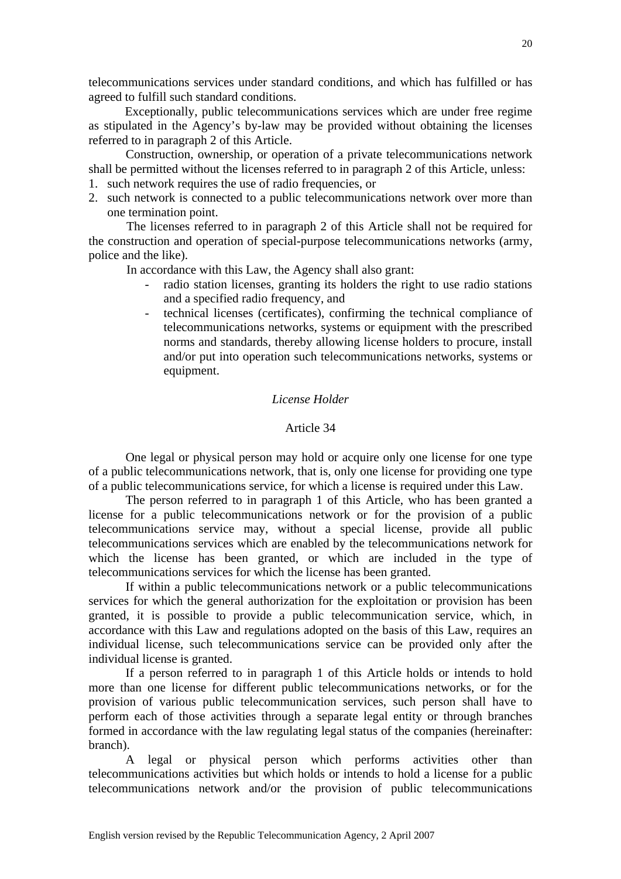telecommunications services under standard conditions, and which has fulfilled or has agreed to fulfill such standard conditions.

Exceptionally, public telecommunications services which are under free regime as stipulated in the Agency's by-law may be provided without obtaining the licenses referred to in paragraph 2 of this Article.

Construction, ownership, or operation of a private telecommunications network shall be permitted without the licenses referred to in paragraph 2 of this Article, unless:

1. such network requires the use of radio frequencies, or
2. such network is connected to a public telecommunications network over more than one termination point.

The licenses referred to in paragraph 2 of this Article shall not be required for the construction and operation of special-purpose telecommunications networks (army, police and the like).

In accordance with this Law, the Agency shall also grant:

- radio station licenses, granting its holders the right to use radio stations and a specified radio frequency, and
- technical licenses (certificates), confirming the technical compliance of telecommunications networks, systems or equipment with the prescribed norms and standards, thereby allowing license holders to procure, install and/or put into operation such telecommunications networks, systems or equipment.

*License Holder*

Article 34

One legal or physical person may hold or acquire only one license for one type of a public telecommunications network, that is, only one license for providing one type of a public telecommunications service, for which a license is required under this Law.

The person referred to in paragraph 1 of this Article, who has been granted a license for a public telecommunications network or for the provision of a public telecommunications service may, without a special license, provide all public telecommunications services which are enabled by the telecommunications network for which the license has been granted, or which are included in the type of telecommunications services for which the license has been granted.

If within a public telecommunications network or a public telecommunications services for which the general authorization for the exploitation or provision has been granted, it is possible to provide a public telecommunication service, which, in accordance with this Law and regulations adopted on the basis of this Law, requires an individual license, such telecommunications service can be provided only after the individual license is granted.

If a person referred to in paragraph 1 of this Article holds or intends to hold more than one license for different public telecommunications networks, or for the provision of various public telecommunication services, such person shall have to perform each of those activities through a separate legal entity or through branches formed in accordance with the law regulating legal status of the companies (hereinafter: branch).

A legal or physical person which performs activities other than telecommunications activities but which holds or intends to hold a license for a public telecommunications network and/or the provision of public telecommunications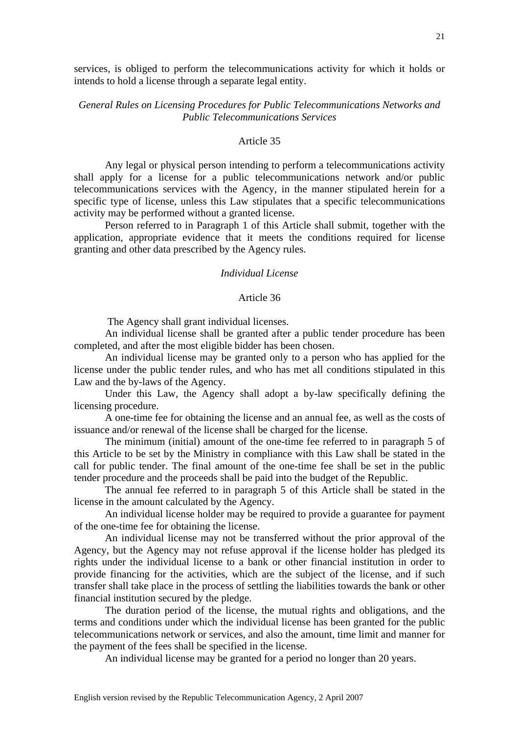services, is obliged to perform the telecommunications activity for which it holds or intends to hold a license through a separate legal entity.

*General Rules on Licensing Procedures for Public Telecommunications Networks and Public Telecommunications Services*

Article 35

Any legal or physical person intending to perform a telecommunications activity shall apply for a license for a public telecommunications network and/or public telecommunications services with the Agency, in the manner stipulated herein for a specific type of license, unless this Law stipulates that a specific telecommunications activity may be performed without a granted license.

Person referred to in Paragraph 1 of this Article shall submit, together with the application, appropriate evidence that it meets the conditions required for license granting and other data prescribed by the Agency rules.

*Individual License*

Article 36

The Agency shall grant individual licenses.

An individual license shall be granted after a public tender procedure has been completed, and after the most eligible bidder has been chosen.

An individual license may be granted only to a person who has applied for the license under the public tender rules, and who has met all conditions stipulated in this Law and the by-laws of the Agency.

Under this Law, the Agency shall adopt a by-law specifically defining the licensing procedure.

A one-time fee for obtaining the license and an annual fee, as well as the costs of issuance and/or renewal of the license shall be charged for the license.

The minimum (initial) amount of the one-time fee referred to in paragraph 5 of this Article to be set by the Ministry in compliance with this Law shall be stated in the call for public tender. The final amount of the one-time fee shall be set in the public tender procedure and the proceeds shall be paid into the budget of the Republic.

The annual fee referred to in paragraph 5 of this Article shall be stated in the license in the amount calculated by the Agency.

An individual license holder may be required to provide a guarantee for payment of the one-time fee for obtaining the license.

An individual license may not be transferred without the prior approval of the Agency, but the Agency may not refuse approval if the license holder has pledged its rights under the individual license to a bank or other financial institution in order to provide financing for the activities, which are the subject of the license, and if such transfer shall take place in the process of settling the liabilities towards the bank or other financial institution secured by the pledge.

The duration period of the license, the mutual rights and obligations, and the terms and conditions under which the individual license has been granted for the public telecommunications network or services, and also the amount, time limit and manner for the payment of the fees shall be specified in the license.

An individual license may be granted for a period no longer than 20 years.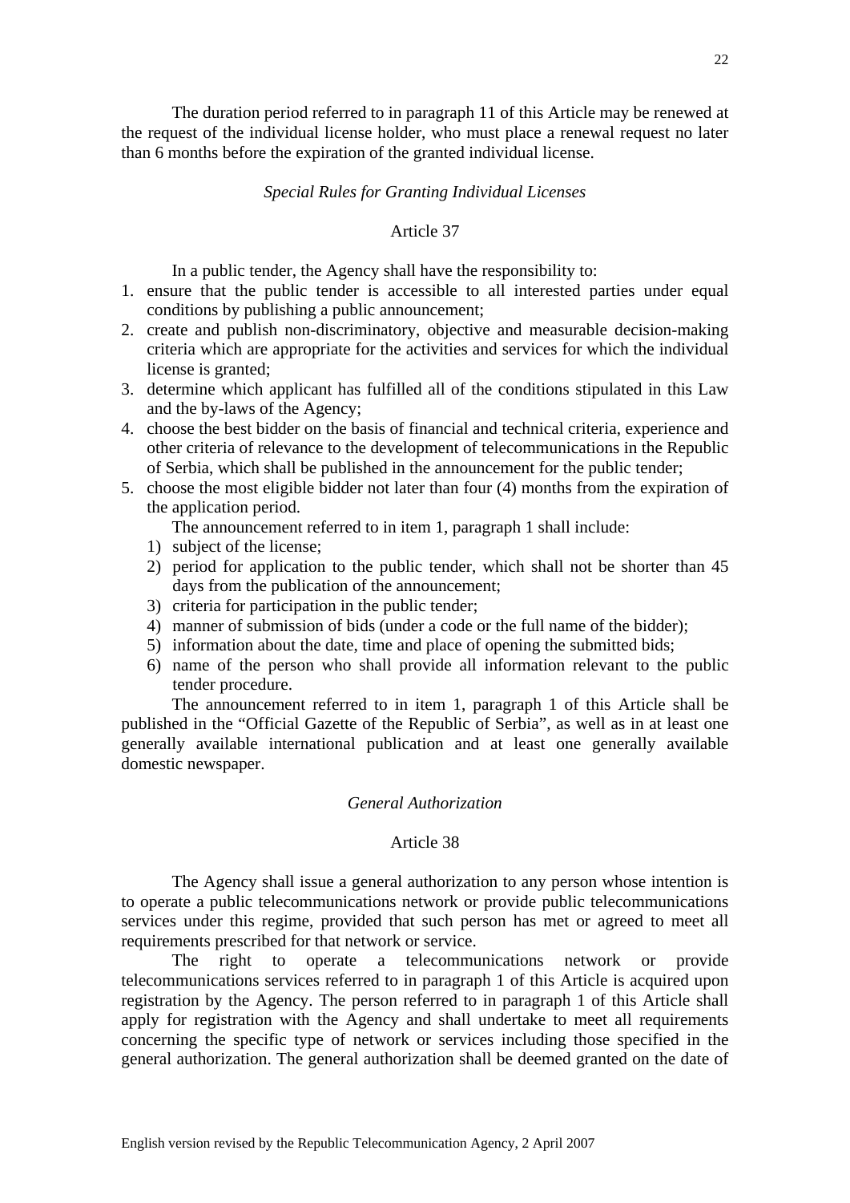The duration period referred to in paragraph 11 of this Article may be renewed at the request of the individual license holder, who must place a renewal request no later than 6 months before the expiration of the granted individual license.

*Special Rules for Granting Individual Licenses*

Article 37

In a public tender, the Agency shall have the responsibility to:

1. ensure that the public tender is accessible to all interested parties under equal conditions by publishing a public announcement;
2. create and publish non-discriminatory, objective and measurable decision-making criteria which are appropriate for the activities and services for which the individual license is granted;
3. determine which applicant has fulfilled all of the conditions stipulated in this Law and the by-laws of the Agency;
4. choose the best bidder on the basis of financial and technical criteria, experience and other criteria of relevance to the development of telecommunications in the Republic of Serbia, which shall be published in the announcement for the public tender;
5. choose the most eligible bidder not later than four (4) months from the expiration of the application period.

The announcement referred to in item 1, paragraph 1 shall include:

1) subject of the license;
2) period for application to the public tender, which shall not be shorter than 45 days from the publication of the announcement;
3) criteria for participation in the public tender;
4) manner of submission of bids (under a code or the full name of the bidder);
5) information about the date, time and place of opening the submitted bids;
6) name of the person who shall provide all information relevant to the public tender procedure.

The announcement referred to in item 1, paragraph 1 of this Article shall be published in the "Official Gazette of the Republic of Serbia", as well as in at least one generally available international publication and at least one generally available domestic newspaper.

*General Authorization*

Article 38

The Agency shall issue a general authorization to any person whose intention is to operate a public telecommunications network or provide public telecommunications services under this regime, provided that such person has met or agreed to meet all requirements prescribed for that network or service.

The right to operate a telecommunications network or provide telecommunications services referred to in paragraph 1 of this Article is acquired upon registration by the Agency. The person referred to in paragraph 1 of this Article shall apply for registration with the Agency and shall undertake to meet all requirements concerning the specific type of network or services including those specified in the general authorization. The general authorization shall be deemed granted on the date of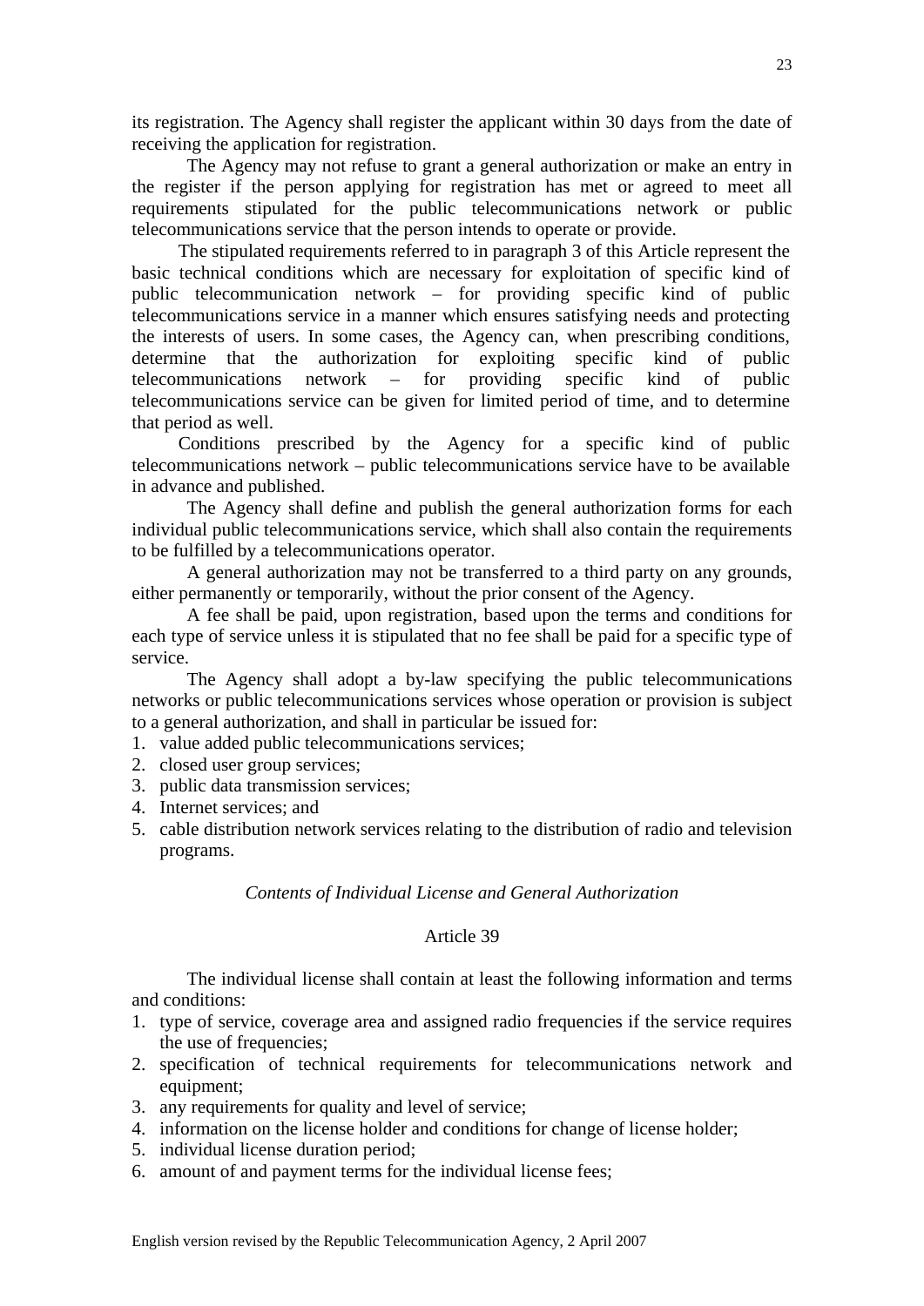its registration. The Agency shall register the applicant within 30 days from the date of receiving the application for registration.

The Agency may not refuse to grant a general authorization or make an entry in the register if the person applying for registration has met or agreed to meet all requirements stipulated for the public telecommunications network or public telecommunications service that the person intends to operate or provide.

The stipulated requirements referred to in paragraph 3 of this Article represent the basic technical conditions which are necessary for exploitation of specific kind of public telecommunication network – for providing specific kind of public telecommunications service in a manner which ensures satisfying needs and protecting the interests of users. In some cases, the Agency can, when prescribing conditions, determine that the authorization for exploiting specific kind of public telecommunications network – for providing specific kind of public telecommunications service can be given for limited period of time, and to determine that period as well.

Conditions prescribed by the Agency for a specific kind of public telecommunications network – public telecommunications service have to be available in advance and published.

The Agency shall define and publish the general authorization forms for each individual public telecommunications service, which shall also contain the requirements to be fulfilled by a telecommunications operator.

A general authorization may not be transferred to a third party on any grounds, either permanently or temporarily, without the prior consent of the Agency.

A fee shall be paid, upon registration, based upon the terms and conditions for each type of service unless it is stipulated that no fee shall be paid for a specific type of service.

The Agency shall adopt a by-law specifying the public telecommunications networks or public telecommunications services whose operation or provision is subject to a general authorization, and shall in particular be issued for:

1. value added public telecommunications services;
2. closed user group services;
3. public data transmission services;
4. Internet services; and
5. cable distribution network services relating to the distribution of radio and television programs.

*Contents of Individual License and General Authorization*

Article 39

The individual license shall contain at least the following information and terms and conditions:

1. type of service, coverage area and assigned radio frequencies if the service requires the use of frequencies;
2. specification of technical requirements for telecommunications network and equipment;
3. any requirements for quality and level of service;
4. information on the license holder and conditions for change of license holder;
5. individual license duration period;
6. amount of and payment terms for the individual license fees;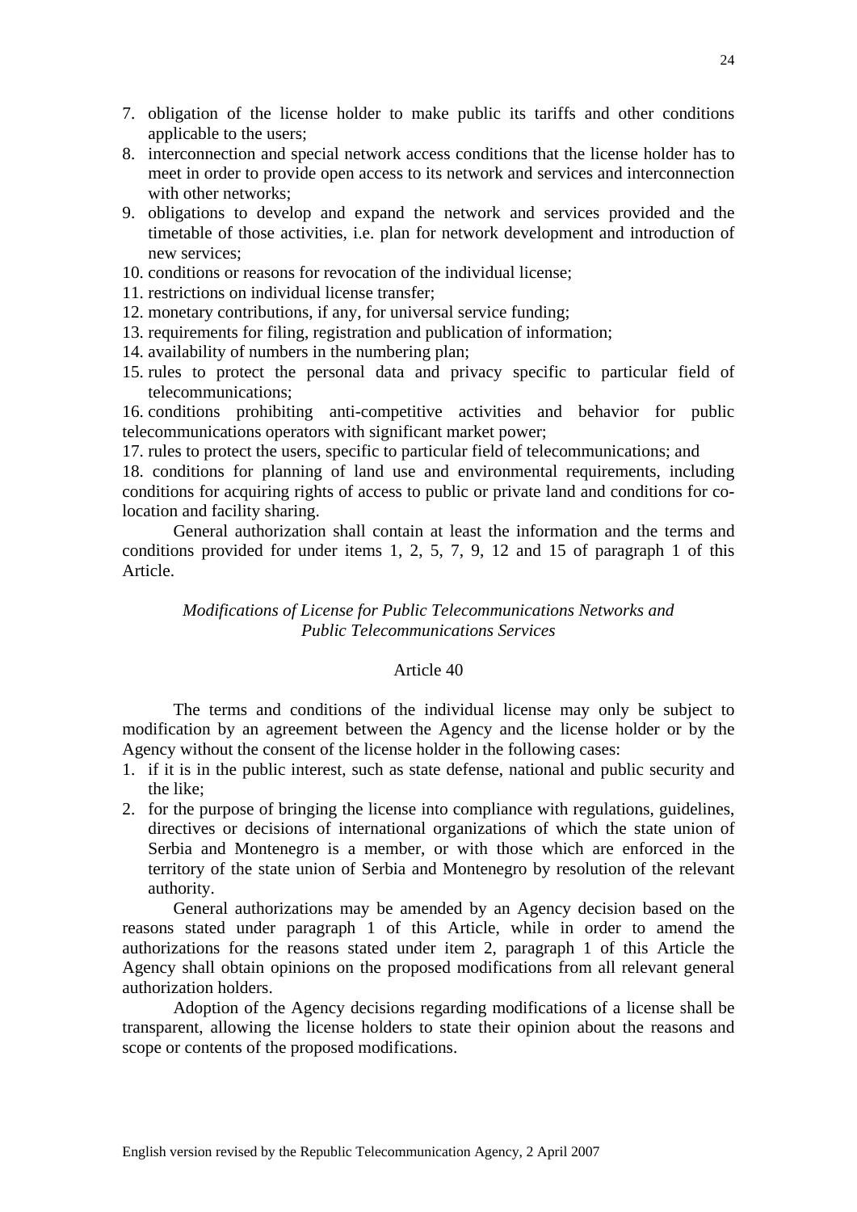7. obligation of the license holder to make public its tariffs and other conditions applicable to the users;
8. interconnection and special network access conditions that the license holder has to meet in order to provide open access to its network and services and interconnection with other networks;
9. obligations to develop and expand the network and services provided and the timetable of those activities, i.e. plan for network development and introduction of new services;
10. conditions or reasons for revocation of the individual license;
11. restrictions on individual license transfer;
12. monetary contributions, if any, for universal service funding;
13. requirements for filing, registration and publication of information;
14. availability of numbers in the numbering plan;
15. rules to protect the personal data and privacy specific to particular field of telecommunications;
16. conditions prohibiting anti-competitive activities and behavior for public telecommunications operators with significant market power;
17. rules to protect the users, specific to particular field of telecommunications; and
18. conditions for planning of land use and environmental requirements, including conditions for acquiring rights of access to public or private land and conditions for co-location and facility sharing.

General authorization shall contain at least the information and the terms and conditions provided for under items 1, 2, 5, 7, 9, 12 and 15 of paragraph 1 of this Article.

*Modifications of License for Public Telecommunications Networks and Public Telecommunications Services*

Article 40

The terms and conditions of the individual license may only be subject to modification by an agreement between the Agency and the license holder or by the Agency without the consent of the license holder in the following cases:

1. if it is in the public interest, such as state defense, national and public security and the like;
2. for the purpose of bringing the license into compliance with regulations, guidelines, directives or decisions of international organizations of which the state union of Serbia and Montenegro is a member, or with those which are enforced in the territory of the state union of Serbia and Montenegro by resolution of the relevant authority.

General authorizations may be amended by an Agency decision based on the reasons stated under paragraph 1 of this Article, while in order to amend the authorizations for the reasons stated under item 2, paragraph 1 of this Article the Agency shall obtain opinions on the proposed modifications from all relevant general authorization holders.

Adoption of the Agency decisions regarding modifications of a license shall be transparent, allowing the license holders to state their opinion about the reasons and scope or contents of the proposed modifications.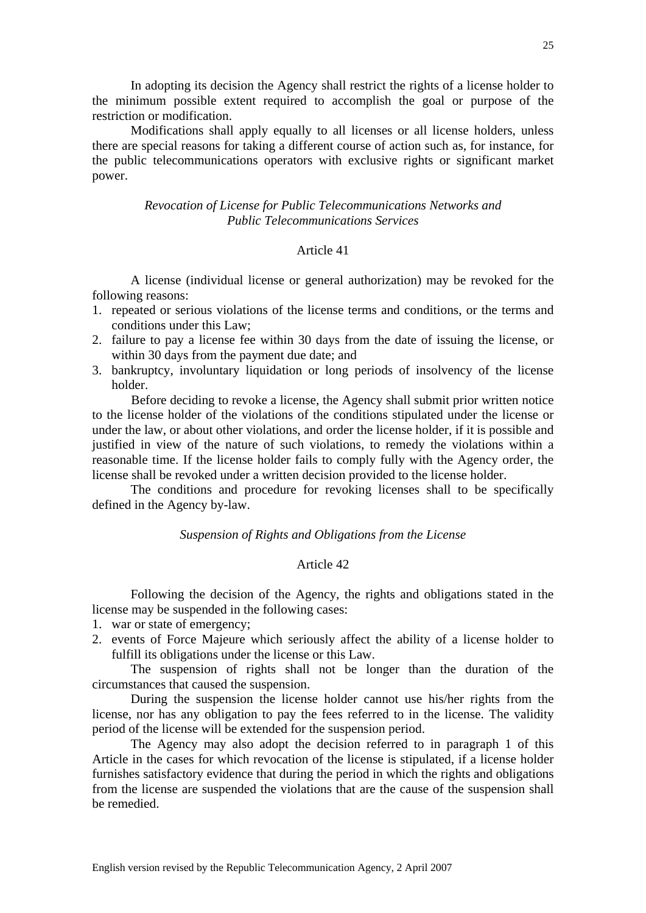In adopting its decision the Agency shall restrict the rights of a license holder to the minimum possible extent required to accomplish the goal or purpose of the restriction or modification.

Modifications shall apply equally to all licenses or all license holders, unless there are special reasons for taking a different course of action such as, for instance, for the public telecommunications operators with exclusive rights or significant market power.

*Revocation of License for Public Telecommunications Networks and Public Telecommunications Services*

Article 41

A license (individual license or general authorization) may be revoked for the following reasons:

1. repeated or serious violations of the license terms and conditions, or the terms and conditions under this Law;
2. failure to pay a license fee within 30 days from the date of issuing the license, or within 30 days from the payment due date; and
3. bankruptcy, involuntary liquidation or long periods of insolvency of the license holder.

Before deciding to revoke a license, the Agency shall submit prior written notice to the license holder of the violations of the conditions stipulated under the license or under the law, or about other violations, and order the license holder, if it is possible and justified in view of the nature of such violations, to remedy the violations within a reasonable time. If the license holder fails to comply fully with the Agency order, the license shall be revoked under a written decision provided to the license holder.

The conditions and procedure for revoking licenses shall to be specifically defined in the Agency by-law.

*Suspension of Rights and Obligations from the License*

Article 42

Following the decision of the Agency, the rights and obligations stated in the license may be suspended in the following cases:

1. war or state of emergency;
2. events of Force Majeure which seriously affect the ability of a license holder to fulfill its obligations under the license or this Law.

The suspension of rights shall not be longer than the duration of the circumstances that caused the suspension.

During the suspension the license holder cannot use his/her rights from the license, nor has any obligation to pay the fees referred to in the license. The validity period of the license will be extended for the suspension period.

The Agency may also adopt the decision referred to in paragraph 1 of this Article in the cases for which revocation of the license is stipulated, if a license holder furnishes satisfactory evidence that during the period in which the rights and obligations from the license are suspended the violations that are the cause of the suspension shall be remedied.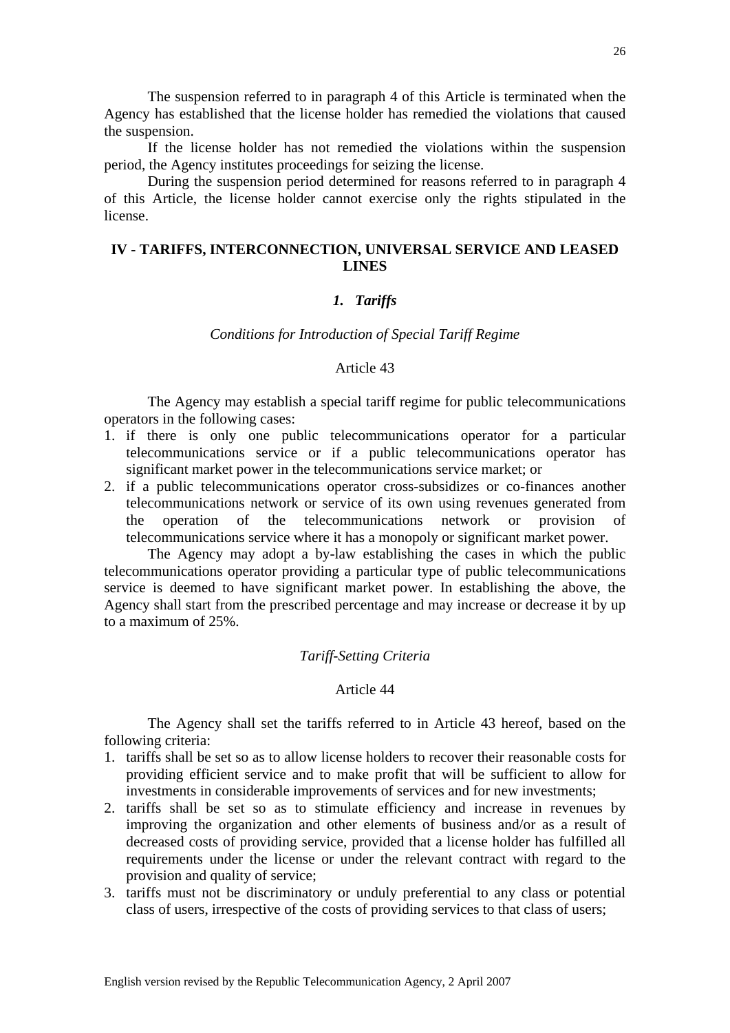The suspension referred to in paragraph 4 of this Article is terminated when the Agency has established that the license holder has remedied the violations that caused the suspension.

If the license holder has not remedied the violations within the suspension period, the Agency institutes proceedings for seizing the license.

During the suspension period determined for reasons referred to in paragraph 4 of this Article, the license holder cannot exercise only the rights stipulated in the license.

## IV - TARIFFS, INTERCONNECTION, UNIVERSAL SERVICE AND LEASED LINES

### *1. Tariffs*

*Conditions for Introduction of Special Tariff Regime*

Article 43

The Agency may establish a special tariff regime for public telecommunications operators in the following cases:

1. if there is only one public telecommunications operator for a particular telecommunications service or if a public telecommunications operator has significant market power in the telecommunications service market; or
2. if a public telecommunications operator cross-subsidizes or co-finances another telecommunications network or service of its own using revenues generated from the operation of the telecommunications network or provision of telecommunications service where it has a monopoly or significant market power.

The Agency may adopt a by-law establishing the cases in which the public telecommunications operator providing a particular type of public telecommunications service is deemed to have significant market power. In establishing the above, the Agency shall start from the prescribed percentage and may increase or decrease it by up to a maximum of 25%.

*Tariff-Setting Criteria*

Article 44

The Agency shall set the tariffs referred to in Article 43 hereof, based on the following criteria:

1. tariffs shall be set so as to allow license holders to recover their reasonable costs for providing efficient service and to make profit that will be sufficient to allow for investments in considerable improvements of services and for new investments;
2. tariffs shall be set so as to stimulate efficiency and increase in revenues by improving the organization and other elements of business and/or as a result of decreased costs of providing service, provided that a license holder has fulfilled all requirements under the license or under the relevant contract with regard to the provision and quality of service;
3. tariffs must not be discriminatory or unduly preferential to any class or potential class of users, irrespective of the costs of providing services to that class of users;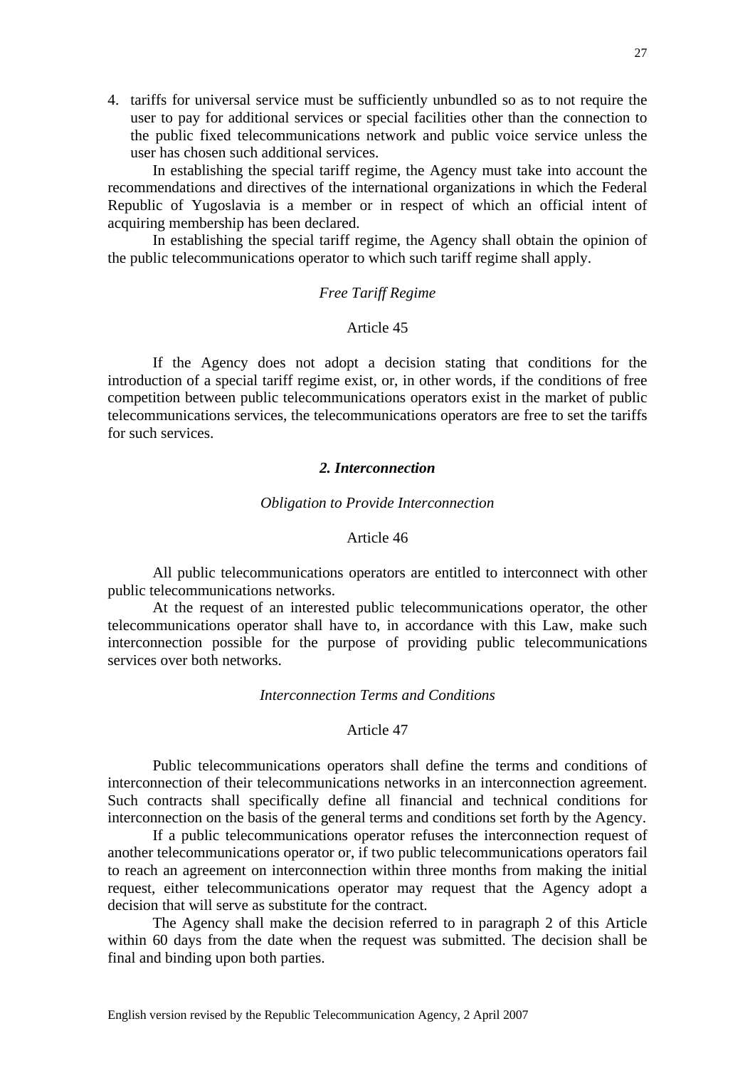4. tariffs for universal service must be sufficiently unbundled so as to not require the user to pay for additional services or special facilities other than the connection to the public fixed telecommunications network and public voice service unless the user has chosen such additional services.

In establishing the special tariff regime, the Agency must take into account the recommendations and directives of the international organizations in which the Federal Republic of Yugoslavia is a member or in respect of which an official intent of acquiring membership has been declared.

In establishing the special tariff regime, the Agency shall obtain the opinion of the public telecommunications operator to which such tariff regime shall apply.

*Free Tariff Regime*

Article 45

If the Agency does not adopt a decision stating that conditions for the introduction of a special tariff regime exist, or, in other words, if the conditions of free competition between public telecommunications operators exist in the market of public telecommunications services, the telecommunications operators are free to set the tariffs for such services.

***2. Interconnection***

*Obligation to Provide Interconnection*

Article 46

All public telecommunications operators are entitled to interconnect with other public telecommunications networks.

At the request of an interested public telecommunications operator, the other telecommunications operator shall have to, in accordance with this Law, make such interconnection possible for the purpose of providing public telecommunications services over both networks.

*Interconnection Terms and Conditions*

Article 47

Public telecommunications operators shall define the terms and conditions of interconnection of their telecommunications networks in an interconnection agreement. Such contracts shall specifically define all financial and technical conditions for interconnection on the basis of the general terms and conditions set forth by the Agency.

If a public telecommunications operator refuses the interconnection request of another telecommunications operator or, if two public telecommunications operators fail to reach an agreement on interconnection within three months from making the initial request, either telecommunications operator may request that the Agency adopt a decision that will serve as substitute for the contract.

The Agency shall make the decision referred to in paragraph 2 of this Article within 60 days from the date when the request was submitted. The decision shall be final and binding upon both parties.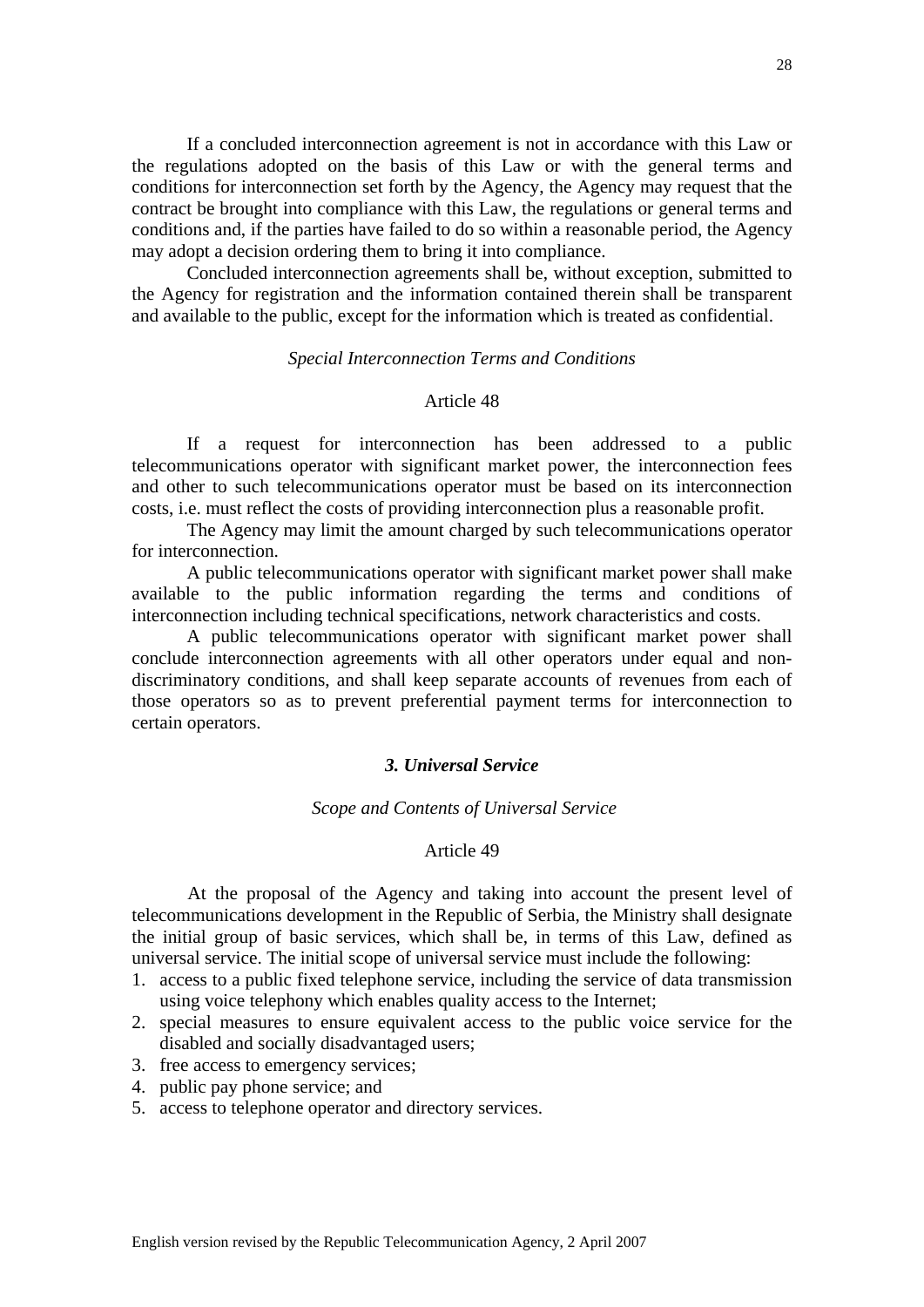If a concluded interconnection agreement is not in accordance with this Law or the regulations adopted on the basis of this Law or with the general terms and conditions for interconnection set forth by the Agency, the Agency may request that the contract be brought into compliance with this Law, the regulations or general terms and conditions and, if the parties have failed to do so within a reasonable period, the Agency may adopt a decision ordering them to bring it into compliance.

Concluded interconnection agreements shall be, without exception, submitted to the Agency for registration and the information contained therein shall be transparent and available to the public, except for the information which is treated as confidential.

*Special Interconnection Terms and Conditions*

Article 48

If a request for interconnection has been addressed to a public telecommunications operator with significant market power, the interconnection fees and other to such telecommunications operator must be based on its interconnection costs, i.e. must reflect the costs of providing interconnection plus a reasonable profit.

The Agency may limit the amount charged by such telecommunications operator for interconnection.

A public telecommunications operator with significant market power shall make available to the public information regarding the terms and conditions of interconnection including technical specifications, network characteristics and costs.

A public telecommunications operator with significant market power shall conclude interconnection agreements with all other operators under equal and non-discriminatory conditions, and shall keep separate accounts of revenues from each of those operators so as to prevent preferential payment terms for interconnection to certain operators.

### *3. Universal Service*

*Scope and Contents of Universal Service*

Article 49

At the proposal of the Agency and taking into account the present level of telecommunications development in the Republic of Serbia, the Ministry shall designate the initial group of basic services, which shall be, in terms of this Law, defined as universal service. The initial scope of universal service must include the following:

1. access to a public fixed telephone service, including the service of data transmission using voice telephony which enables quality access to the Internet;
2. special measures to ensure equivalent access to the public voice service for the disabled and socially disadvantaged users;
3. free access to emergency services;
4. public pay phone service; and
5. access to telephone operator and directory services.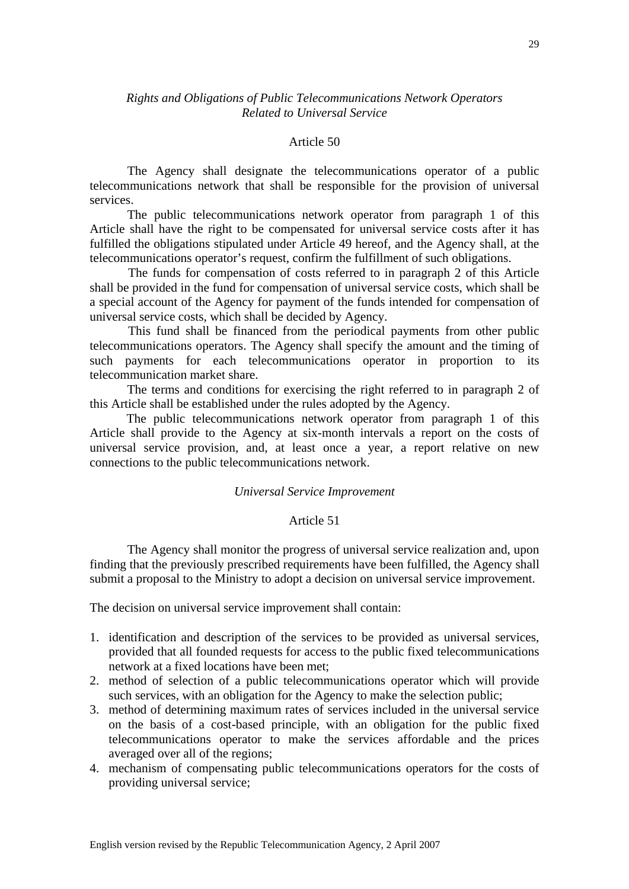*Rights and Obligations of Public Telecommunications Network Operators Related to Universal Service*

Article 50

The Agency shall designate the telecommunications operator of a public telecommunications network that shall be responsible for the provision of universal services.

The public telecommunications network operator from paragraph 1 of this Article shall have the right to be compensated for universal service costs after it has fulfilled the obligations stipulated under Article 49 hereof, and the Agency shall, at the telecommunications operator's request, confirm the fulfillment of such obligations.

The funds for compensation of costs referred to in paragraph 2 of this Article shall be provided in the fund for compensation of universal service costs, which shall be a special account of the Agency for payment of the funds intended for compensation of universal service costs, which shall be decided by Agency.

This fund shall be financed from the periodical payments from other public telecommunications operators. The Agency shall specify the amount and the timing of such payments for each telecommunications operator in proportion to its telecommunication market share.

The terms and conditions for exercising the right referred to in paragraph 2 of this Article shall be established under the rules adopted by the Agency.

The public telecommunications network operator from paragraph 1 of this Article shall provide to the Agency at six-month intervals a report on the costs of universal service provision, and, at least once a year, a report relative on new connections to the public telecommunications network.

*Universal Service Improvement*

Article 51

The Agency shall monitor the progress of universal service realization and, upon finding that the previously prescribed requirements have been fulfilled, the Agency shall submit a proposal to the Ministry to adopt a decision on universal service improvement.

The decision on universal service improvement shall contain:

1. identification and description of the services to be provided as universal services, provided that all founded requests for access to the public fixed telecommunications network at a fixed locations have been met;
2. method of selection of a public telecommunications operator which will provide such services, with an obligation for the Agency to make the selection public;
3. method of determining maximum rates of services included in the universal service on the basis of a cost-based principle, with an obligation for the public fixed telecommunications operator to make the services affordable and the prices averaged over all of the regions;
4. mechanism of compensating public telecommunications operators for the costs of providing universal service;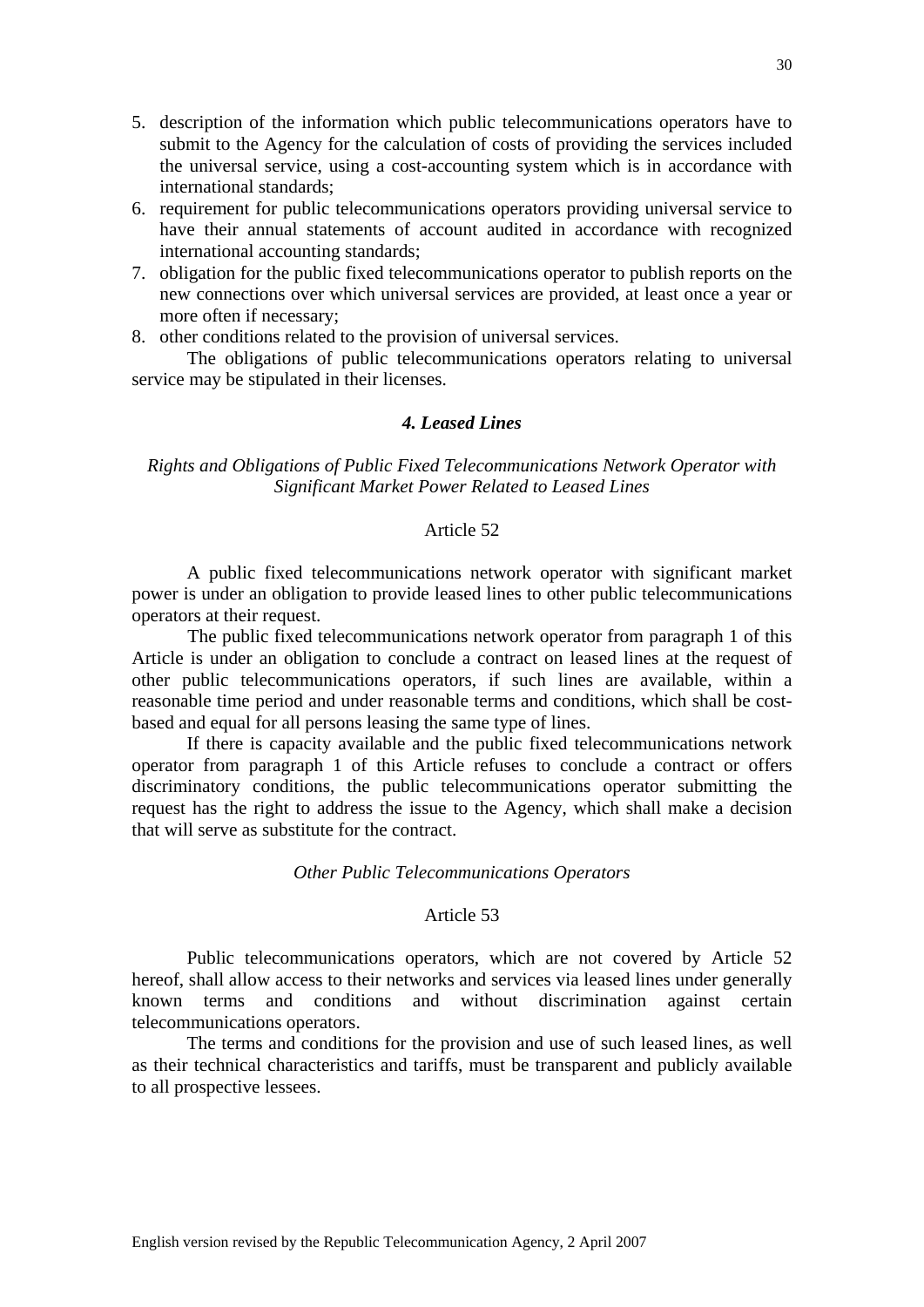5. description of the information which public telecommunications operators have to submit to the Agency for the calculation of costs of providing the services included the universal service, using a cost-accounting system which is in accordance with international standards;
6. requirement for public telecommunications operators providing universal service to have their annual statements of account audited in accordance with recognized international accounting standards;
7. obligation for the public fixed telecommunications operator to publish reports on the new connections over which universal services are provided, at least once a year or more often if necessary;
8. other conditions related to the provision of universal services.

The obligations of public telecommunications operators relating to universal service may be stipulated in their licenses.

### *4. Leased Lines*

*Rights and Obligations of Public Fixed Telecommunications Network Operator with Significant Market Power Related to Leased Lines*

Article 52

A public fixed telecommunications network operator with significant market power is under an obligation to provide leased lines to other public telecommunications operators at their request.

The public fixed telecommunications network operator from paragraph 1 of this Article is under an obligation to conclude a contract on leased lines at the request of other public telecommunications operators, if such lines are available, within a reasonable time period and under reasonable terms and conditions, which shall be cost-based and equal for all persons leasing the same type of lines.

If there is capacity available and the public fixed telecommunications network operator from paragraph 1 of this Article refuses to conclude a contract or offers discriminatory conditions, the public telecommunications operator submitting the request has the right to address the issue to the Agency, which shall make a decision that will serve as substitute for the contract.

*Other Public Telecommunications Operators*

Article 53

Public telecommunications operators, which are not covered by Article 52 hereof, shall allow access to their networks and services via leased lines under generally known terms and conditions and without discrimination against certain telecommunications operators.

The terms and conditions for the provision and use of such leased lines, as well as their technical characteristics and tariffs, must be transparent and publicly available to all prospective lessees.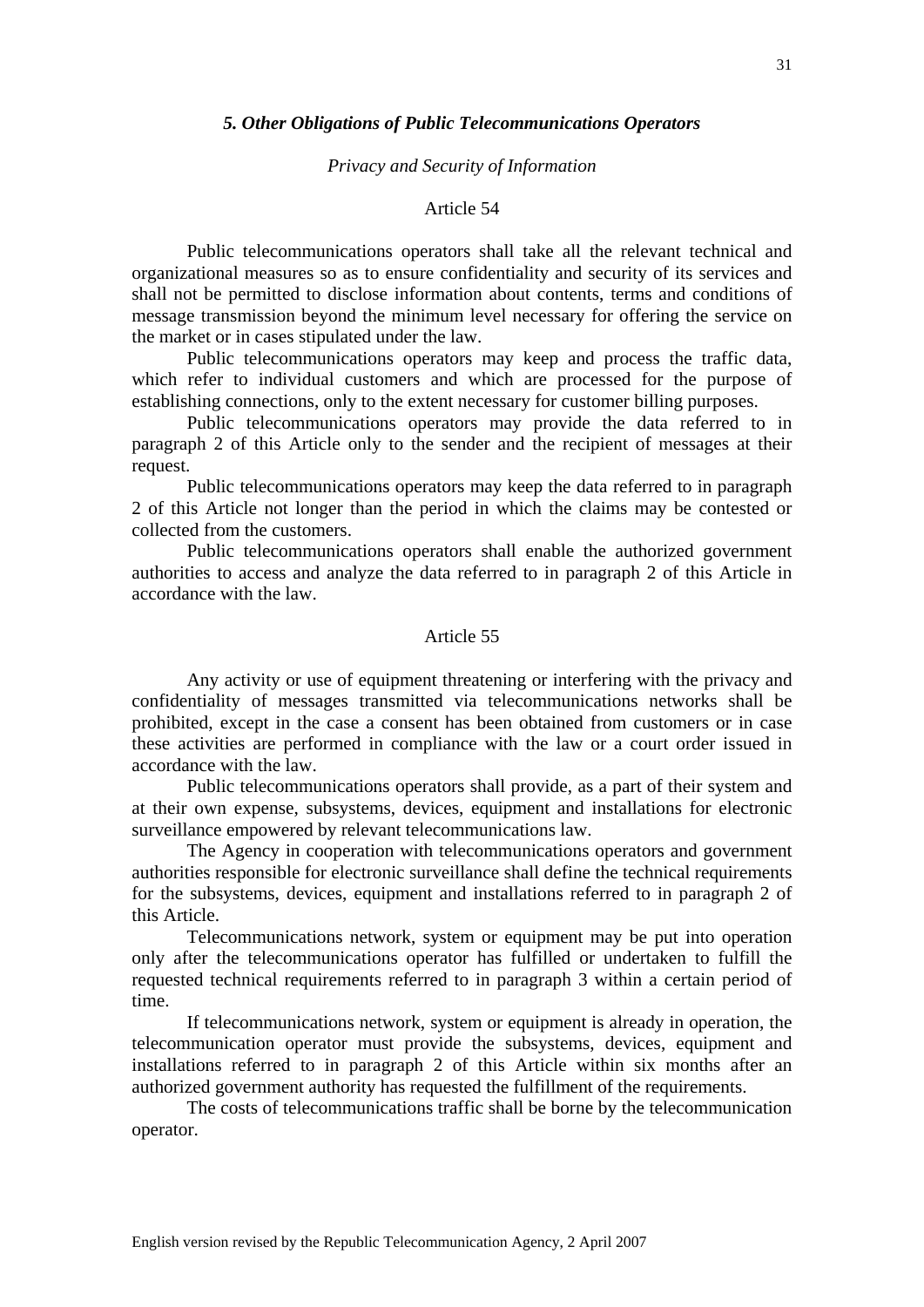### *5. Other Obligations of Public Telecommunications Operators*

*Privacy and Security of Information*

Article 54

Public telecommunications operators shall take all the relevant technical and organizational measures so as to ensure confidentiality and security of its services and shall not be permitted to disclose information about contents, terms and conditions of message transmission beyond the minimum level necessary for offering the service on the market or in cases stipulated under the law.

Public telecommunications operators may keep and process the traffic data, which refer to individual customers and which are processed for the purpose of establishing connections, only to the extent necessary for customer billing purposes.

Public telecommunications operators may provide the data referred to in paragraph 2 of this Article only to the sender and the recipient of messages at their request.

Public telecommunications operators may keep the data referred to in paragraph 2 of this Article not longer than the period in which the claims may be contested or collected from the customers.

Public telecommunications operators shall enable the authorized government authorities to access and analyze the data referred to in paragraph 2 of this Article in accordance with the law.

Article 55

Any activity or use of equipment threatening or interfering with the privacy and confidentiality of messages transmitted via telecommunications networks shall be prohibited, except in the case a consent has been obtained from customers or in case these activities are performed in compliance with the law or a court order issued in accordance with the law.

Public telecommunications operators shall provide, as a part of their system and at their own expense, subsystems, devices, equipment and installations for electronic surveillance empowered by relevant telecommunications law.

The Agency in cooperation with telecommunications operators and government authorities responsible for electronic surveillance shall define the technical requirements for the subsystems, devices, equipment and installations referred to in paragraph 2 of this Article.

Telecommunications network, system or equipment may be put into operation only after the telecommunications operator has fulfilled or undertaken to fulfill the requested technical requirements referred to in paragraph 3 within a certain period of time.

If telecommunications network, system or equipment is already in operation, the telecommunication operator must provide the subsystems, devices, equipment and installations referred to in paragraph 2 of this Article within six months after an authorized government authority has requested the fulfillment of the requirements.

The costs of telecommunications traffic shall be borne by the telecommunication operator.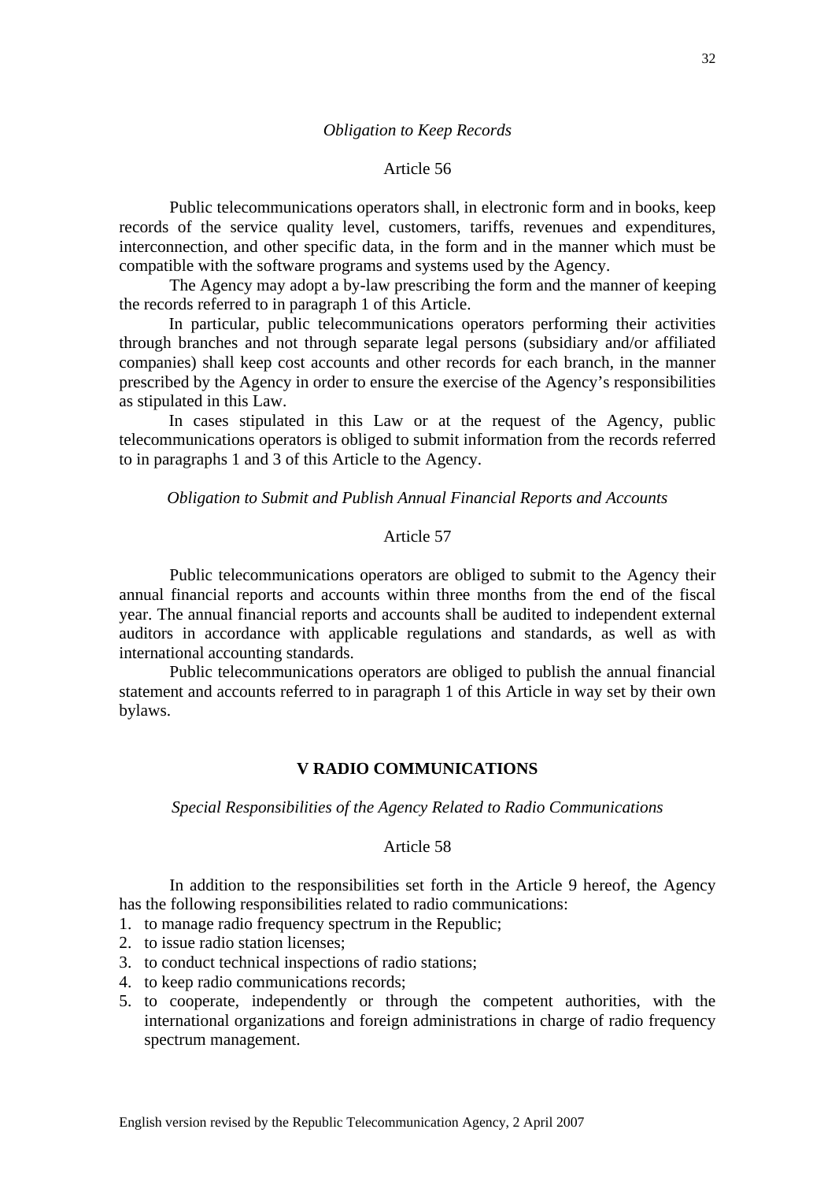*Obligation to Keep Records*

Article 56

Public telecommunications operators shall, in electronic form and in books, keep records of the service quality level, customers, tariffs, revenues and expenditures, interconnection, and other specific data, in the form and in the manner which must be compatible with the software programs and systems used by the Agency.

The Agency may adopt a by-law prescribing the form and the manner of keeping the records referred to in paragraph 1 of this Article.

In particular, public telecommunications operators performing their activities through branches and not through separate legal persons (subsidiary and/or affiliated companies) shall keep cost accounts and other records for each branch, in the manner prescribed by the Agency in order to ensure the exercise of the Agency's responsibilities as stipulated in this Law.

In cases stipulated in this Law or at the request of the Agency, public telecommunications operators is obliged to submit information from the records referred to in paragraphs 1 and 3 of this Article to the Agency.

*Obligation to Submit and Publish Annual Financial Reports and Accounts*

Article 57

Public telecommunications operators are obliged to submit to the Agency their annual financial reports and accounts within three months from the end of the fiscal year. The annual financial reports and accounts shall be audited to independent external auditors in accordance with applicable regulations and standards, as well as with international accounting standards.

Public telecommunications operators are obliged to publish the annual financial statement and accounts referred to in paragraph 1 of this Article in way set by their own bylaws.

## V RADIO COMMUNICATIONS

*Special Responsibilities of the Agency Related to Radio Communications*

Article 58

In addition to the responsibilities set forth in the Article 9 hereof, the Agency has the following responsibilities related to radio communications:

1. to manage radio frequency spectrum in the Republic;
2. to issue radio station licenses;
3. to conduct technical inspections of radio stations;
4. to keep radio communications records;
5. to cooperate, independently or through the competent authorities, with the international organizations and foreign administrations in charge of radio frequency spectrum management.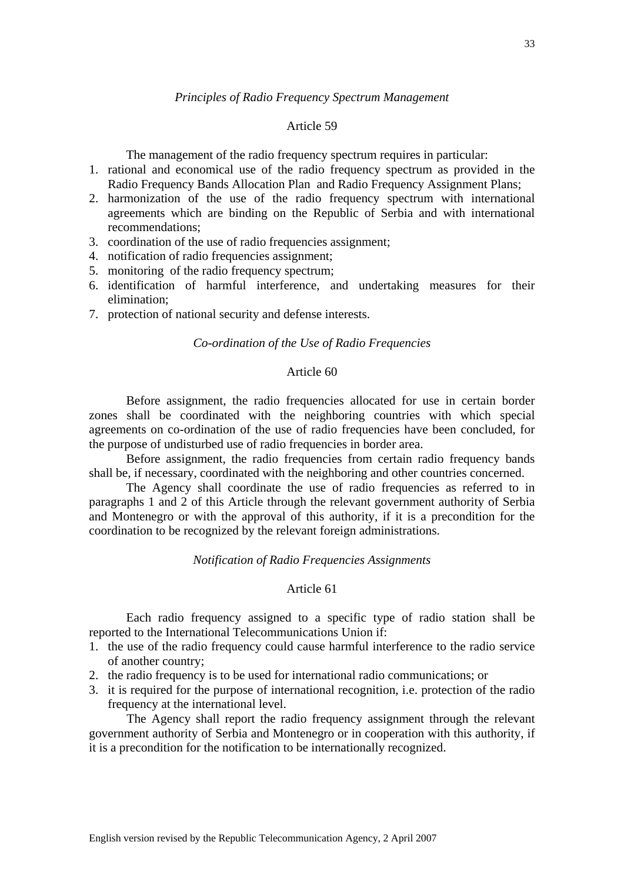*Principles of Radio Frequency Spectrum Management*

Article 59

The management of the radio frequency spectrum requires in particular:

1. rational and economical use of the radio frequency spectrum as provided in the Radio Frequency Bands Allocation Plan and Radio Frequency Assignment Plans;
2. harmonization of the use of the radio frequency spectrum with international agreements which are binding on the Republic of Serbia and with international recommendations;
3. coordination of the use of radio frequencies assignment;
4. notification of radio frequencies assignment;
5. monitoring of the radio frequency spectrum;
6. identification of harmful interference, and undertaking measures for their elimination;
7. protection of national security and defense interests.

*Co-ordination of the Use of Radio Frequencies*

Article 60

Before assignment, the radio frequencies allocated for use in certain border zones shall be coordinated with the neighboring countries with which special agreements on co-ordination of the use of radio frequencies have been concluded, for the purpose of undisturbed use of radio frequencies in border area.

Before assignment, the radio frequencies from certain radio frequency bands shall be, if necessary, coordinated with the neighboring and other countries concerned.

The Agency shall coordinate the use of radio frequencies as referred to in paragraphs 1 and 2 of this Article through the relevant government authority of Serbia and Montenegro or with the approval of this authority, if it is a precondition for the coordination to be recognized by the relevant foreign administrations.

*Notification of Radio Frequencies Assignments*

Article 61

Each radio frequency assigned to a specific type of radio station shall be reported to the International Telecommunications Union if:

1. the use of the radio frequency could cause harmful interference to the radio service of another country;
2. the radio frequency is to be used for international radio communications; or
3. it is required for the purpose of international recognition, i.e. protection of the radio frequency at the international level.

The Agency shall report the radio frequency assignment through the relevant government authority of Serbia and Montenegro or in cooperation with this authority, if it is a precondition for the notification to be internationally recognized.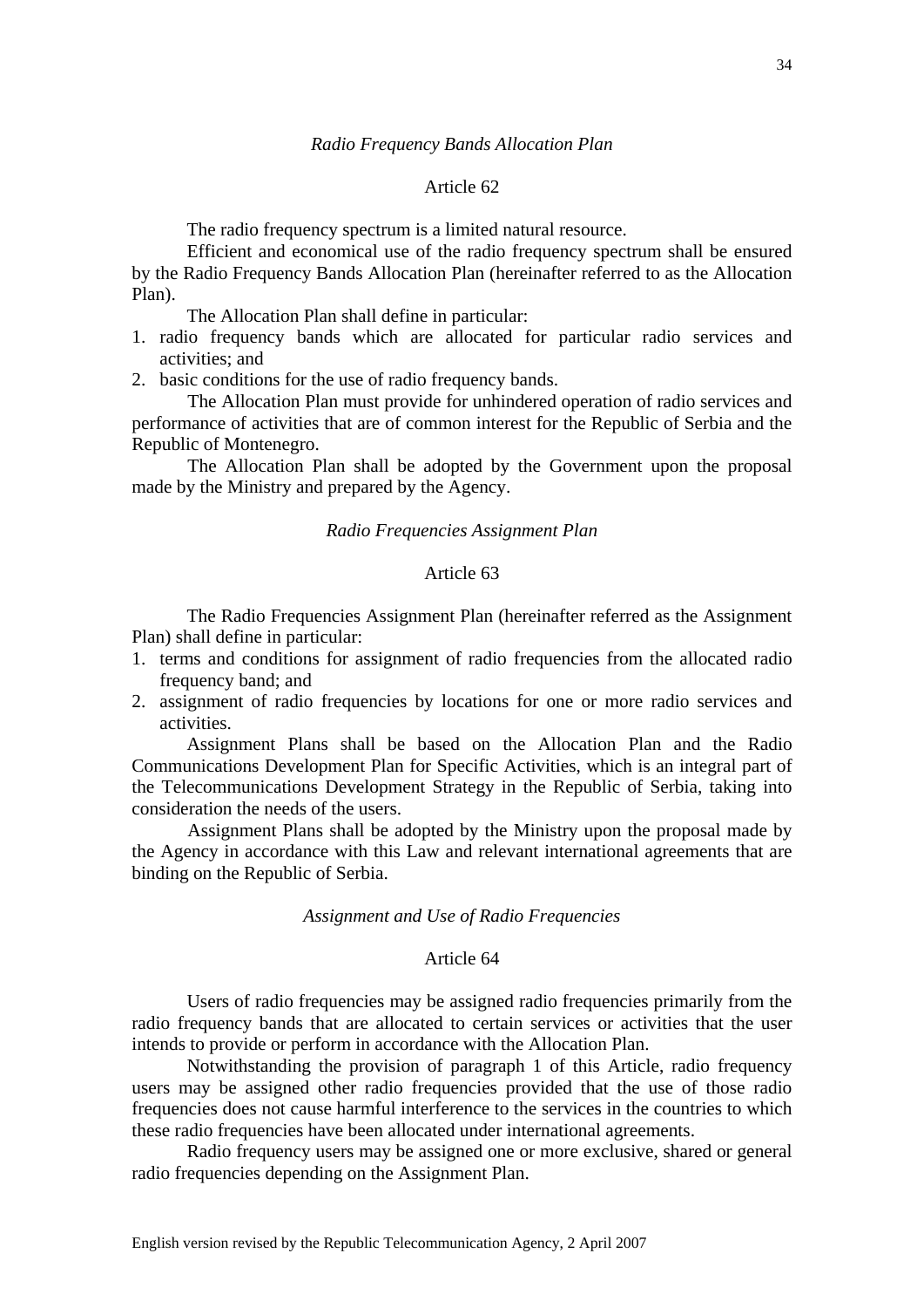*Radio Frequency Bands Allocation Plan*

Article 62

The radio frequency spectrum is a limited natural resource.

Efficient and economical use of the radio frequency spectrum shall be ensured by the Radio Frequency Bands Allocation Plan (hereinafter referred to as the Allocation Plan).

The Allocation Plan shall define in particular:

1. radio frequency bands which are allocated for particular radio services and activities; and
2. basic conditions for the use of radio frequency bands.

The Allocation Plan must provide for unhindered operation of radio services and performance of activities that are of common interest for the Republic of Serbia and the Republic of Montenegro.

The Allocation Plan shall be adopted by the Government upon the proposal made by the Ministry and prepared by the Agency.

*Radio Frequencies Assignment Plan*

Article 63

The Radio Frequencies Assignment Plan (hereinafter referred as the Assignment Plan) shall define in particular:

1. terms and conditions for assignment of radio frequencies from the allocated radio frequency band; and
2. assignment of radio frequencies by locations for one or more radio services and activities.

Assignment Plans shall be based on the Allocation Plan and the Radio Communications Development Plan for Specific Activities, which is an integral part of the Telecommunications Development Strategy in the Republic of Serbia, taking into consideration the needs of the users.

Assignment Plans shall be adopted by the Ministry upon the proposal made by the Agency in accordance with this Law and relevant international agreements that are binding on the Republic of Serbia.

*Assignment and Use of Radio Frequencies*

Article 64

Users of radio frequencies may be assigned radio frequencies primarily from the radio frequency bands that are allocated to certain services or activities that the user intends to provide or perform in accordance with the Allocation Plan.

Notwithstanding the provision of paragraph 1 of this Article, radio frequency users may be assigned other radio frequencies provided that the use of those radio frequencies does not cause harmful interference to the services in the countries to which these radio frequencies have been allocated under international agreements.

Radio frequency users may be assigned one or more exclusive, shared or general radio frequencies depending on the Assignment Plan.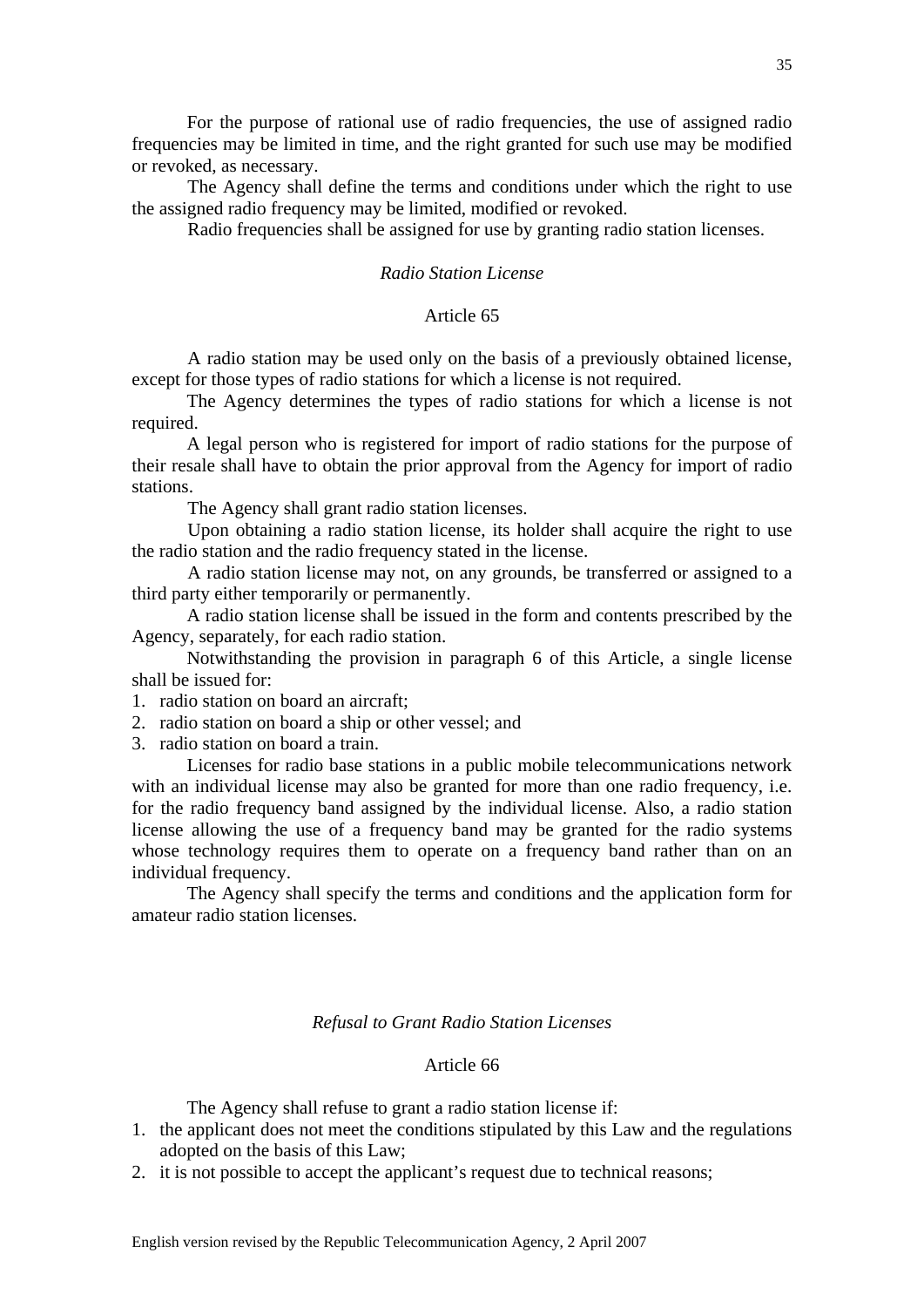For the purpose of rational use of radio frequencies, the use of assigned radio frequencies may be limited in time, and the right granted for such use may be modified or revoked, as necessary.

The Agency shall define the terms and conditions under which the right to use the assigned radio frequency may be limited, modified or revoked.

Radio frequencies shall be assigned for use by granting radio station licenses.

*Radio Station License*

Article 65

A radio station may be used only on the basis of a previously obtained license, except for those types of radio stations for which a license is not required.

The Agency determines the types of radio stations for which a license is not required.

A legal person who is registered for import of radio stations for the purpose of their resale shall have to obtain the prior approval from the Agency for import of radio stations.

The Agency shall grant radio station licenses.

Upon obtaining a radio station license, its holder shall acquire the right to use the radio station and the radio frequency stated in the license.

A radio station license may not, on any grounds, be transferred or assigned to a third party either temporarily or permanently.

A radio station license shall be issued in the form and contents prescribed by the Agency, separately, for each radio station.

Notwithstanding the provision in paragraph 6 of this Article, a single license shall be issued for:

1. radio station on board an aircraft;
2. radio station on board a ship or other vessel; and
3. radio station on board a train.

Licenses for radio base stations in a public mobile telecommunications network with an individual license may also be granted for more than one radio frequency, i.e. for the radio frequency band assigned by the individual license. Also, a radio station license allowing the use of a frequency band may be granted for the radio systems whose technology requires them to operate on a frequency band rather than on an individual frequency.

The Agency shall specify the terms and conditions and the application form for amateur radio station licenses.

*Refusal to Grant Radio Station Licenses*

Article 66

The Agency shall refuse to grant a radio station license if:

1. the applicant does not meet the conditions stipulated by this Law and the regulations adopted on the basis of this Law;
2. it is not possible to accept the applicant's request due to technical reasons;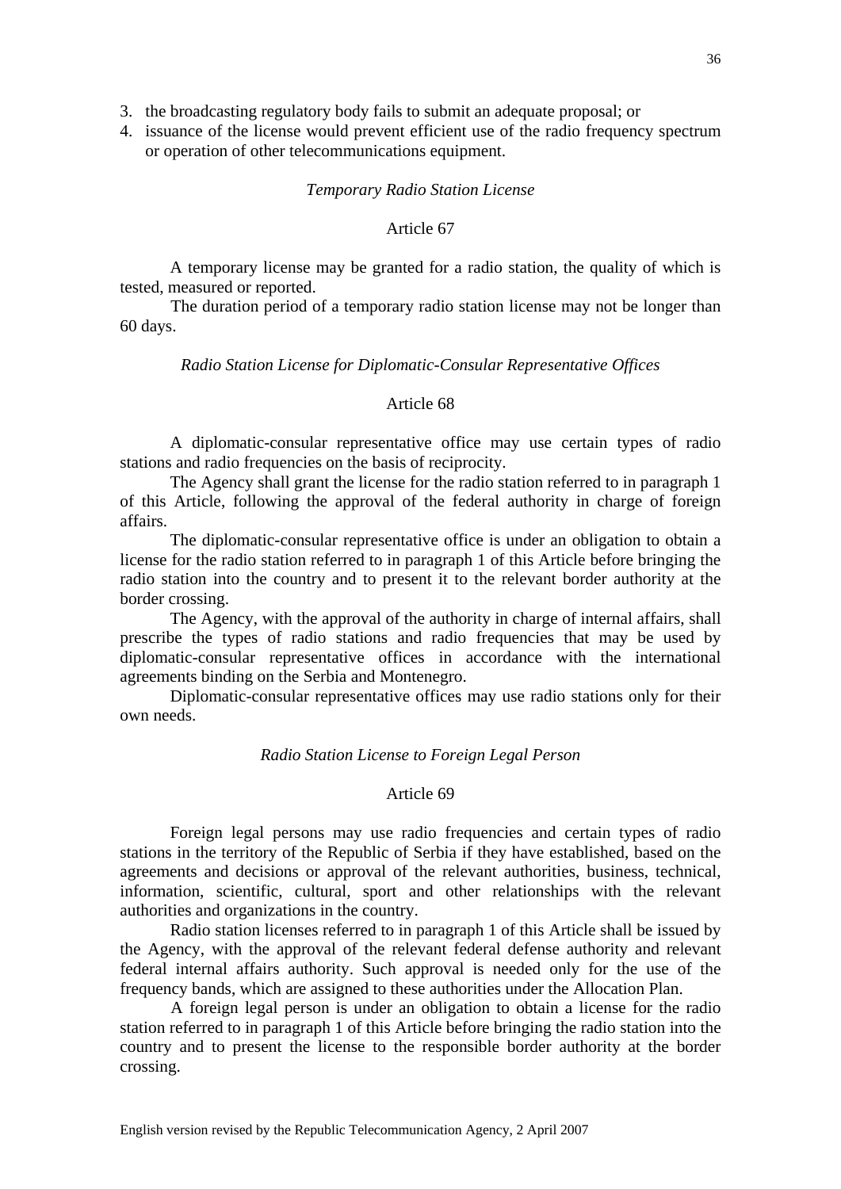3. the broadcasting regulatory body fails to submit an adequate proposal; or
4. issuance of the license would prevent efficient use of the radio frequency spectrum or operation of other telecommunications equipment.

*Temporary Radio Station License*

Article 67

A temporary license may be granted for a radio station, the quality of which is tested, measured or reported.

The duration period of a temporary radio station license may not be longer than 60 days.

*Radio Station License for Diplomatic-Consular Representative Offices*

Article 68

A diplomatic-consular representative office may use certain types of radio stations and radio frequencies on the basis of reciprocity.

The Agency shall grant the license for the radio station referred to in paragraph 1 of this Article, following the approval of the federal authority in charge of foreign affairs.

The diplomatic-consular representative office is under an obligation to obtain a license for the radio station referred to in paragraph 1 of this Article before bringing the radio station into the country and to present it to the relevant border authority at the border crossing.

The Agency, with the approval of the authority in charge of internal affairs, shall prescribe the types of radio stations and radio frequencies that may be used by diplomatic-consular representative offices in accordance with the international agreements binding on the Serbia and Montenegro.

Diplomatic-consular representative offices may use radio stations only for their own needs.

*Radio Station License to Foreign Legal Person*

Article 69

Foreign legal persons may use radio frequencies and certain types of radio stations in the territory of the Republic of Serbia if they have established, based on the agreements and decisions or approval of the relevant authorities, business, technical, information, scientific, cultural, sport and other relationships with the relevant authorities and organizations in the country.

Radio station licenses referred to in paragraph 1 of this Article shall be issued by the Agency, with the approval of the relevant federal defense authority and relevant federal internal affairs authority. Such approval is needed only for the use of the frequency bands, which are assigned to these authorities under the Allocation Plan.

A foreign legal person is under an obligation to obtain a license for the radio station referred to in paragraph 1 of this Article before bringing the radio station into the country and to present the license to the responsible border authority at the border crossing.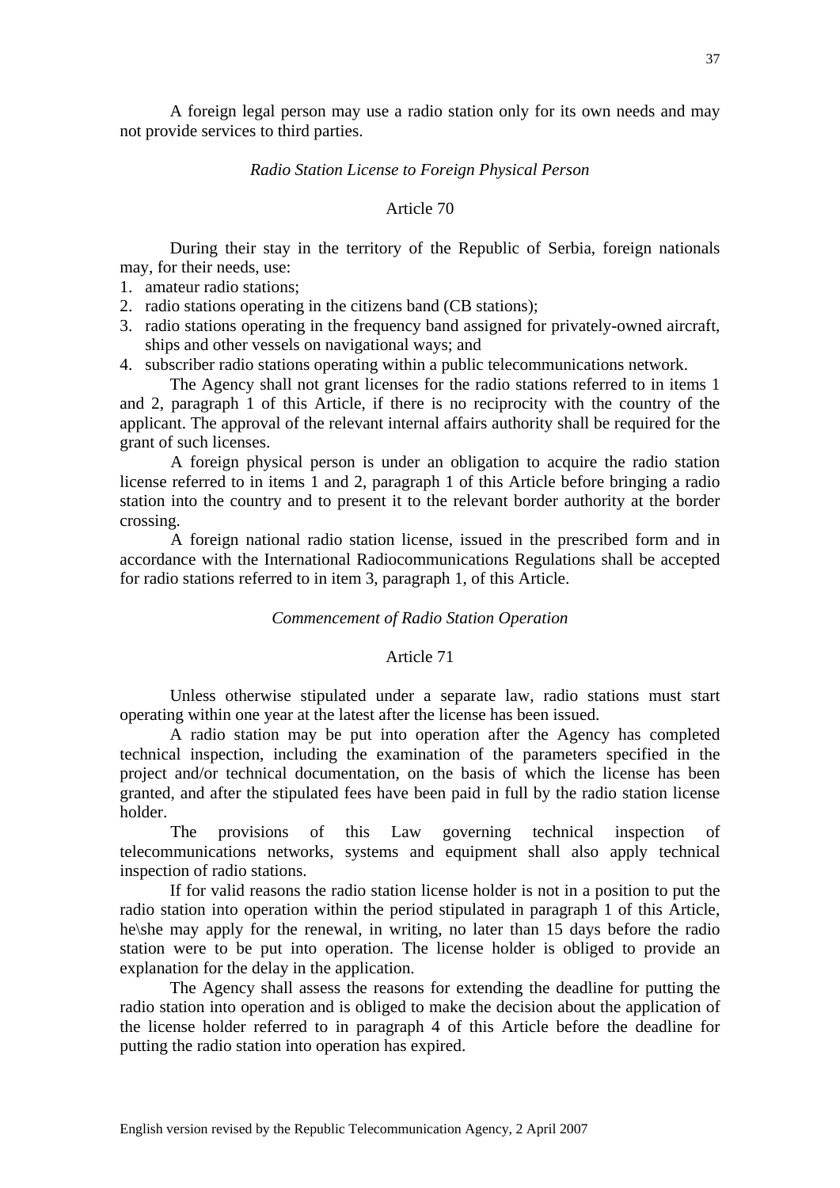A foreign legal person may use a radio station only for its own needs and may not provide services to third parties.

*Radio Station License to Foreign Physical Person*

Article 70

During their stay in the territory of the Republic of Serbia, foreign nationals may, for their needs, use:

1. amateur radio stations;
2. radio stations operating in the citizens band (CB stations);
3. radio stations operating in the frequency band assigned for privately-owned aircraft, ships and other vessels on navigational ways; and
4. subscriber radio stations operating within a public telecommunications network.

The Agency shall not grant licenses for the radio stations referred to in items 1 and 2, paragraph 1 of this Article, if there is no reciprocity with the country of the applicant. The approval of the relevant internal affairs authority shall be required for the grant of such licenses.

A foreign physical person is under an obligation to acquire the radio station license referred to in items 1 and 2, paragraph 1 of this Article before bringing a radio station into the country and to present it to the relevant border authority at the border crossing.

A foreign national radio station license, issued in the prescribed form and in accordance with the International Radiocommunications Regulations shall be accepted for radio stations referred to in item 3, paragraph 1, of this Article.

*Commencement of Radio Station Operation*

Article 71

Unless otherwise stipulated under a separate law, radio stations must start operating within one year at the latest after the license has been issued.

A radio station may be put into operation after the Agency has completed technical inspection, including the examination of the parameters specified in the project and/or technical documentation, on the basis of which the license has been granted, and after the stipulated fees have been paid in full by the radio station license holder.

The provisions of this Law governing technical inspection of telecommunications networks, systems and equipment shall also apply technical inspection of radio stations.

If for valid reasons the radio station license holder is not in a position to put the radio station into operation within the period stipulated in paragraph 1 of this Article, he\she may apply for the renewal, in writing, no later than 15 days before the radio station were to be put into operation. The license holder is obliged to provide an explanation for the delay in the application.

The Agency shall assess the reasons for extending the deadline for putting the radio station into operation and is obliged to make the decision about the application of the license holder referred to in paragraph 4 of this Article before the deadline for putting the radio station into operation has expired.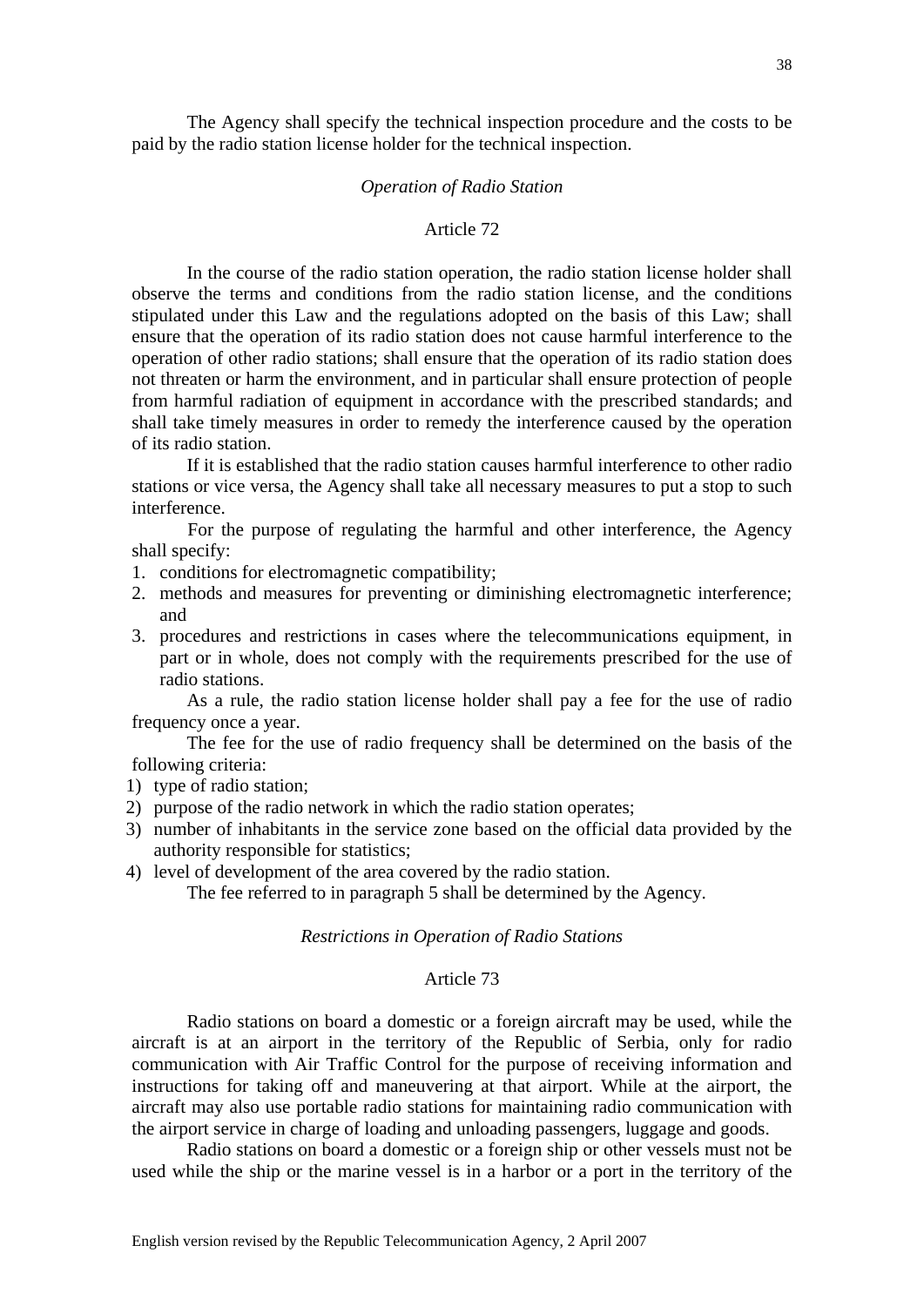The Agency shall specify the technical inspection procedure and the costs to be paid by the radio station license holder for the technical inspection.

*Operation of Radio Station*

Article 72

In the course of the radio station operation, the radio station license holder shall observe the terms and conditions from the radio station license, and the conditions stipulated under this Law and the regulations adopted on the basis of this Law; shall ensure that the operation of its radio station does not cause harmful interference to the operation of other radio stations; shall ensure that the operation of its radio station does not threaten or harm the environment, and in particular shall ensure protection of people from harmful radiation of equipment in accordance with the prescribed standards; and shall take timely measures in order to remedy the interference caused by the operation of its radio station.

If it is established that the radio station causes harmful interference to other radio stations or vice versa, the Agency shall take all necessary measures to put a stop to such interference.

For the purpose of regulating the harmful and other interference, the Agency shall specify:

1. conditions for electromagnetic compatibility;
2. methods and measures for preventing or diminishing electromagnetic interference; and
3. procedures and restrictions in cases where the telecommunications equipment, in part or in whole, does not comply with the requirements prescribed for the use of radio stations.

As a rule, the radio station license holder shall pay a fee for the use of radio frequency once a year.

The fee for the use of radio frequency shall be determined on the basis of the following criteria:

1) type of radio station;
2) purpose of the radio network in which the radio station operates;
3) number of inhabitants in the service zone based on the official data provided by the authority responsible for statistics;
4) level of development of the area covered by the radio station.

The fee referred to in paragraph 5 shall be determined by the Agency.

*Restrictions in Operation of Radio Stations*

Article 73

Radio stations on board a domestic or a foreign aircraft may be used, while the aircraft is at an airport in the territory of the Republic of Serbia, only for radio communication with Air Traffic Control for the purpose of receiving information and instructions for taking off and maneuvering at that airport. While at the airport, the aircraft may also use portable radio stations for maintaining radio communication with the airport service in charge of loading and unloading passengers, luggage and goods.

Radio stations on board a domestic or a foreign ship or other vessels must not be used while the ship or the marine vessel is in a harbor or a port in the territory of the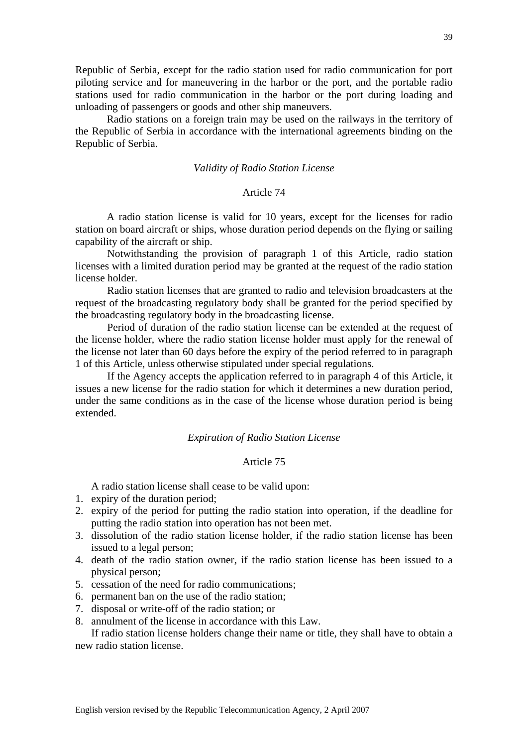Republic of Serbia, except for the radio station used for radio communication for port piloting service and for maneuvering in the harbor or the port, and the portable radio stations used for radio communication in the harbor or the port during loading and unloading of passengers or goods and other ship maneuvers.

Radio stations on a foreign train may be used on the railways in the territory of the Republic of Serbia in accordance with the international agreements binding on the Republic of Serbia.

*Validity of Radio Station License*

Article 74

A radio station license is valid for 10 years, except for the licenses for radio station on board aircraft or ships, whose duration period depends on the flying or sailing capability of the aircraft or ship.

Notwithstanding the provision of paragraph 1 of this Article, radio station licenses with a limited duration period may be granted at the request of the radio station license holder.

Radio station licenses that are granted to radio and television broadcasters at the request of the broadcasting regulatory body shall be granted for the period specified by the broadcasting regulatory body in the broadcasting license.

Period of duration of the radio station license can be extended at the request of the license holder, where the radio station license holder must apply for the renewal of the license not later than 60 days before the expiry of the period referred to in paragraph 1 of this Article, unless otherwise stipulated under special regulations.

If the Agency accepts the application referred to in paragraph 4 of this Article, it issues a new license for the radio station for which it determines a new duration period, under the same conditions as in the case of the license whose duration period is being extended.

*Expiration of Radio Station License*

Article 75

A radio station license shall cease to be valid upon:

1. expiry of the duration period;
2. expiry of the period for putting the radio station into operation, if the deadline for putting the radio station into operation has not been met.
3. dissolution of the radio station license holder, if the radio station license has been issued to a legal person;
4. death of the radio station owner, if the radio station license has been issued to a physical person;
5. cessation of the need for radio communications;
6. permanent ban on the use of the radio station;
7. disposal or write-off of the radio station; or
8. annulment of the license in accordance with this Law.

If radio station license holders change their name or title, they shall have to obtain a new radio station license.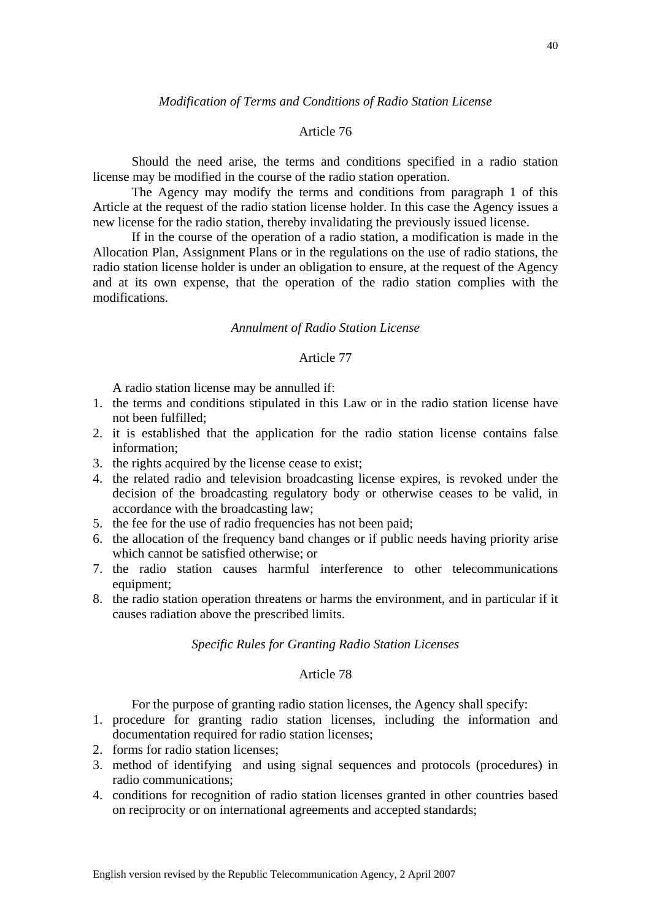*Modification of Terms and Conditions of Radio Station License*

Article 76

Should the need arise, the terms and conditions specified in a radio station license may be modified in the course of the radio station operation.

The Agency may modify the terms and conditions from paragraph 1 of this Article at the request of the radio station license holder. In this case the Agency issues a new license for the radio station, thereby invalidating the previously issued license.

If in the course of the operation of a radio station, a modification is made in the Allocation Plan, Assignment Plans or in the regulations on the use of radio stations, the radio station license holder is under an obligation to ensure, at the request of the Agency and at its own expense, that the operation of the radio station complies with the modifications.

*Annulment of Radio Station License*

Article 77

A radio station license may be annulled if:

1. the terms and conditions stipulated in this Law or in the radio station license have not been fulfilled;
2. it is established that the application for the radio station license contains false information;
3. the rights acquired by the license cease to exist;
4. the related radio and television broadcasting license expires, is revoked under the decision of the broadcasting regulatory body or otherwise ceases to be valid, in accordance with the broadcasting law;
5. the fee for the use of radio frequencies has not been paid;
6. the allocation of the frequency band changes or if public needs having priority arise which cannot be satisfied otherwise; or
7. the radio station causes harmful interference to other telecommunications equipment;
8. the radio station operation threatens or harms the environment, and in particular if it causes radiation above the prescribed limits.

*Specific Rules for Granting Radio Station Licenses*

Article 78

For the purpose of granting radio station licenses, the Agency shall specify:

1. procedure for granting radio station licenses, including the information and documentation required for radio station licenses;
2. forms for radio station licenses;
3. method of identifying and using signal sequences and protocols (procedures) in radio communications;
4. conditions for recognition of radio station licenses granted in other countries based on reciprocity or on international agreements and accepted standards;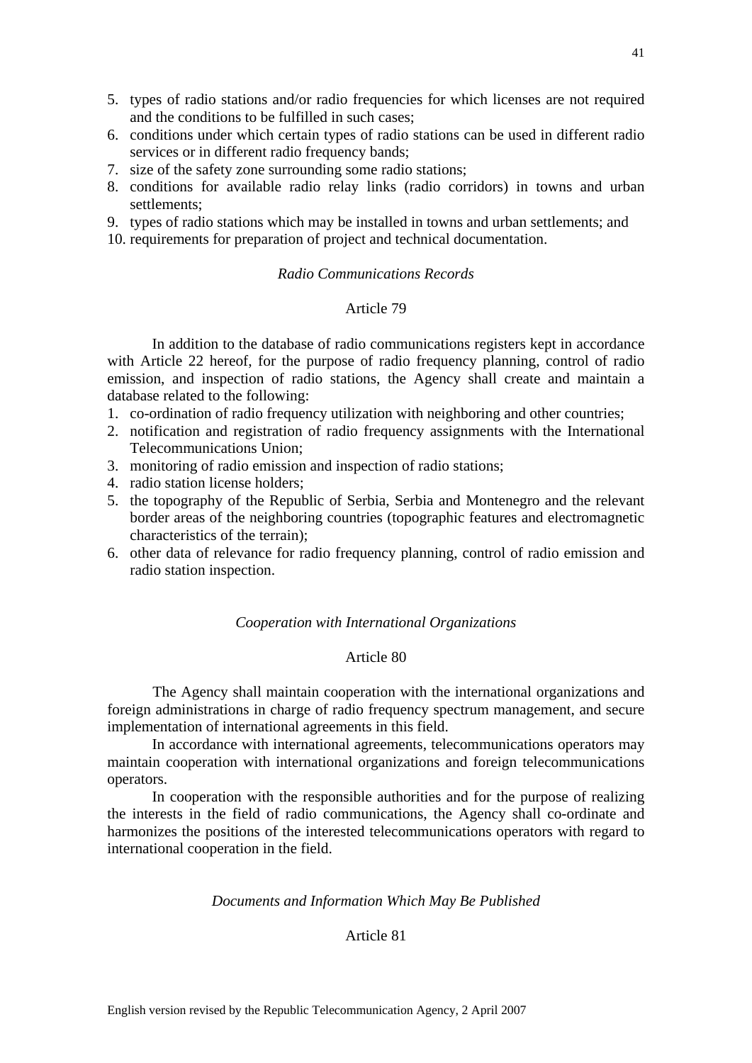5. types of radio stations and/or radio frequencies for which licenses are not required and the conditions to be fulfilled in such cases;
6. conditions under which certain types of radio stations can be used in different radio services or in different radio frequency bands;
7. size of the safety zone surrounding some radio stations;
8. conditions for available radio relay links (radio corridors) in towns and urban settlements;
9. types of radio stations which may be installed in towns and urban settlements; and
10. requirements for preparation of project and technical documentation.

*Radio Communications Records*

Article 79

In addition to the database of radio communications registers kept in accordance with Article 22 hereof, for the purpose of radio frequency planning, control of radio emission, and inspection of radio stations, the Agency shall create and maintain a database related to the following:

1. co-ordination of radio frequency utilization with neighboring and other countries;
2. notification and registration of radio frequency assignments with the International Telecommunications Union;
3. monitoring of radio emission and inspection of radio stations;
4. radio station license holders;
5. the topography of the Republic of Serbia, Serbia and Montenegro and the relevant border areas of the neighboring countries (topographic features and electromagnetic characteristics of the terrain);
6. other data of relevance for radio frequency planning, control of radio emission and radio station inspection.

*Cooperation with International Organizations*

Article 80

The Agency shall maintain cooperation with the international organizations and foreign administrations in charge of radio frequency spectrum management, and secure implementation of international agreements in this field.

In accordance with international agreements, telecommunications operators may maintain cooperation with international organizations and foreign telecommunications operators.

In cooperation with the responsible authorities and for the purpose of realizing the interests in the field of radio communications, the Agency shall co-ordinate and harmonizes the positions of the interested telecommunications operators with regard to international cooperation in the field.

*Documents and Information Which May Be Published*

Article 81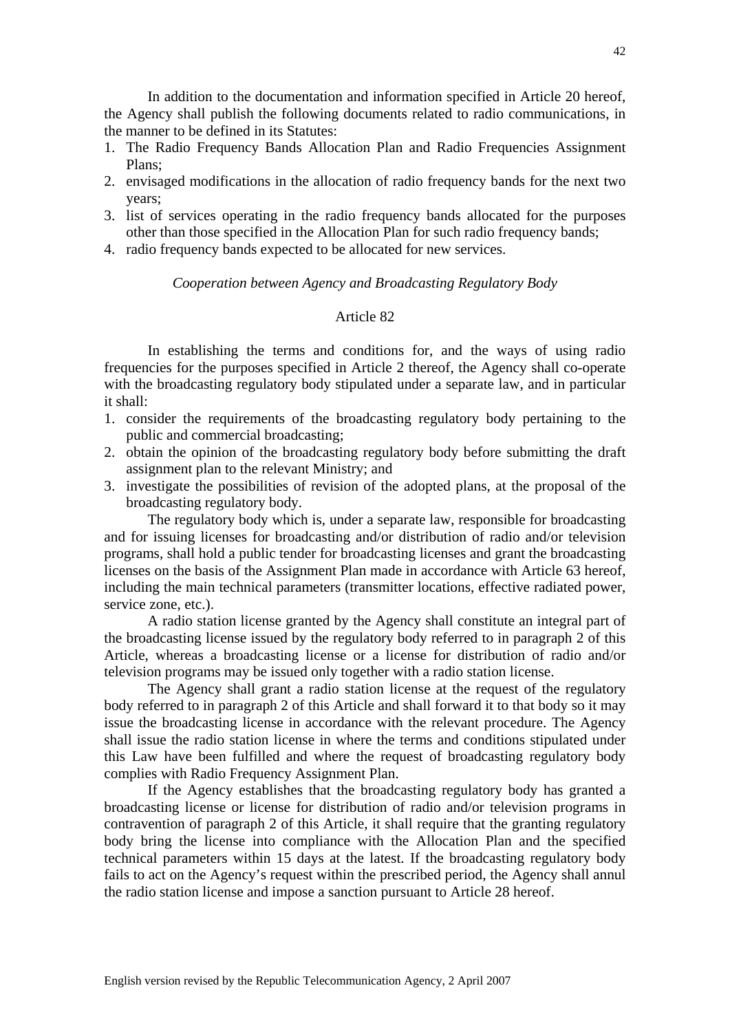In addition to the documentation and information specified in Article 20 hereof, the Agency shall publish the following documents related to radio communications, in the manner to be defined in its Statutes:

1. The Radio Frequency Bands Allocation Plan and Radio Frequencies Assignment Plans;
2. envisaged modifications in the allocation of radio frequency bands for the next two years;
3. list of services operating in the radio frequency bands allocated for the purposes other than those specified in the Allocation Plan for such radio frequency bands;
4. radio frequency bands expected to be allocated for new services.

*Cooperation between Agency and Broadcasting Regulatory Body*

Article 82

In establishing the terms and conditions for, and the ways of using radio frequencies for the purposes specified in Article 2 thereof, the Agency shall co-operate with the broadcasting regulatory body stipulated under a separate law, and in particular it shall:

1. consider the requirements of the broadcasting regulatory body pertaining to the public and commercial broadcasting;
2. obtain the opinion of the broadcasting regulatory body before submitting the draft assignment plan to the relevant Ministry; and
3. investigate the possibilities of revision of the adopted plans, at the proposal of the broadcasting regulatory body.

The regulatory body which is, under a separate law, responsible for broadcasting and for issuing licenses for broadcasting and/or distribution of radio and/or television programs, shall hold a public tender for broadcasting licenses and grant the broadcasting licenses on the basis of the Assignment Plan made in accordance with Article 63 hereof, including the main technical parameters (transmitter locations, effective radiated power, service zone, etc.).

A radio station license granted by the Agency shall constitute an integral part of the broadcasting license issued by the regulatory body referred to in paragraph 2 of this Article, whereas a broadcasting license or a license for distribution of radio and/or television programs may be issued only together with a radio station license.

The Agency shall grant a radio station license at the request of the regulatory body referred to in paragraph 2 of this Article and shall forward it to that body so it may issue the broadcasting license in accordance with the relevant procedure. The Agency shall issue the radio station license in where the terms and conditions stipulated under this Law have been fulfilled and where the request of broadcasting regulatory body complies with Radio Frequency Assignment Plan.

If the Agency establishes that the broadcasting regulatory body has granted a broadcasting license or license for distribution of radio and/or television programs in contravention of paragraph 2 of this Article, it shall require that the granting regulatory body bring the license into compliance with the Allocation Plan and the specified technical parameters within 15 days at the latest. If the broadcasting regulatory body fails to act on the Agency's request within the prescribed period, the Agency shall annul the radio station license and impose a sanction pursuant to Article 28 hereof.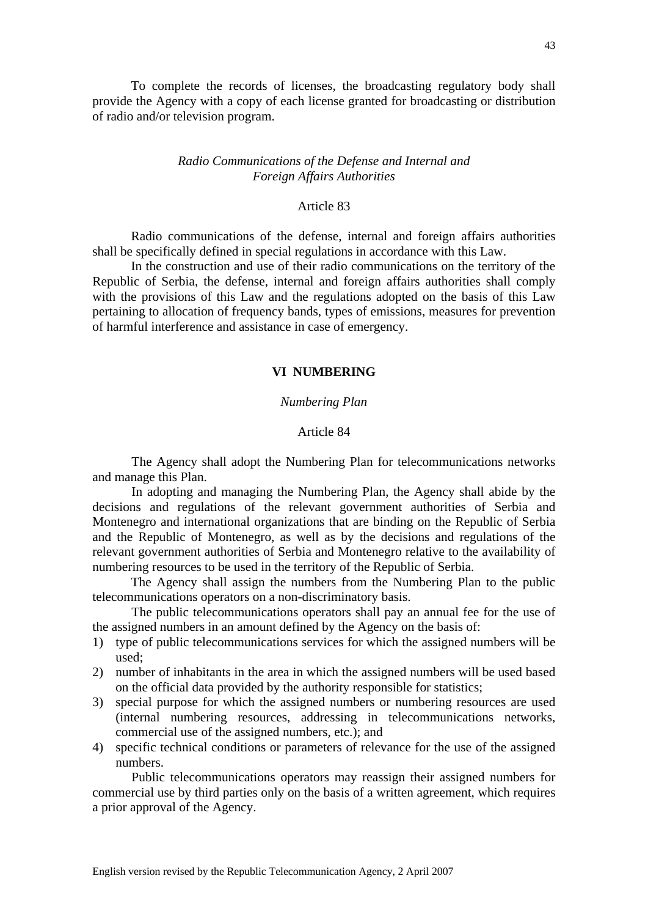To complete the records of licenses, the broadcasting regulatory body shall provide the Agency with a copy of each license granted for broadcasting or distribution of radio and/or television program.

### *Radio Communications of the Defense and Internal and Foreign Affairs Authorities*

### Article 83

Radio communications of the defense, internal and foreign affairs authorities shall be specifically defined in special regulations in accordance with this Law.

In the construction and use of their radio communications on the territory of the Republic of Serbia, the defense, internal and foreign affairs authorities shall comply with the provisions of this Law and the regulations adopted on the basis of this Law pertaining to allocation of frequency bands, types of emissions, measures for prevention of harmful interference and assistance in case of emergency.

## VI NUMBERING

### *Numbering Plan*

### Article 84

The Agency shall adopt the Numbering Plan for telecommunications networks and manage this Plan.

In adopting and managing the Numbering Plan, the Agency shall abide by the decisions and regulations of the relevant government authorities of Serbia and Montenegro and international organizations that are binding on the Republic of Serbia and the Republic of Montenegro, as well as by the decisions and regulations of the relevant government authorities of Serbia and Montenegro relative to the availability of numbering resources to be used in the territory of the Republic of Serbia.

The Agency shall assign the numbers from the Numbering Plan to the public telecommunications operators on a non-discriminatory basis.

The public telecommunications operators shall pay an annual fee for the use of the assigned numbers in an amount defined by the Agency on the basis of:

1) type of public telecommunications services for which the assigned numbers will be used;
2) number of inhabitants in the area in which the assigned numbers will be used based on the official data provided by the authority responsible for statistics;
3) special purpose for which the assigned numbers or numbering resources are used (internal numbering resources, addressing in telecommunications networks, commercial use of the assigned numbers, etc.); and
4) specific technical conditions or parameters of relevance for the use of the assigned numbers.

Public telecommunications operators may reassign their assigned numbers for commercial use by third parties only on the basis of a written agreement, which requires a prior approval of the Agency.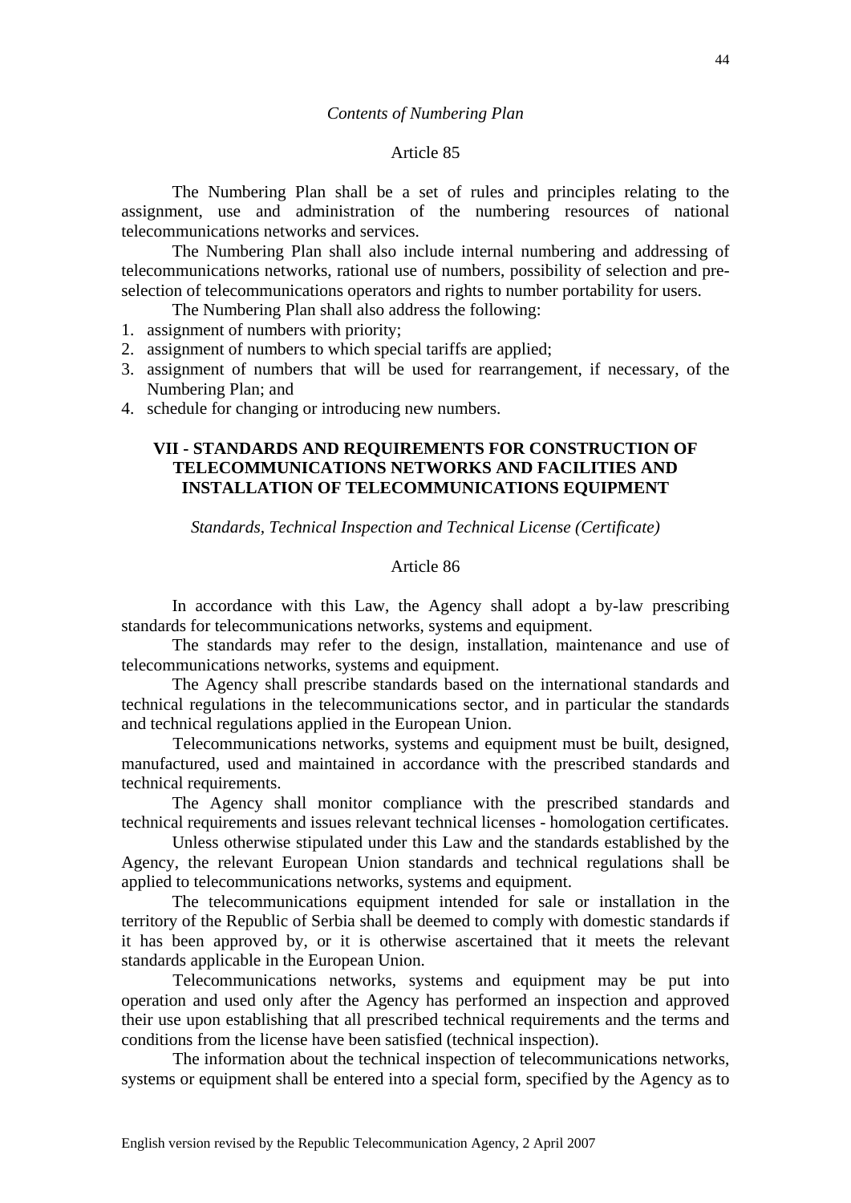*Contents of Numbering Plan*

Article 85

The Numbering Plan shall be a set of rules and principles relating to the assignment, use and administration of the numbering resources of national telecommunications networks and services.

The Numbering Plan shall also include internal numbering and addressing of telecommunications networks, rational use of numbers, possibility of selection and pre-selection of telecommunications operators and rights to number portability for users.

The Numbering Plan shall also address the following:

1. assignment of numbers with priority;
2. assignment of numbers to which special tariffs are applied;
3. assignment of numbers that will be used for rearrangement, if necessary, of the Numbering Plan; and
4. schedule for changing or introducing new numbers.

## VII - STANDARDS AND REQUIREMENTS FOR CONSTRUCTION OF TELECOMMUNICATIONS NETWORKS AND FACILITIES AND INSTALLATION OF TELECOMMUNICATIONS EQUIPMENT

*Standards, Technical Inspection and Technical License (Certificate)*

Article 86

In accordance with this Law, the Agency shall adopt a by-law prescribing standards for telecommunications networks, systems and equipment.

The standards may refer to the design, installation, maintenance and use of telecommunications networks, systems and equipment.

The Agency shall prescribe standards based on the international standards and technical regulations in the telecommunications sector, and in particular the standards and technical regulations applied in the European Union.

Telecommunications networks, systems and equipment must be built, designed, manufactured, used and maintained in accordance with the prescribed standards and technical requirements.

The Agency shall monitor compliance with the prescribed standards and technical requirements and issues relevant technical licenses - homologation certificates.

Unless otherwise stipulated under this Law and the standards established by the Agency, the relevant European Union standards and technical regulations shall be applied to telecommunications networks, systems and equipment.

The telecommunications equipment intended for sale or installation in the territory of the Republic of Serbia shall be deemed to comply with domestic standards if it has been approved by, or it is otherwise ascertained that it meets the relevant standards applicable in the European Union.

Telecommunications networks, systems and equipment may be put into operation and used only after the Agency has performed an inspection and approved their use upon establishing that all prescribed technical requirements and the terms and conditions from the license have been satisfied (technical inspection).

The information about the technical inspection of telecommunications networks, systems or equipment shall be entered into a special form, specified by the Agency as to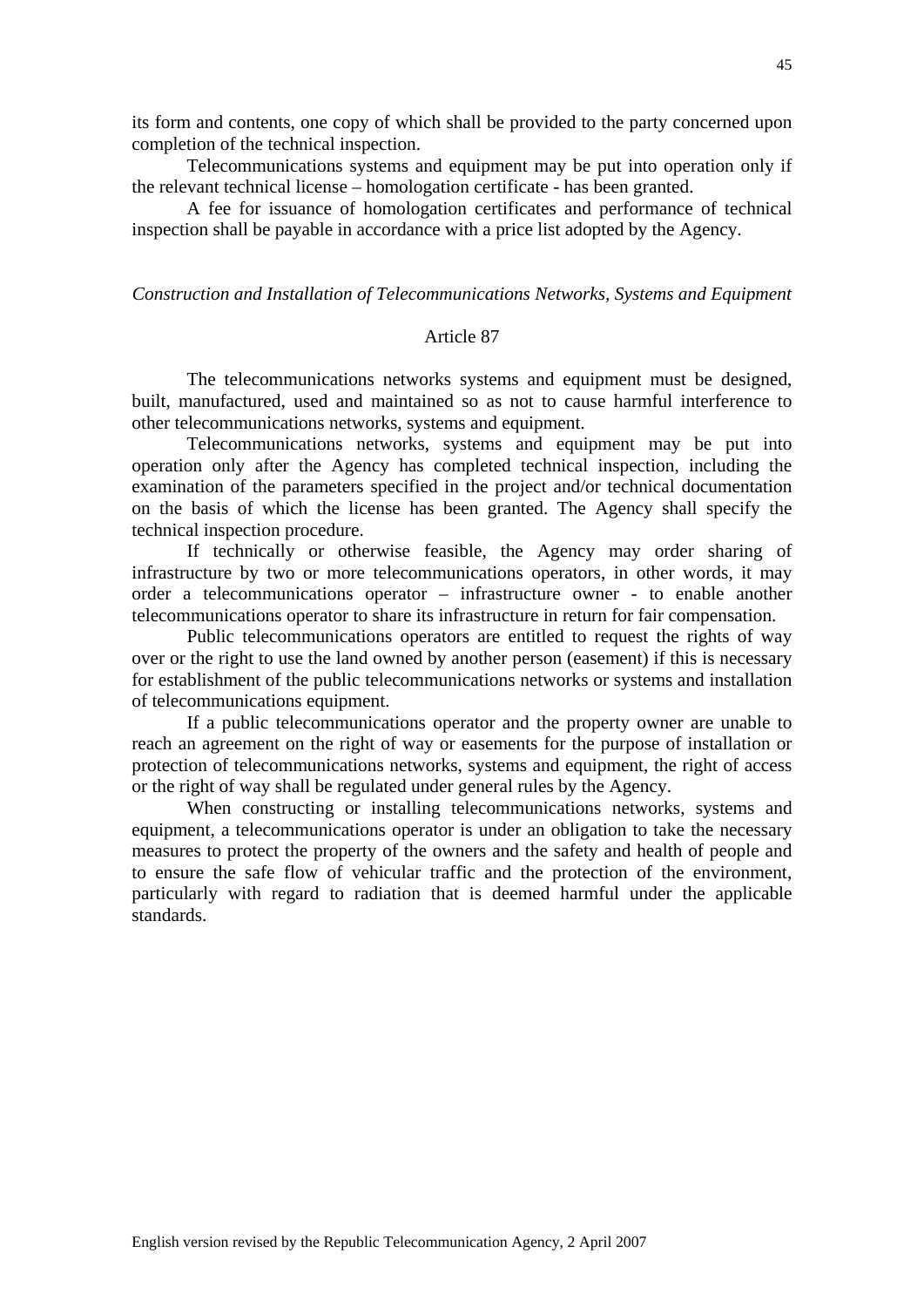its form and contents, one copy of which shall be provided to the party concerned upon completion of the technical inspection.

Telecommunications systems and equipment may be put into operation only if the relevant technical license – homologation certificate - has been granted.

A fee for issuance of homologation certificates and performance of technical inspection shall be payable in accordance with a price list adopted by the Agency.

*Construction and Installation of Telecommunications Networks, Systems and Equipment*

Article 87

The telecommunications networks systems and equipment must be designed, built, manufactured, used and maintained so as not to cause harmful interference to other telecommunications networks, systems and equipment.

Telecommunications networks, systems and equipment may be put into operation only after the Agency has completed technical inspection, including the examination of the parameters specified in the project and/or technical documentation on the basis of which the license has been granted. The Agency shall specify the technical inspection procedure.

If technically or otherwise feasible, the Agency may order sharing of infrastructure by two or more telecommunications operators, in other words, it may order a telecommunications operator – infrastructure owner - to enable another telecommunications operator to share its infrastructure in return for fair compensation.

Public telecommunications operators are entitled to request the rights of way over or the right to use the land owned by another person (easement) if this is necessary for establishment of the public telecommunications networks or systems and installation of telecommunications equipment.

If a public telecommunications operator and the property owner are unable to reach an agreement on the right of way or easements for the purpose of installation or protection of telecommunications networks, systems and equipment, the right of access or the right of way shall be regulated under general rules by the Agency.

When constructing or installing telecommunications networks, systems and equipment, a telecommunications operator is under an obligation to take the necessary measures to protect the property of the owners and the safety and health of people and to ensure the safe flow of vehicular traffic and the protection of the environment, particularly with regard to radiation that is deemed harmful under the applicable standards.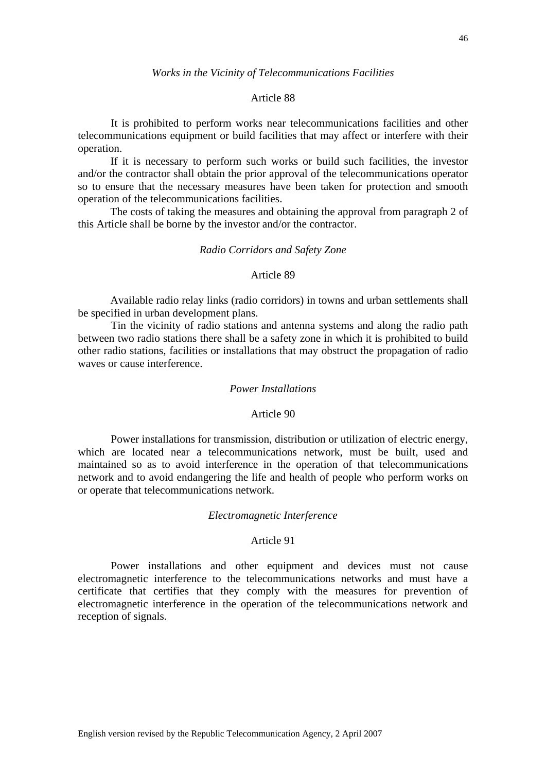*Works in the Vicinity of Telecommunications Facilities*

Article 88

It is prohibited to perform works near telecommunications facilities and other telecommunications equipment or build facilities that may affect or interfere with their operation.

If it is necessary to perform such works or build such facilities, the investor and/or the contractor shall obtain the prior approval of the telecommunications operator so to ensure that the necessary measures have been taken for protection and smooth operation of the telecommunications facilities.

The costs of taking the measures and obtaining the approval from paragraph 2 of this Article shall be borne by the investor and/or the contractor.

*Radio Corridors and Safety Zone*

Article 89

Available radio relay links (radio corridors) in towns and urban settlements shall be specified in urban development plans.

Tin the vicinity of radio stations and antenna systems and along the radio path between two radio stations there shall be a safety zone in which it is prohibited to build other radio stations, facilities or installations that may obstruct the propagation of radio waves or cause interference.

*Power Installations*

Article 90

Power installations for transmission, distribution or utilization of electric energy, which are located near a telecommunications network, must be built, used and maintained so as to avoid interference in the operation of that telecommunications network and to avoid endangering the life and health of people who perform works on or operate that telecommunications network.

*Electromagnetic Interference*

Article 91

Power installations and other equipment and devices must not cause electromagnetic interference to the telecommunications networks and must have a certificate that certifies that they comply with the measures for prevention of electromagnetic interference in the operation of the telecommunications network and reception of signals.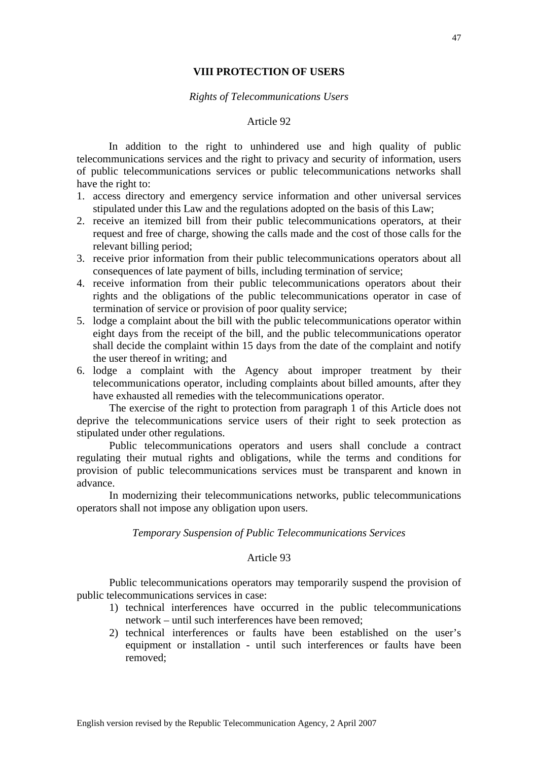## VIII PROTECTION OF USERS

### *Rights of Telecommunications Users*

### Article 92

In addition to the right to unhindered use and high quality of public telecommunications services and the right to privacy and security of information, users of public telecommunications services or public telecommunications networks shall have the right to:

1. access directory and emergency service information and other universal services stipulated under this Law and the regulations adopted on the basis of this Law;
2. receive an itemized bill from their public telecommunications operators, at their request and free of charge, showing the calls made and the cost of those calls for the relevant billing period;
3. receive prior information from their public telecommunications operators about all consequences of late payment of bills, including termination of service;
4. receive information from their public telecommunications operators about their rights and the obligations of the public telecommunications operator in case of termination of service or provision of poor quality service;
5. lodge a complaint about the bill with the public telecommunications operator within eight days from the receipt of the bill, and the public telecommunications operator shall decide the complaint within 15 days from the date of the complaint and notify the user thereof in writing; and
6. lodge a complaint with the Agency about improper treatment by their telecommunications operator, including complaints about billed amounts, after they have exhausted all remedies with the telecommunications operator.

The exercise of the right to protection from paragraph 1 of this Article does not deprive the telecommunications service users of their right to seek protection as stipulated under other regulations.

Public telecommunications operators and users shall conclude a contract regulating their mutual rights and obligations, while the terms and conditions for provision of public telecommunications services must be transparent and known in advance.

In modernizing their telecommunications networks, public telecommunications operators shall not impose any obligation upon users.

### *Temporary Suspension of Public Telecommunications Services*

### Article 93

Public telecommunications operators may temporarily suspend the provision of public telecommunications services in case:

1) technical interferences have occurred in the public telecommunications network – until such interferences have been removed;
2) technical interferences or faults have been established on the user's equipment or installation - until such interferences or faults have been removed;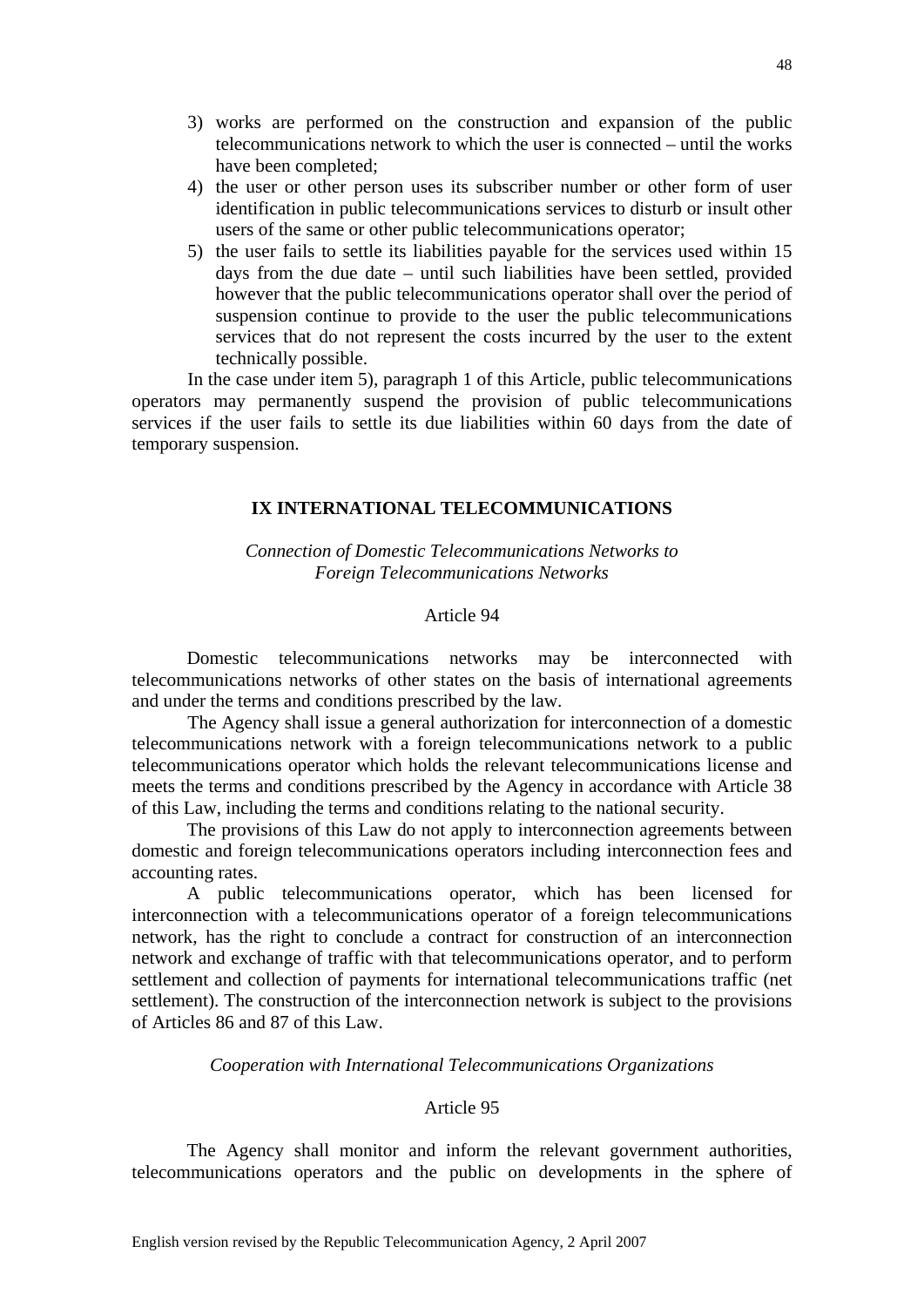3) works are performed on the construction and expansion of the public telecommunications network to which the user is connected – until the works have been completed;
4) the user or other person uses its subscriber number or other form of user identification in public telecommunications services to disturb or insult other users of the same or other public telecommunications operator;
5) the user fails to settle its liabilities payable for the services used within 15 days from the due date – until such liabilities have been settled, provided however that the public telecommunications operator shall over the period of suspension continue to provide to the user the public telecommunications services that do not represent the costs incurred by the user to the extent technically possible.

In the case under item 5), paragraph 1 of this Article, public telecommunications operators may permanently suspend the provision of public telecommunications services if the user fails to settle its due liabilities within 60 days from the date of temporary suspension.

## IX INTERNATIONAL TELECOMMUNICATIONS

*Connection of Domestic Telecommunications Networks to Foreign Telecommunications Networks*

Article 94

Domestic telecommunications networks may be interconnected with telecommunications networks of other states on the basis of international agreements and under the terms and conditions prescribed by the law.

The Agency shall issue a general authorization for interconnection of a domestic telecommunications network with a foreign telecommunications network to a public telecommunications operator which holds the relevant telecommunications license and meets the terms and conditions prescribed by the Agency in accordance with Article 38 of this Law, including the terms and conditions relating to the national security.

The provisions of this Law do not apply to interconnection agreements between domestic and foreign telecommunications operators including interconnection fees and accounting rates.

A public telecommunications operator, which has been licensed for interconnection with a telecommunications operator of a foreign telecommunications network, has the right to conclude a contract for construction of an interconnection network and exchange of traffic with that telecommunications operator, and to perform settlement and collection of payments for international telecommunications traffic (net settlement). The construction of the interconnection network is subject to the provisions of Articles 86 and 87 of this Law.

*Cooperation with International Telecommunications Organizations*

Article 95

The Agency shall monitor and inform the relevant government authorities, telecommunications operators and the public on developments in the sphere of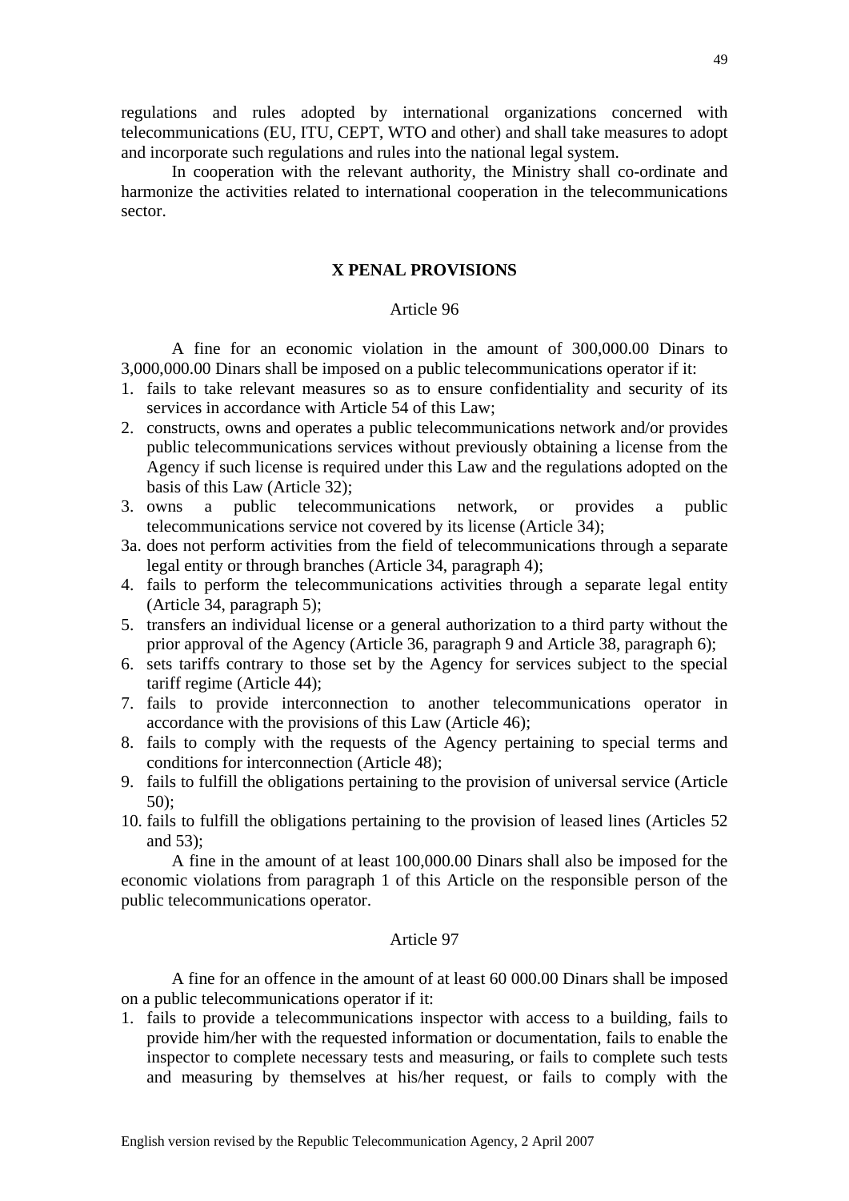regulations and rules adopted by international organizations concerned with telecommunications (EU, ITU, CEPT, WTO and other) and shall take measures to adopt and incorporate such regulations and rules into the national legal system.

In cooperation with the relevant authority, the Ministry shall co-ordinate and harmonize the activities related to international cooperation in the telecommunications sector.

## X PENAL PROVISIONS

### Article 96

A fine for an economic violation in the amount of 300,000.00 Dinars to 3,000,000.00 Dinars shall be imposed on a public telecommunications operator if it:

1. fails to take relevant measures so as to ensure confidentiality and security of its services in accordance with Article 54 of this Law;
2. constructs, owns and operates a public telecommunications network and/or provides public telecommunications services without previously obtaining a license from the Agency if such license is required under this Law and the regulations adopted on the basis of this Law (Article 32);
3. owns a public telecommunications network, or provides a public telecommunications service not covered by its license (Article 34);

3a. does not perform activities from the field of telecommunications through a separate legal entity or through branches (Article 34, paragraph 4);

4. fails to perform the telecommunications activities through a separate legal entity (Article 34, paragraph 5);
5. transfers an individual license or a general authorization to a third party without the prior approval of the Agency (Article 36, paragraph 9 and Article 38, paragraph 6);
6. sets tariffs contrary to those set by the Agency for services subject to the special tariff regime (Article 44);
7. fails to provide interconnection to another telecommunications operator in accordance with the provisions of this Law (Article 46);
8. fails to comply with the requests of the Agency pertaining to special terms and conditions for interconnection (Article 48);
9. fails to fulfill the obligations pertaining to the provision of universal service (Article 50);
10. fails to fulfill the obligations pertaining to the provision of leased lines (Articles 52 and 53);

A fine in the amount of at least 100,000.00 Dinars shall also be imposed for the economic violations from paragraph 1 of this Article on the responsible person of the public telecommunications operator.

### Article 97

A fine for an offence in the amount of at least 60 000.00 Dinars shall be imposed on a public telecommunications operator if it:

1. fails to provide a telecommunications inspector with access to a building, fails to provide him/her with the requested information or documentation, fails to enable the inspector to complete necessary tests and measuring, or fails to complete such tests and measuring by themselves at his/her request, or fails to comply with the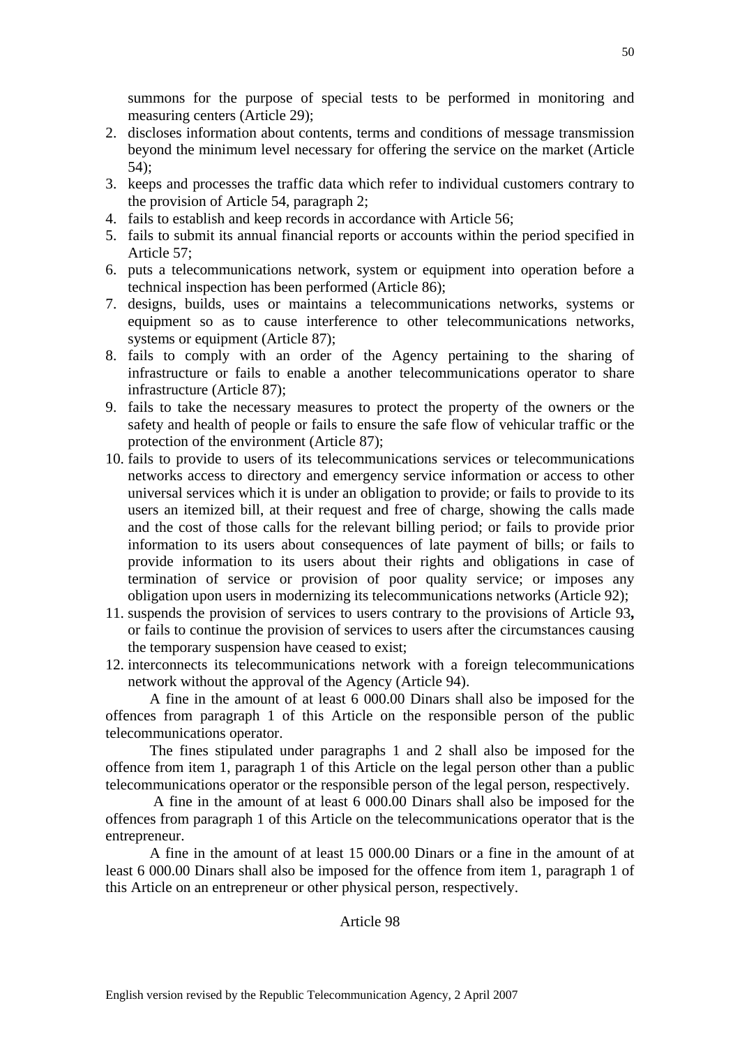summons for the purpose of special tests to be performed in monitoring and measuring centers (Article 29);

2. discloses information about contents, terms and conditions of message transmission beyond the minimum level necessary for offering the service on the market (Article 54);
3. keeps and processes the traffic data which refer to individual customers contrary to the provision of Article 54, paragraph 2;
4. fails to establish and keep records in accordance with Article 56;
5. fails to submit its annual financial reports or accounts within the period specified in Article 57;
6. puts a telecommunications network, system or equipment into operation before a technical inspection has been performed (Article 86);
7. designs, builds, uses or maintains a telecommunications networks, systems or equipment so as to cause interference to other telecommunications networks, systems or equipment (Article 87);
8. fails to comply with an order of the Agency pertaining to the sharing of infrastructure or fails to enable a another telecommunications operator to share infrastructure (Article 87);
9. fails to take the necessary measures to protect the property of the owners or the safety and health of people or fails to ensure the safe flow of vehicular traffic or the protection of the environment (Article 87);
10. fails to provide to users of its telecommunications services or telecommunications networks access to directory and emergency service information or access to other universal services which it is under an obligation to provide; or fails to provide to its users an itemized bill, at their request and free of charge, showing the calls made and the cost of those calls for the relevant billing period; or fails to provide prior information to its users about consequences of late payment of bills; or fails to provide information to its users about their rights and obligations in case of termination of service or provision of poor quality service; or imposes any obligation upon users in modernizing its telecommunications networks (Article 92);
11. suspends the provision of services to users contrary to the provisions of Article 93**,** or fails to continue the provision of services to users after the circumstances causing the temporary suspension have ceased to exist;
12. interconnects its telecommunications network with a foreign telecommunications network without the approval of the Agency (Article 94).

A fine in the amount of at least 6 000.00 Dinars shall also be imposed for the offences from paragraph 1 of this Article on the responsible person of the public telecommunications operator.

The fines stipulated under paragraphs 1 and 2 shall also be imposed for the offence from item 1, paragraph 1 of this Article on the legal person other than a public telecommunications operator or the responsible person of the legal person, respectively.

A fine in the amount of at least 6 000.00 Dinars shall also be imposed for the offences from paragraph 1 of this Article on the telecommunications operator that is the entrepreneur.

A fine in the amount of at least 15 000.00 Dinars or a fine in the amount of at least 6 000.00 Dinars shall also be imposed for the offence from item 1, paragraph 1 of this Article on an entrepreneur or other physical person, respectively.

Article 98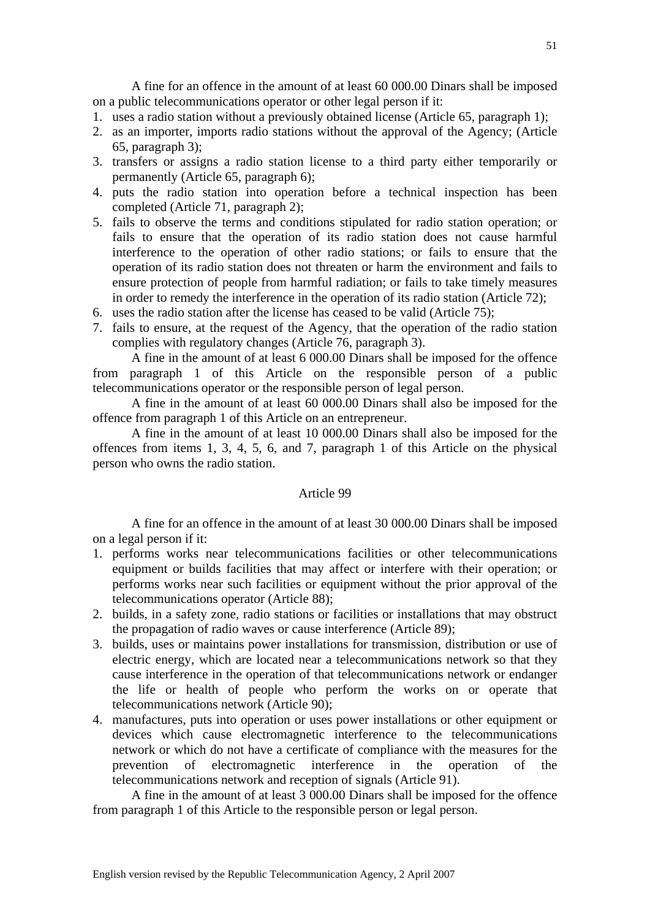A fine for an offence in the amount of at least 60 000.00 Dinars shall be imposed on a public telecommunications operator or other legal person if it:

1. uses a radio station without a previously obtained license (Article 65, paragraph 1);
2. as an importer, imports radio stations without the approval of the Agency; (Article 65, paragraph 3);
3. transfers or assigns a radio station license to a third party either temporarily or permanently (Article 65, paragraph 6);
4. puts the radio station into operation before a technical inspection has been completed (Article 71, paragraph 2);
5. fails to observe the terms and conditions stipulated for radio station operation; or fails to ensure that the operation of its radio station does not cause harmful interference to the operation of other radio stations; or fails to ensure that the operation of its radio station does not threaten or harm the environment and fails to ensure protection of people from harmful radiation; or fails to take timely measures in order to remedy the interference in the operation of its radio station (Article 72);
6. uses the radio station after the license has ceased to be valid (Article 75);
7. fails to ensure, at the request of the Agency, that the operation of the radio station complies with regulatory changes (Article 76, paragraph 3).

A fine in the amount of at least 6 000.00 Dinars shall be imposed for the offence from paragraph 1 of this Article on the responsible person of a public telecommunications operator or the responsible person of legal person.

A fine in the amount of at least 60 000.00 Dinars shall also be imposed for the offence from paragraph 1 of this Article on an entrepreneur.

A fine in the amount of at least 10 000.00 Dinars shall also be imposed for the offences from items 1, 3, 4, 5, 6, and 7, paragraph 1 of this Article on the physical person who owns the radio station.

## Article 99

A fine for an offence in the amount of at least 30 000.00 Dinars shall be imposed on a legal person if it:

1. performs works near telecommunications facilities or other telecommunications equipment or builds facilities that may affect or interfere with their operation; or performs works near such facilities or equipment without the prior approval of the telecommunications operator (Article 88);
2. builds, in a safety zone, radio stations or facilities or installations that may obstruct the propagation of radio waves or cause interference (Article 89);
3. builds, uses or maintains power installations for transmission, distribution or use of electric energy, which are located near a telecommunications network so that they cause interference in the operation of that telecommunications network or endanger the life or health of people who perform the works on or operate that telecommunications network (Article 90);
4. manufactures, puts into operation or uses power installations or other equipment or devices which cause electromagnetic interference to the telecommunications network or which do not have a certificate of compliance with the measures for the prevention of electromagnetic interference in the operation of the telecommunications network and reception of signals (Article 91).

A fine in the amount of at least 3 000.00 Dinars shall be imposed for the offence from paragraph 1 of this Article to the responsible person or legal person.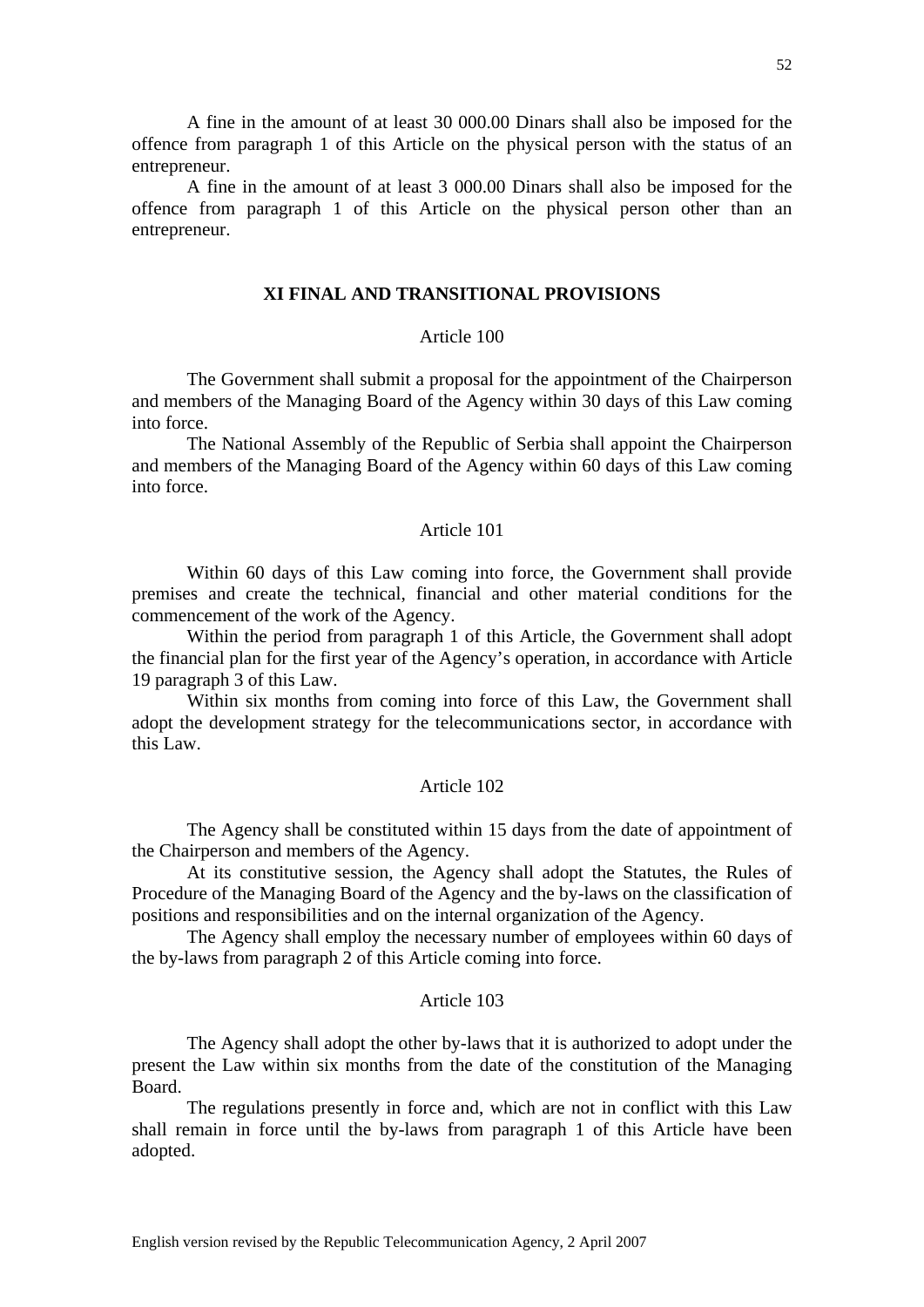A fine in the amount of at least 30 000.00 Dinars shall also be imposed for the offence from paragraph 1 of this Article on the physical person with the status of an entrepreneur.

A fine in the amount of at least 3 000.00 Dinars shall also be imposed for the offence from paragraph 1 of this Article on the physical person other than an entrepreneur.

## XI FINAL AND TRANSITIONAL PROVISIONS

### Article 100

The Government shall submit a proposal for the appointment of the Chairperson and members of the Managing Board of the Agency within 30 days of this Law coming into force.

The National Assembly of the Republic of Serbia shall appoint the Chairperson and members of the Managing Board of the Agency within 60 days of this Law coming into force.

### Article 101

Within 60 days of this Law coming into force, the Government shall provide premises and create the technical, financial and other material conditions for the commencement of the work of the Agency.

Within the period from paragraph 1 of this Article, the Government shall adopt the financial plan for the first year of the Agency's operation, in accordance with Article 19 paragraph 3 of this Law.

Within six months from coming into force of this Law, the Government shall adopt the development strategy for the telecommunications sector, in accordance with this Law.

### Article 102

The Agency shall be constituted within 15 days from the date of appointment of the Chairperson and members of the Agency.

At its constitutive session, the Agency shall adopt the Statutes, the Rules of Procedure of the Managing Board of the Agency and the by-laws on the classification of positions and responsibilities and on the internal organization of the Agency.

The Agency shall employ the necessary number of employees within 60 days of the by-laws from paragraph 2 of this Article coming into force.

### Article 103

The Agency shall adopt the other by-laws that it is authorized to adopt under the present the Law within six months from the date of the constitution of the Managing Board.

The regulations presently in force and, which are not in conflict with this Law shall remain in force until the by-laws from paragraph 1 of this Article have been adopted.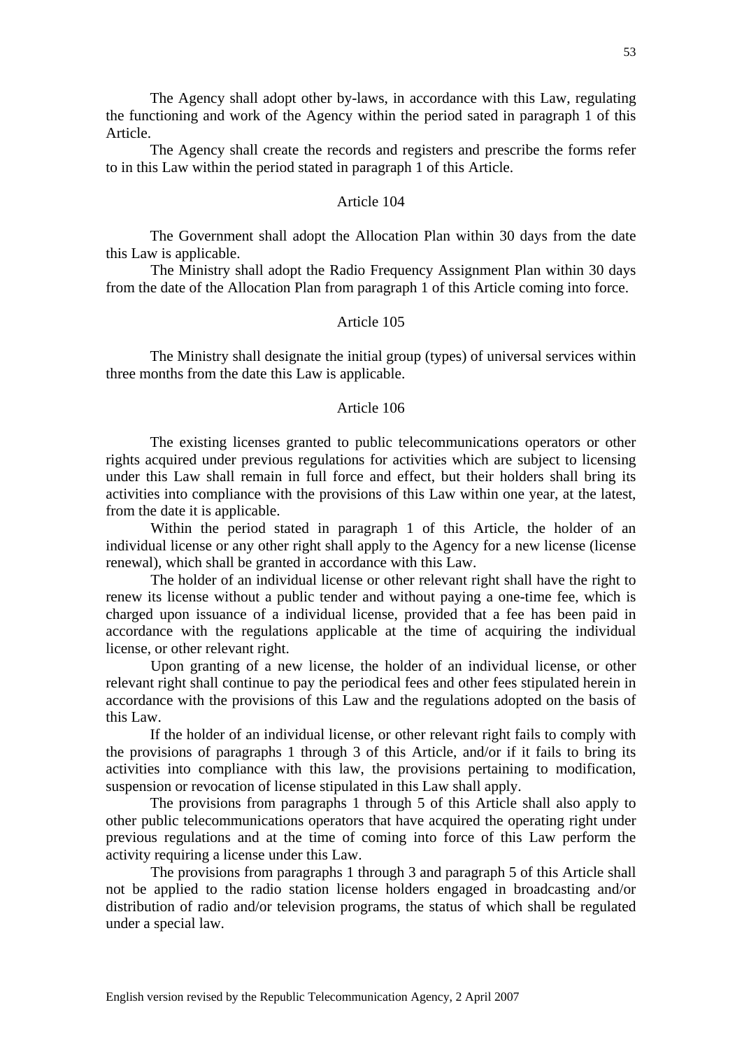The Agency shall adopt other by-laws, in accordance with this Law, regulating the functioning and work of the Agency within the period sated in paragraph 1 of this Article.

The Agency shall create the records and registers and prescribe the forms refer to in this Law within the period stated in paragraph 1 of this Article.

### Article 104

The Government shall adopt the Allocation Plan within 30 days from the date this Law is applicable.

The Ministry shall adopt the Radio Frequency Assignment Plan within 30 days from the date of the Allocation Plan from paragraph 1 of this Article coming into force.

### Article 105

The Ministry shall designate the initial group (types) of universal services within three months from the date this Law is applicable.

### Article 106

The existing licenses granted to public telecommunications operators or other rights acquired under previous regulations for activities which are subject to licensing under this Law shall remain in full force and effect, but their holders shall bring its activities into compliance with the provisions of this Law within one year, at the latest, from the date it is applicable.

Within the period stated in paragraph 1 of this Article, the holder of an individual license or any other right shall apply to the Agency for a new license (license renewal), which shall be granted in accordance with this Law.

The holder of an individual license or other relevant right shall have the right to renew its license without a public tender and without paying a one-time fee, which is charged upon issuance of a individual license, provided that a fee has been paid in accordance with the regulations applicable at the time of acquiring the individual license, or other relevant right.

Upon granting of a new license, the holder of an individual license, or other relevant right shall continue to pay the periodical fees and other fees stipulated herein in accordance with the provisions of this Law and the regulations adopted on the basis of this Law.

If the holder of an individual license, or other relevant right fails to comply with the provisions of paragraphs 1 through 3 of this Article, and/or if it fails to bring its activities into compliance with this law, the provisions pertaining to modification, suspension or revocation of license stipulated in this Law shall apply.

The provisions from paragraphs 1 through 5 of this Article shall also apply to other public telecommunications operators that have acquired the operating right under previous regulations and at the time of coming into force of this Law perform the activity requiring a license under this Law.

The provisions from paragraphs 1 through 3 and paragraph 5 of this Article shall not be applied to the radio station license holders engaged in broadcasting and/or distribution of radio and/or television programs, the status of which shall be regulated under a special law.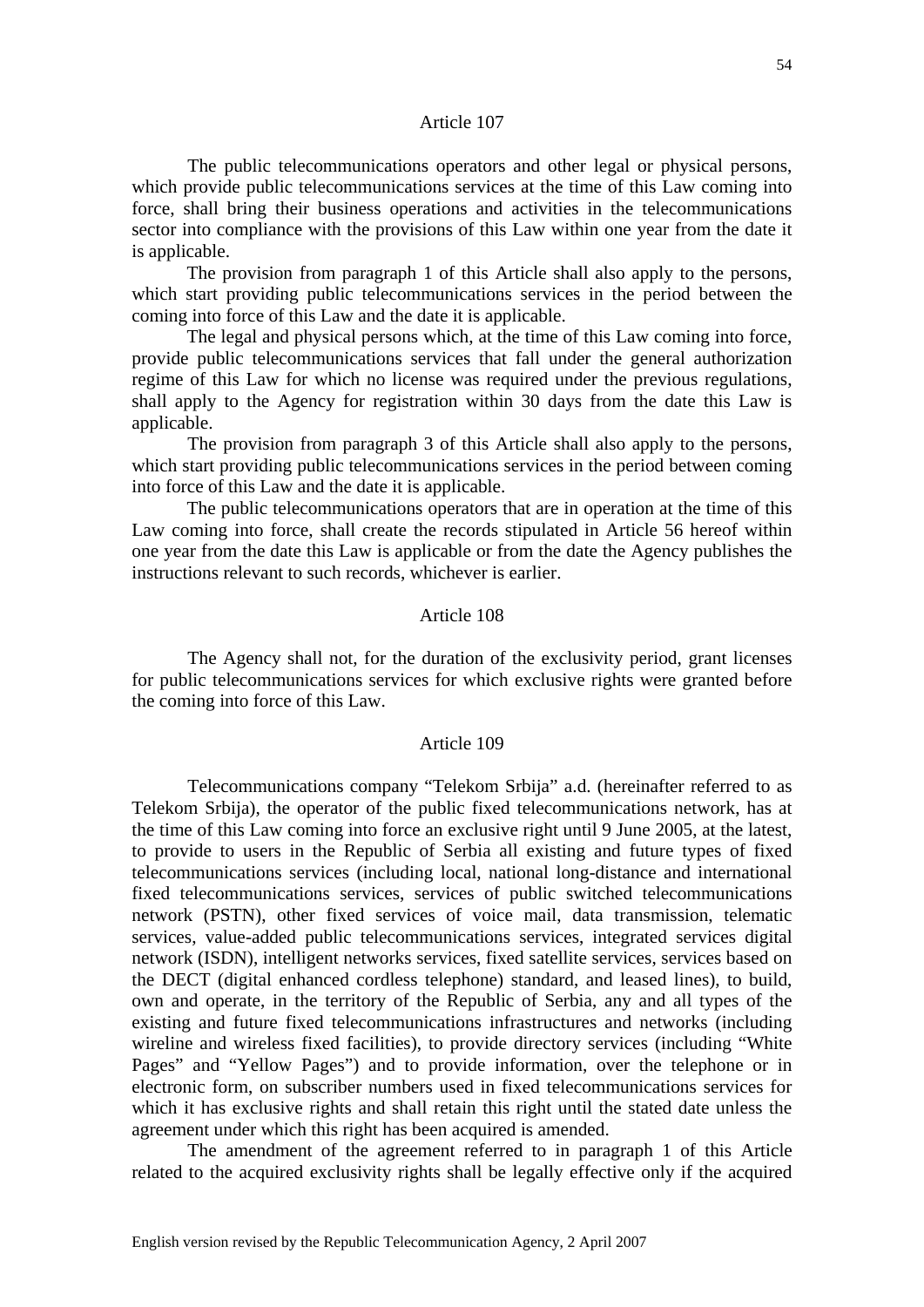### Article 107

The public telecommunications operators and other legal or physical persons, which provide public telecommunications services at the time of this Law coming into force, shall bring their business operations and activities in the telecommunications sector into compliance with the provisions of this Law within one year from the date it is applicable.

The provision from paragraph 1 of this Article shall also apply to the persons, which start providing public telecommunications services in the period between the coming into force of this Law and the date it is applicable.

The legal and physical persons which, at the time of this Law coming into force, provide public telecommunications services that fall under the general authorization regime of this Law for which no license was required under the previous regulations, shall apply to the Agency for registration within 30 days from the date this Law is applicable.

The provision from paragraph 3 of this Article shall also apply to the persons, which start providing public telecommunications services in the period between coming into force of this Law and the date it is applicable.

The public telecommunications operators that are in operation at the time of this Law coming into force, shall create the records stipulated in Article 56 hereof within one year from the date this Law is applicable or from the date the Agency publishes the instructions relevant to such records, whichever is earlier.

### Article 108

The Agency shall not, for the duration of the exclusivity period, grant licenses for public telecommunications services for which exclusive rights were granted before the coming into force of this Law.

### Article 109

Telecommunications company "Telekom Srbija" a.d. (hereinafter referred to as Telekom Srbija), the operator of the public fixed telecommunications network, has at the time of this Law coming into force an exclusive right until 9 June 2005, at the latest, to provide to users in the Republic of Serbia all existing and future types of fixed telecommunications services (including local, national long-distance and international fixed telecommunications services, services of public switched telecommunications network (PSTN), other fixed services of voice mail, data transmission, telematic services, value-added public telecommunications services, integrated services digital network (ISDN), intelligent networks services, fixed satellite services, services based on the DECT (digital enhanced cordless telephone) standard, and leased lines), to build, own and operate, in the territory of the Republic of Serbia, any and all types of the existing and future fixed telecommunications infrastructures and networks (including wireline and wireless fixed facilities), to provide directory services (including "White Pages" and "Yellow Pages") and to provide information, over the telephone or in electronic form, on subscriber numbers used in fixed telecommunications services for which it has exclusive rights and shall retain this right until the stated date unless the agreement under which this right has been acquired is amended.

The amendment of the agreement referred to in paragraph 1 of this Article related to the acquired exclusivity rights shall be legally effective only if the acquired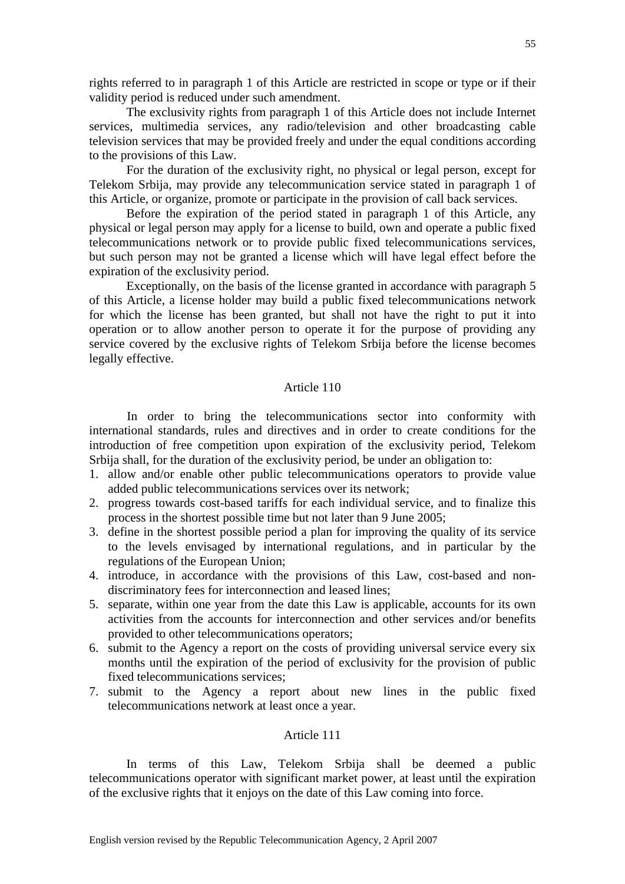rights referred to in paragraph 1 of this Article are restricted in scope or type or if their validity period is reduced under such amendment.

The exclusivity rights from paragraph 1 of this Article does not include Internet services, multimedia services, any radio/television and other broadcasting cable television services that may be provided freely and under the equal conditions according to the provisions of this Law.

For the duration of the exclusivity right, no physical or legal person, except for Telekom Srbija, may provide any telecommunication service stated in paragraph 1 of this Article, or organize, promote or participate in the provision of call back services.

Before the expiration of the period stated in paragraph 1 of this Article, any physical or legal person may apply for a license to build, own and operate a public fixed telecommunications network or to provide public fixed telecommunications services, but such person may not be granted a license which will have legal effect before the expiration of the exclusivity period.

Exceptionally, on the basis of the license granted in accordance with paragraph 5 of this Article, a license holder may build a public fixed telecommunications network for which the license has been granted, but shall not have the right to put it into operation or to allow another person to operate it for the purpose of providing any service covered by the exclusive rights of Telekom Srbija before the license becomes legally effective.

### Article 110

In order to bring the telecommunications sector into conformity with international standards, rules and directives and in order to create conditions for the introduction of free competition upon expiration of the exclusivity period, Telekom Srbija shall, for the duration of the exclusivity period, be under an obligation to:

1. allow and/or enable other public telecommunications operators to provide value added public telecommunications services over its network;
2. progress towards cost-based tariffs for each individual service, and to finalize this process in the shortest possible time but not later than 9 June 2005;
3. define in the shortest possible period a plan for improving the quality of its service to the levels envisaged by international regulations, and in particular by the regulations of the European Union;
4. introduce, in accordance with the provisions of this Law, cost-based and non-discriminatory fees for interconnection and leased lines;
5. separate, within one year from the date this Law is applicable, accounts for its own activities from the accounts for interconnection and other services and/or benefits provided to other telecommunications operators;
6. submit to the Agency a report on the costs of providing universal service every six months until the expiration of the period of exclusivity for the provision of public fixed telecommunications services;
7. submit to the Agency a report about new lines in the public fixed telecommunications network at least once a year.

### Article 111

In terms of this Law, Telekom Srbija shall be deemed a public telecommunications operator with significant market power, at least until the expiration of the exclusive rights that it enjoys on the date of this Law coming into force.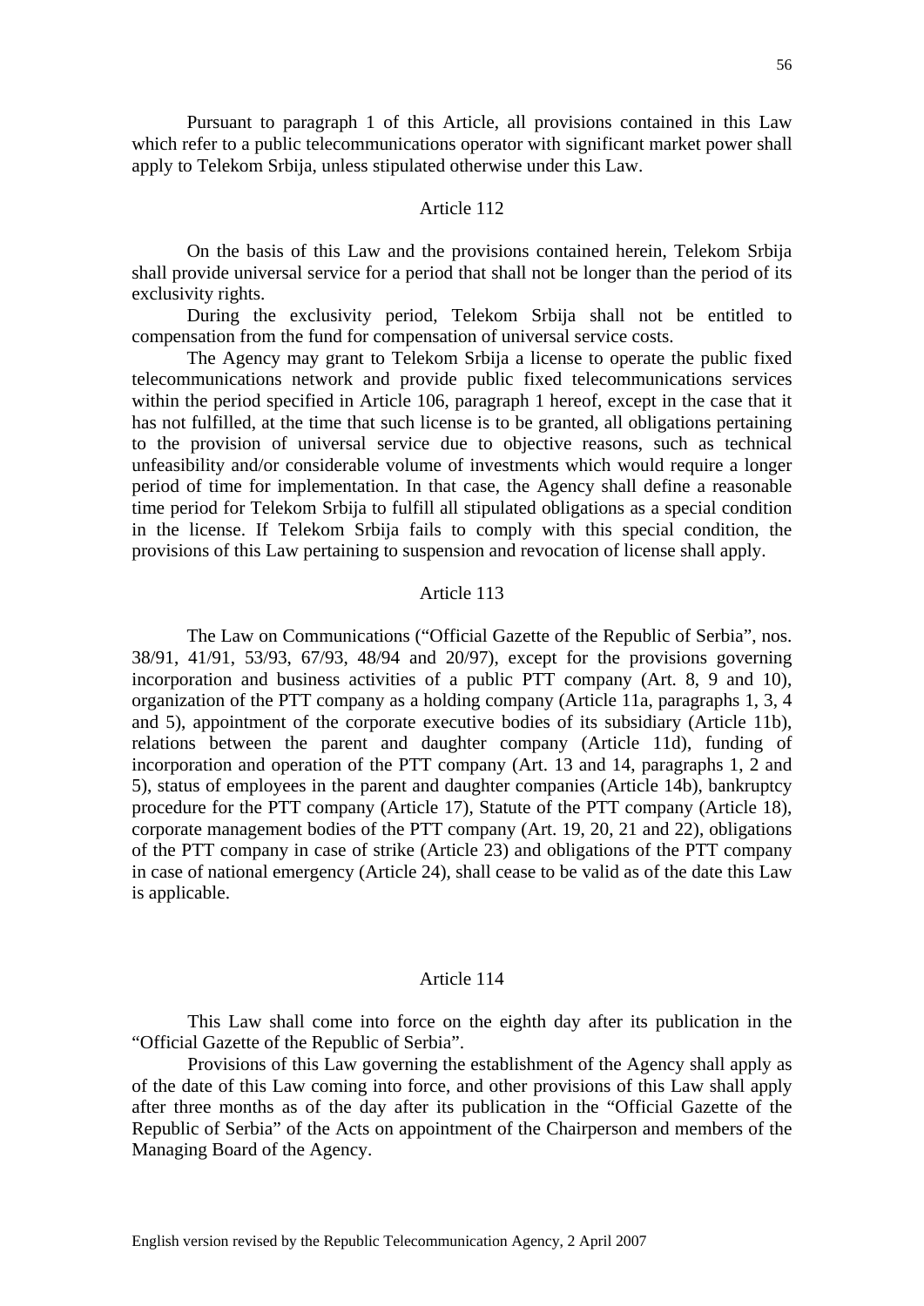Pursuant to paragraph 1 of this Article, all provisions contained in this Law which refer to a public telecommunications operator with significant market power shall apply to Telekom Srbija, unless stipulated otherwise under this Law.

### Article 112

On the basis of this Law and the provisions contained herein, Telekom Srbija shall provide universal service for a period that shall not be longer than the period of its exclusivity rights.

During the exclusivity period, Telekom Srbija shall not be entitled to compensation from the fund for compensation of universal service costs.

The Agency may grant to Telekom Srbija a license to operate the public fixed telecommunications network and provide public fixed telecommunications services within the period specified in Article 106, paragraph 1 hereof, except in the case that it has not fulfilled, at the time that such license is to be granted, all obligations pertaining to the provision of universal service due to objective reasons, such as technical unfeasibility and/or considerable volume of investments which would require a longer period of time for implementation. In that case, the Agency shall define a reasonable time period for Telekom Srbija to fulfill all stipulated obligations as a special condition in the license. If Telekom Srbija fails to comply with this special condition, the provisions of this Law pertaining to suspension and revocation of license shall apply.

### Article 113

The Law on Communications ("Official Gazette of the Republic of Serbia", nos. 38/91, 41/91, 53/93, 67/93, 48/94 and 20/97), except for the provisions governing incorporation and business activities of a public PTT company (Art. 8, 9 and 10), organization of the PTT company as a holding company (Article 11a, paragraphs 1, 3, 4 and 5), appointment of the corporate executive bodies of its subsidiary (Article 11b), relations between the parent and daughter company (Article 11d), funding of incorporation and operation of the PTT company (Art. 13 and 14, paragraphs 1, 2 and 5), status of employees in the parent and daughter companies (Article 14b), bankruptcy procedure for the PTT company (Article 17), Statute of the PTT company (Article 18), corporate management bodies of the PTT company (Art. 19, 20, 21 and 22), obligations of the PTT company in case of strike (Article 23) and obligations of the PTT company in case of national emergency (Article 24), shall cease to be valid as of the date this Law is applicable.

### Article 114

This Law shall come into force on the eighth day after its publication in the "Official Gazette of the Republic of Serbia".

Provisions of this Law governing the establishment of the Agency shall apply as of the date of this Law coming into force, and other provisions of this Law shall apply after three months as of the day after its publication in the "Official Gazette of the Republic of Serbia" of the Acts on appointment of the Chairperson and members of the Managing Board of the Agency.